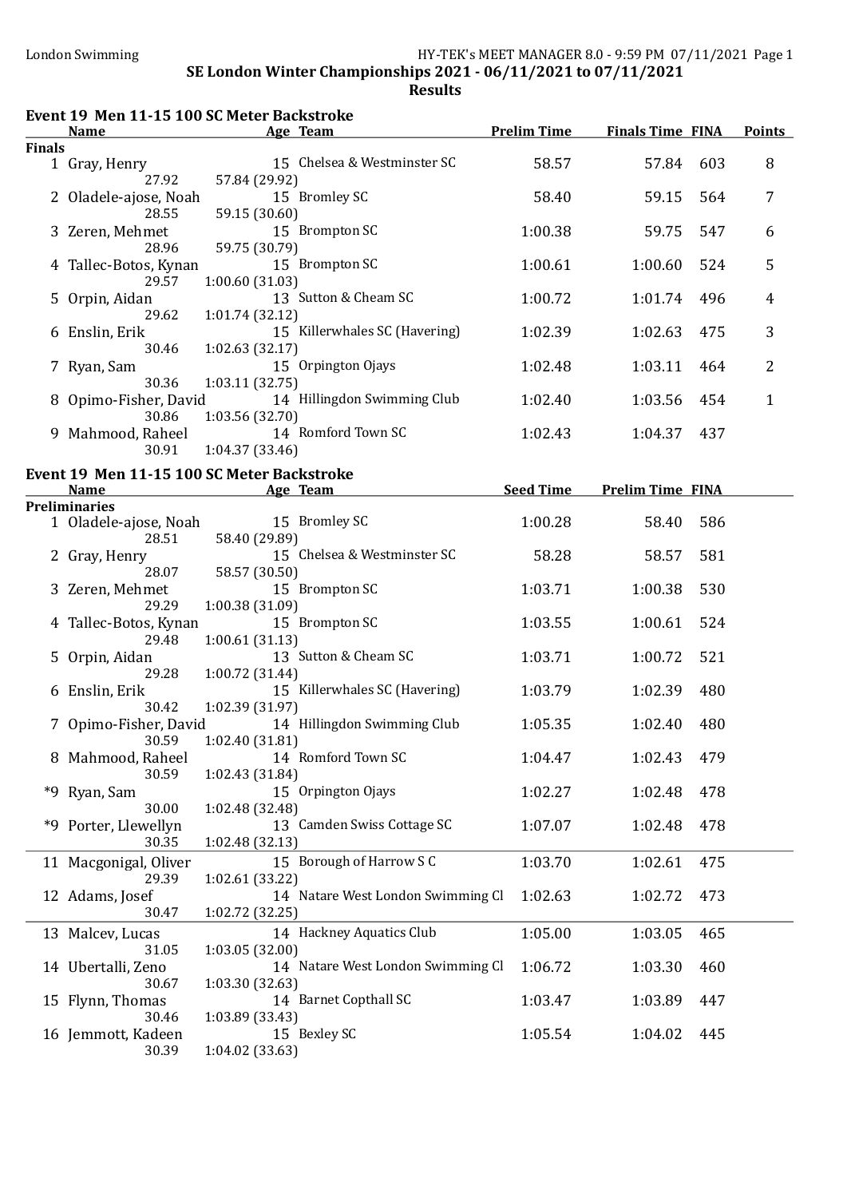SE London Winter Championships 2021 - 06/11/2021 to 07/11/2021

Results

## Event 19 Men 11-15 100 SC Meter Backstroke

| | Name | Age | Team | Prelim Time | Finals Time | FINA | Points |
|---|---|---|---|---|---|---|---|
| **Finals** | | | | | | | |
| 1 | Gray, Henry | 15 | Chelsea & Westminster SC | 58.57 | 57.84 | 603 | 8 |
| | 27.92 | | 57.84 (29.92) | | | | |
| 2 | Oladele-ajose, Noah | 15 | Bromley SC | 58.40 | 59.15 | 564 | 7 |
| | 28.55 | | 59.15 (30.60) | | | | |
| 3 | Zeren, Mehmet | 15 | Brompton SC | 1:00.38 | 59.75 | 547 | 6 |
| | 28.96 | | 59.75 (30.79) | | | | |
| 4 | Tallec-Botos, Kynan | 15 | Brompton SC | 1:00.61 | 1:00.60 | 524 | 5 |
| | 29.57 | | 1:00.60 (31.03) | | | | |
| 5 | Orpin, Aidan | 13 | Sutton & Cheam SC | 1:00.72 | 1:01.74 | 496 | 4 |
| | 29.62 | | 1:01.74 (32.12) | | | | |
| 6 | Enslin, Erik | 15 | Killerwhales SC (Havering) | 1:02.39 | 1:02.63 | 475 | 3 |
| | 30.46 | | 1:02.63 (32.17) | | | | |
| 7 | Ryan, Sam | 15 | Orpington Ojays | 1:02.48 | 1:03.11 | 464 | 2 |
| | 30.36 | | 1:03.11 (32.75) | | | | |
| 8 | Opimo-Fisher, David | 14 | Hillingdon Swimming Club | 1:02.40 | 1:03.56 | 454 | 1 |
| | 30.86 | | 1:03.56 (32.70) | | | | |
| 9 | Mahmood, Raheel | 14 | Romford Town SC | 1:02.43 | 1:04.37 | 437 | |
| | 30.91 | | 1:04.37 (33.46) | | | | |

## Event 19 Men 11-15 100 SC Meter Backstroke

| | Name | Age | Team | Seed Time | Prelim Time | FINA |
|---|---|---|---|---|---|---|
| **Preliminaries** | | | | | | |
| 1 | Oladele-ajose, Noah | 15 | Bromley SC | 1:00.28 | 58.40 | 586 |
| | 28.51 | | 58.40 (29.89) | | | |
| 2 | Gray, Henry | 15 | Chelsea & Westminster SC | 58.28 | 58.57 | 581 |
| | 28.07 | | 58.57 (30.50) | | | |
| 3 | Zeren, Mehmet | 15 | Brompton SC | 1:03.71 | 1:00.38 | 530 |
| | 29.29 | | 1:00.38 (31.09) | | | |
| 4 | Tallec-Botos, Kynan | 15 | Brompton SC | 1:03.55 | 1:00.61 | 524 |
| | 29.48 | | 1:00.61 (31.13) | | | |
| 5 | Orpin, Aidan | 13 | Sutton & Cheam SC | 1:03.71 | 1:00.72 | 521 |
| | 29.28 | | 1:00.72 (31.44) | | | |
| 6 | Enslin, Erik | 15 | Killerwhales SC (Havering) | 1:03.79 | 1:02.39 | 480 |
| | 30.42 | | 1:02.39 (31.97) | | | |
| 7 | Opimo-Fisher, David | 14 | Hillingdon Swimming Club | 1:05.35 | 1:02.40 | 480 |
| | 30.59 | | 1:02.40 (31.81) | | | |
| 8 | Mahmood, Raheel | 14 | Romford Town SC | 1:04.47 | 1:02.43 | 479 |
| | 30.59 | | 1:02.43 (31.84) | | | |
| *9 | Ryan, Sam | 15 | Orpington Ojays | 1:02.27 | 1:02.48 | 478 |
| | 30.00 | | 1:02.48 (32.48) | | | |
| *9 | Porter, Llewellyn | 13 | Camden Swiss Cottage SC | 1:07.07 | 1:02.48 | 478 |
| | 30.35 | | 1:02.48 (32.13) | | | |
| 11 | Macgonigal, Oliver | 15 | Borough of Harrow S C | 1:03.70 | 1:02.61 | 475 |
| | 29.39 | | 1:02.61 (33.22) | | | |
| 12 | Adams, Josef | 14 | Natare West London Swimming Cl | 1:02.63 | 1:02.72 | 473 |
| | 30.47 | | 1:02.72 (32.25) | | | |
| 13 | Malcev, Lucas | 14 | Hackney Aquatics Club | 1:05.00 | 1:03.05 | 465 |
| | 31.05 | | 1:03.05 (32.00) | | | |
| 14 | Ubertalli, Zeno | 14 | Natare West London Swimming Cl | 1:06.72 | 1:03.30 | 460 |
| | 30.67 | | 1:03.30 (32.63) | | | |
| 15 | Flynn, Thomas | 14 | Barnet Copthall SC | 1:03.47 | 1:03.89 | 447 |
| | 30.46 | | 1:03.89 (33.43) | | | |
| 16 | Jemmott, Kadeen | 15 | Bexley SC | 1:05.54 | 1:04.02 | 445 |
| | 30.39 | | 1:04.02 (33.63) | | | |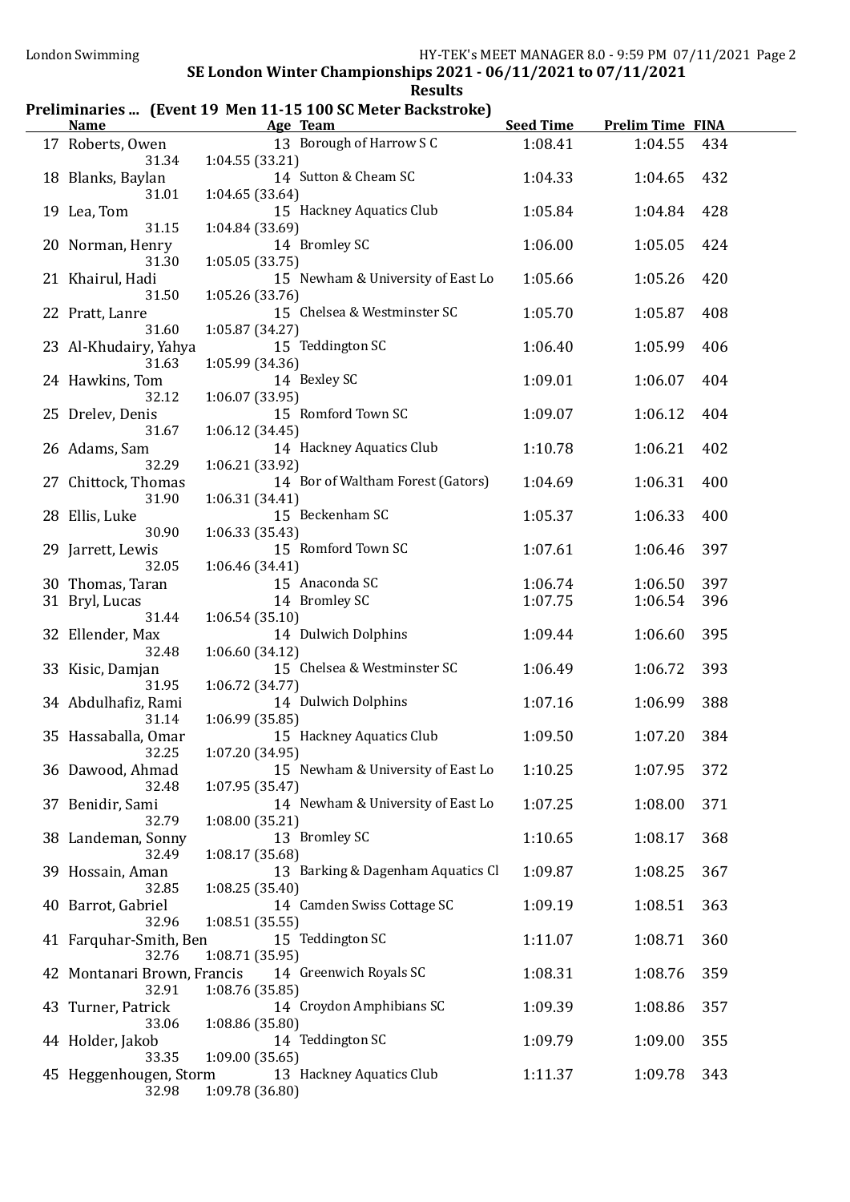# SE London Winter Championships 2021 - 06/11/2021 to 07/11/2021

## Results

### Preliminaries ... (Event 19 Men 11-15 100 SC Meter Backstroke)

| | Name | Age | Team | Seed Time | Prelim Time | FINA |
|---|---|---|---|---|---|---|
| 17 | Roberts, Owen | 13 | Borough of Harrow S C | 1:08.41 | 1:04.55 | 434 |
| | 31.34 | 1:04.55 (33.21) | | | | |
| 18 | Blanks, Baylan | 14 | Sutton & Cheam SC | 1:04.33 | 1:04.65 | 432 |
| | 31.01 | 1:04.65 (33.64) | | | | |
| 19 | Lea, Tom | 15 | Hackney Aquatics Club | 1:05.84 | 1:04.84 | 428 |
| | 31.15 | 1:04.84 (33.69) | | | | |
| 20 | Norman, Henry | 14 | Bromley SC | 1:06.00 | 1:05.05 | 424 |
| | 31.30 | 1:05.05 (33.75) | | | | |
| 21 | Khairul, Hadi | 15 | Newham & University of East Lo | 1:05.66 | 1:05.26 | 420 |
| | 31.50 | 1:05.26 (33.76) | | | | |
| 22 | Pratt, Lanre | 15 | Chelsea & Westminster SC | 1:05.70 | 1:05.87 | 408 |
| | 31.60 | 1:05.87 (34.27) | | | | |
| 23 | Al-Khudairy, Yahya | 15 | Teddington SC | 1:06.40 | 1:05.99 | 406 |
| | 31.63 | 1:05.99 (34.36) | | | | |
| 24 | Hawkins, Tom | 14 | Bexley SC | 1:09.01 | 1:06.07 | 404 |
| | 32.12 | 1:06.07 (33.95) | | | | |
| 25 | Drelev, Denis | 15 | Romford Town SC | 1:09.07 | 1:06.12 | 404 |
| | 31.67 | 1:06.12 (34.45) | | | | |
| 26 | Adams, Sam | 14 | Hackney Aquatics Club | 1:10.78 | 1:06.21 | 402 |
| | 32.29 | 1:06.21 (33.92) | | | | |
| 27 | Chittock, Thomas | 14 | Bor of Waltham Forest (Gators) | 1:04.69 | 1:06.31 | 400 |
| | 31.90 | 1:06.31 (34.41) | | | | |
| 28 | Ellis, Luke | 15 | Beckenham SC | 1:05.37 | 1:06.33 | 400 |
| | 30.90 | 1:06.33 (35.43) | | | | |
| 29 | Jarrett, Lewis | 15 | Romford Town SC | 1:07.61 | 1:06.46 | 397 |
| | 32.05 | 1:06.46 (34.41) | | | | |
| 30 | Thomas, Taran | 15 | Anaconda SC | 1:06.74 | 1:06.50 | 397 |
| 31 | Bryl, Lucas | 14 | Bromley SC | 1:07.75 | 1:06.54 | 396 |
| | 31.44 | 1:06.54 (35.10) | | | | |
| 32 | Ellender, Max | 14 | Dulwich Dolphins | 1:09.44 | 1:06.60 | 395 |
| | 32.48 | 1:06.60 (34.12) | | | | |
| 33 | Kisic, Damjan | 15 | Chelsea & Westminster SC | 1:06.49 | 1:06.72 | 393 |
| | 31.95 | 1:06.72 (34.77) | | | | |
| 34 | Abdulhafiz, Rami | 14 | Dulwich Dolphins | 1:07.16 | 1:06.99 | 388 |
| | 31.14 | 1:06.99 (35.85) | | | | |
| 35 | Hassaballa, Omar | 15 | Hackney Aquatics Club | 1:09.50 | 1:07.20 | 384 |
| | 32.25 | 1:07.20 (34.95) | | | | |
| 36 | Dawood, Ahmad | 15 | Newham & University of East Lo | 1:10.25 | 1:07.95 | 372 |
| | 32.48 | 1:07.95 (35.47) | | | | |
| 37 | Benidir, Sami | 14 | Newham & University of East Lo | 1:07.25 | 1:08.00 | 371 |
| | 32.79 | 1:08.00 (35.21) | | | | |
| 38 | Landeman, Sonny | 13 | Bromley SC | 1:10.65 | 1:08.17 | 368 |
| | 32.49 | 1:08.17 (35.68) | | | | |
| 39 | Hossain, Aman | 13 | Barking & Dagenham Aquatics Cl | 1:09.87 | 1:08.25 | 367 |
| | 32.85 | 1:08.25 (35.40) | | | | |
| 40 | Barrot, Gabriel | 14 | Camden Swiss Cottage SC | 1:09.19 | 1:08.51 | 363 |
| | 32.96 | 1:08.51 (35.55) | | | | |
| 41 | Farquhar-Smith, Ben | 15 | Teddington SC | 1:11.07 | 1:08.71 | 360 |
| | 32.76 | 1:08.71 (35.95) | | | | |
| 42 | Montanari Brown, Francis | 14 | Greenwich Royals SC | 1:08.31 | 1:08.76 | 359 |
| | 32.91 | 1:08.76 (35.85) | | | | |
| 43 | Turner, Patrick | 14 | Croydon Amphibians SC | 1:09.39 | 1:08.86 | 357 |
| | 33.06 | 1:08.86 (35.80) | | | | |
| 44 | Holder, Jakob | 14 | Teddington SC | 1:09.79 | 1:09.00 | 355 |
| | 33.35 | 1:09.00 (35.65) | | | | |
| 45 | Heggenhougen, Storm | 13 | Hackney Aquatics Club | 1:11.37 | 1:09.78 | 343 |
| | 32.98 | 1:09.78 (36.80) | | | | |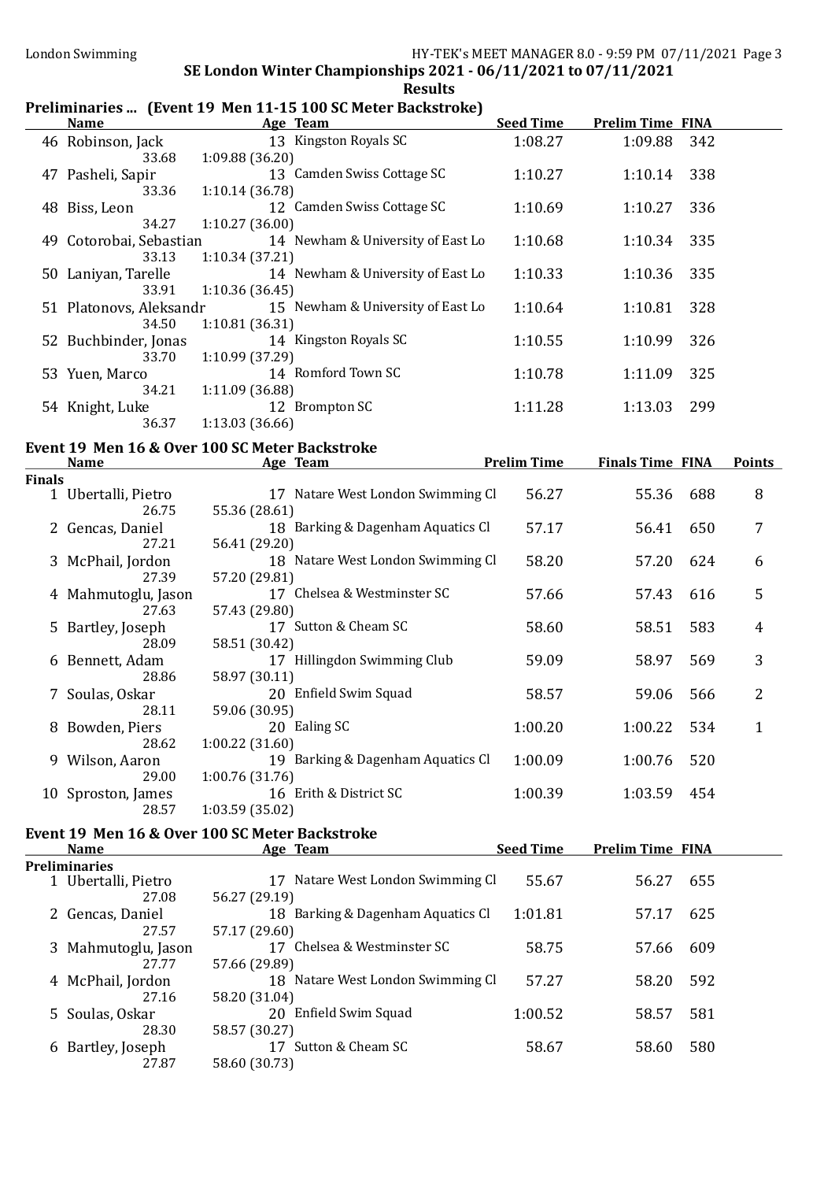## SE London Winter Championships 2021 - 06/11/2021 to 07/11/2021

### Results

### Preliminaries ... (Event 19 Men 11-15 100 SC Meter Backstroke)

| | Name | Age | Team | Seed Time | Prelim Time | FINA |
|---|---|---|---|---|---|---|
| 46 | Robinson, Jack | 13 | Kingston Royals SC | 1:08.27 | 1:09.88 | 342 |
| | 33.68 | 1:09.88 (36.20) | | | | |
| 47 | Pasheli, Sapir | 13 | Camden Swiss Cottage SC | 1:10.27 | 1:10.14 | 338 |
| | 33.36 | 1:10.14 (36.78) | | | | |
| 48 | Biss, Leon | 12 | Camden Swiss Cottage SC | 1:10.69 | 1:10.27 | 336 |
| | 34.27 | 1:10.27 (36.00) | | | | |
| 49 | Cotorobai, Sebastian | 14 | Newham & University of East Lo | 1:10.68 | 1:10.34 | 335 |
| | 33.13 | 1:10.34 (37.21) | | | | |
| 50 | Laniyan, Tarelle | 14 | Newham & University of East Lo | 1:10.33 | 1:10.36 | 335 |
| | 33.91 | 1:10.36 (36.45) | | | | |
| 51 | Platonovs, Aleksandr | 15 | Newham & University of East Lo | 1:10.64 | 1:10.81 | 328 |
| | 34.50 | 1:10.81 (36.31) | | | | |
| 52 | Buchbinder, Jonas | 14 | Kingston Royals SC | 1:10.55 | 1:10.99 | 326 |
| | 33.70 | 1:10.99 (37.29) | | | | |
| 53 | Yuen, Marco | 14 | Romford Town SC | 1:10.78 | 1:11.09 | 325 |
| | 34.21 | 1:11.09 (36.88) | | | | |
| 54 | Knight, Luke | 12 | Brompton SC | 1:11.28 | 1:13.03 | 299 |
| | 36.37 | 1:13.03 (36.66) | | | | |

### Event 19 Men 16 & Over 100 SC Meter Backstroke

| | Name | Age | Team | Prelim Time | Finals Time | FINA | Points |
|---|---|---|---|---|---|---|---|
| **Finals** | | | | | | | |
| 1 | Ubertalli, Pietro | 17 | Natare West London Swimming Cl | 56.27 | 55.36 | 688 | 8 |
| | 26.75 | 55.36 (28.61) | | | | | |
| 2 | Gencas, Daniel | 18 | Barking & Dagenham Aquatics Cl | 57.17 | 56.41 | 650 | 7 |
| | 27.21 | 56.41 (29.20) | | | | | |
| 3 | McPhail, Jordon | 18 | Natare West London Swimming Cl | 58.20 | 57.20 | 624 | 6 |
| | 27.39 | 57.20 (29.81) | | | | | |
| 4 | Mahmutoglu, Jason | 17 | Chelsea & Westminster SC | 57.66 | 57.43 | 616 | 5 |
| | 27.63 | 57.43 (29.80) | | | | | |
| 5 | Bartley, Joseph | 17 | Sutton & Cheam SC | 58.60 | 58.51 | 583 | 4 |
| | 28.09 | 58.51 (30.42) | | | | | |
| 6 | Bennett, Adam | 17 | Hillingdon Swimming Club | 59.09 | 58.97 | 569 | 3 |
| | 28.86 | 58.97 (30.11) | | | | | |
| 7 | Soulas, Oskar | 20 | Enfield Swim Squad | 58.57 | 59.06 | 566 | 2 |
| | 28.11 | 59.06 (30.95) | | | | | |
| 8 | Bowden, Piers | 20 | Ealing SC | 1:00.20 | 1:00.22 | 534 | 1 |
| | 28.62 | 1:00.22 (31.60) | | | | | |
| 9 | Wilson, Aaron | 19 | Barking & Dagenham Aquatics Cl | 1:00.09 | 1:00.76 | 520 | |
| | 29.00 | 1:00.76 (31.76) | | | | | |
| 10 | Sproston, James | 16 | Erith & District SC | 1:00.39 | 1:03.59 | 454 | |
| | 28.57 | 1:03.59 (35.02) | | | | | |

### Event 19 Men 16 & Over 100 SC Meter Backstroke

| | Name | Age | Team | Seed Time | Prelim Time | FINA |
|---|---|---|---|---|---|---|
| **Preliminaries** | | | | | | |
| 1 | Ubertalli, Pietro | 17 | Natare West London Swimming Cl | 55.67 | 56.27 | 655 |
| | 27.08 | 56.27 (29.19) | | | | |
| 2 | Gencas, Daniel | 18 | Barking & Dagenham Aquatics Cl | 1:01.81 | 57.17 | 625 |
| | 27.57 | 57.17 (29.60) | | | | |
| 3 | Mahmutoglu, Jason | 17 | Chelsea & Westminster SC | 58.75 | 57.66 | 609 |
| | 27.77 | 57.66 (29.89) | | | | |
| 4 | McPhail, Jordon | 18 | Natare West London Swimming Cl | 57.27 | 58.20 | 592 |
| | 27.16 | 58.20 (31.04) | | | | |
| 5 | Soulas, Oskar | 20 | Enfield Swim Squad | 1:00.52 | 58.57 | 581 |
| | 28.30 | 58.57 (30.27) | | | | |
| 6 | Bartley, Joseph | 17 | Sutton & Cheam SC | 58.67 | 58.60 | 580 |
| | 27.87 | 58.60 (30.73) | | | | |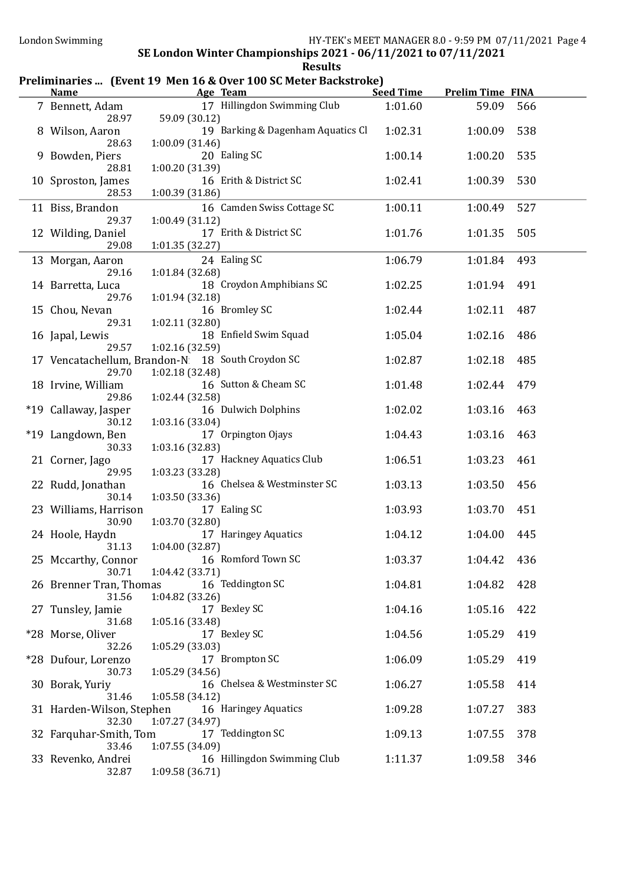## SE London Winter Championships 2021 - 06/11/2021 to 07/11/2021

### Results

**Preliminaries ... (Event 19 Men 16 & Over 100 SC Meter Backstroke)**

| | Name | Age | Team | Seed Time | Prelim Time | FINA |
|---|---|---|---|---|---|---|
| 7 | Bennett, Adam | 17 | Hillingdon Swimming Club | 1:01.60 | 59.09 | 566 |
| | 28.97 | 59.09 (30.12) | | | | |
| 8 | Wilson, Aaron | 19 | Barking & Dagenham Aquatics Cl | 1:02.31 | 1:00.09 | 538 |
| | 28.63 | 1:00.09 (31.46) | | | | |
| 9 | Bowden, Piers | 20 | Ealing SC | 1:00.14 | 1:00.20 | 535 |
| | 28.81 | 1:00.20 (31.39) | | | | |
| 10 | Sproston, James | 16 | Erith & District SC | 1:02.41 | 1:00.39 | 530 |
| | 28.53 | 1:00.39 (31.86) | | | | |
| 11 | Biss, Brandon | 16 | Camden Swiss Cottage SC | 1:00.11 | 1:00.49 | 527 |
| | 29.37 | 1:00.49 (31.12) | | | | |
| 12 | Wilding, Daniel | 17 | Erith & District SC | 1:01.76 | 1:01.35 | 505 |
| | 29.08 | 1:01.35 (32.27) | | | | |
| 13 | Morgan, Aaron | 24 | Ealing SC | 1:06.79 | 1:01.84 | 493 |
| | 29.16 | 1:01.84 (32.68) | | | | |
| 14 | Barretta, Luca | 18 | Croydon Amphibians SC | 1:02.25 | 1:01.94 | 491 |
| | 29.76 | 1:01.94 (32.18) | | | | |
| 15 | Chou, Nevan | 16 | Bromley SC | 1:02.44 | 1:02.11 | 487 |
| | 29.31 | 1:02.11 (32.80) | | | | |
| 16 | Japal, Lewis | 18 | Enfield Swim Squad | 1:05.04 | 1:02.16 | 486 |
| | 29.57 | 1:02.16 (32.59) | | | | |
| 17 | Vencatachellum, Brandon-N | 18 | South Croydon SC | 1:02.87 | 1:02.18 | 485 |
| | 29.70 | 1:02.18 (32.48) | | | | |
| 18 | Irvine, William | 16 | Sutton & Cheam SC | 1:01.48 | 1:02.44 | 479 |
| | 29.86 | 1:02.44 (32.58) | | | | |
| *19 | Callaway, Jasper | 16 | Dulwich Dolphins | 1:02.02 | 1:03.16 | 463 |
| | 30.12 | 1:03.16 (33.04) | | | | |
| *19 | Langdown, Ben | 17 | Orpington Ojays | 1:04.43 | 1:03.16 | 463 |
| | 30.33 | 1:03.16 (32.83) | | | | |
| 21 | Corner, Jago | 17 | Hackney Aquatics Club | 1:06.51 | 1:03.23 | 461 |
| | 29.95 | 1:03.23 (33.28) | | | | |
| 22 | Rudd, Jonathan | 16 | Chelsea & Westminster SC | 1:03.13 | 1:03.50 | 456 |
| | 30.14 | 1:03.50 (33.36) | | | | |
| 23 | Williams, Harrison | 17 | Ealing SC | 1:03.93 | 1:03.70 | 451 |
| | 30.90 | 1:03.70 (32.80) | | | | |
| 24 | Hoole, Haydn | 17 | Haringey Aquatics | 1:04.12 | 1:04.00 | 445 |
| | 31.13 | 1:04.00 (32.87) | | | | |
| 25 | Mccarthy, Connor | 16 | Romford Town SC | 1:03.37 | 1:04.42 | 436 |
| | 30.71 | 1:04.42 (33.71) | | | | |
| 26 | Brenner Tran, Thomas | 16 | Teddington SC | 1:04.81 | 1:04.82 | 428 |
| | 31.56 | 1:04.82 (33.26) | | | | |
| 27 | Tunsley, Jamie | 17 | Bexley SC | 1:04.16 | 1:05.16 | 422 |
| | 31.68 | 1:05.16 (33.48) | | | | |
| *28 | Morse, Oliver | 17 | Bexley SC | 1:04.56 | 1:05.29 | 419 |
| | 32.26 | 1:05.29 (33.03) | | | | |
| *28 | Dufour, Lorenzo | 17 | Brompton SC | 1:06.09 | 1:05.29 | 419 |
| | 30.73 | 1:05.29 (34.56) | | | | |
| 30 | Borak, Yuriy | 16 | Chelsea & Westminster SC | 1:06.27 | 1:05.58 | 414 |
| | 31.46 | 1:05.58 (34.12) | | | | |
| 31 | Harden-Wilson, Stephen | 16 | Haringey Aquatics | 1:09.28 | 1:07.27 | 383 |
| | 32.30 | 1:07.27 (34.97) | | | | |
| 32 | Farquhar-Smith, Tom | 17 | Teddington SC | 1:09.13 | 1:07.55 | 378 |
| | 33.46 | 1:07.55 (34.09) | | | | |
| 33 | Revenko, Andrei | 16 | Hillingdon Swimming Club | 1:11.37 | 1:09.58 | 346 |
| | 32.87 | 1:09.58 (36.71) | | | | |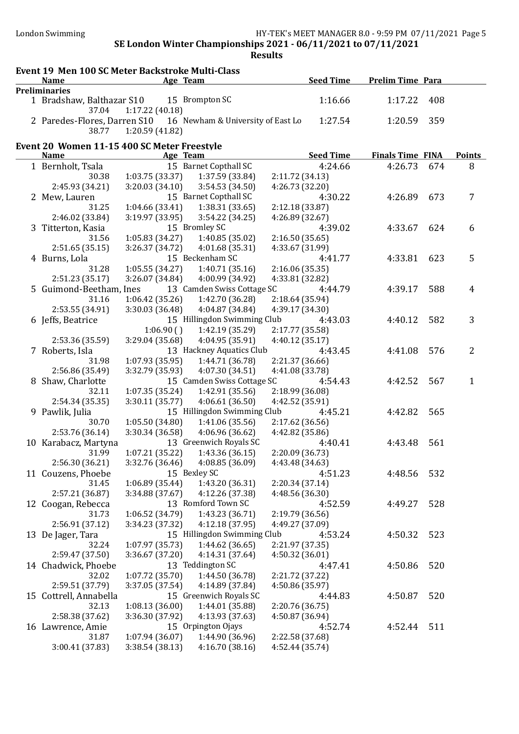SE London Winter Championships 2021 - 06/11/2021 to 07/11/2021

**Results**

### Event 19 Men 100 SC Meter Backstroke Multi-Class

| Name | Age | Team | Seed Time | Prelim Time | Para |
|---|---|---|---|---|---|
| **Preliminaries** | | | | | |
| 1 Bradshaw, Balthazar S10 | 15 | Brompton SC | 1:16.66 | 1:17.22 | 408 |
| 37.04 &nbsp; 1:17.22 (40.18) | | | | | |
| 2 Paredes-Flores, Darren S10 | 16 | Newham & University of East Lo | 1:27.54 | 1:20.59 | 359 |
| 38.77 &nbsp; 1:20.59 (41.82) | | | | | |

### Event 20 Women 11-15 400 SC Meter Freestyle

| Name | Age | Team | Seed Time | Finals Time | FINA | Points |
|---|---|---|---|---|---|---|
| 1 Bernholt, Tsala | 15 | Barnet Copthall SC | 4:24.66 | 4:26.73 | 674 | 8 |
| 30.38 &nbsp; 1:03.75 (33.37) &nbsp; 1:37.59 (33.84) &nbsp; 2:11.72 (34.13) &nbsp; 2:45.93 (34.21) &nbsp; 3:20.03 (34.10) &nbsp; 3:54.53 (34.50) &nbsp; 4:26.73 (32.20) | | | | | | |
| 2 Mew, Lauren | 15 | Barnet Copthall SC | 4:30.22 | 4:26.89 | 673 | 7 |
| 31.25 &nbsp; 1:04.66 (33.41) &nbsp; 1:38.31 (33.65) &nbsp; 2:12.18 (33.87) &nbsp; 2:46.02 (33.84) &nbsp; 3:19.97 (33.95) &nbsp; 3:54.22 (34.25) &nbsp; 4:26.89 (32.67) | | | | | | |
| 3 Titterton, Kasia | 15 | Bromley SC | 4:39.02 | 4:33.67 | 624 | 6 |
| 31.56 &nbsp; 1:05.83 (34.27) &nbsp; 1:40.85 (35.02) &nbsp; 2:16.50 (35.65) &nbsp; 2:51.65 (35.15) &nbsp; 3:26.37 (34.72) &nbsp; 4:01.68 (35.31) &nbsp; 4:33.67 (31.99) | | | | | | |
| 4 Burns, Lola | 15 | Beckenham SC | 4:41.77 | 4:33.81 | 623 | 5 |
| 31.28 &nbsp; 1:05.55 (34.27) &nbsp; 1:40.71 (35.16) &nbsp; 2:16.06 (35.35) &nbsp; 2:51.23 (35.17) &nbsp; 3:26.07 (34.84) &nbsp; 4:00.99 (34.92) &nbsp; 4:33.81 (32.82) | | | | | | |
| 5 Guimond-Beetham, Ines | 13 | Camden Swiss Cottage SC | 4:44.79 | 4:39.17 | 588 | 4 |
| 31.16 &nbsp; 1:06.42 (35.26) &nbsp; 1:42.70 (36.28) &nbsp; 2:18.64 (35.94) &nbsp; 2:53.55 (34.91) &nbsp; 3:30.03 (36.48) &nbsp; 4:04.87 (34.84) &nbsp; 4:39.17 (34.30) | | | | | | |
| 6 Jeffs, Beatrice | 15 | Hillingdon Swimming Club | 4:43.03 | 4:40.12 | 582 | 3 |
| 1:06.90 ( ) &nbsp; 1:42.19 (35.29) &nbsp; 2:17.77 (35.58) &nbsp; 2:53.36 (35.59) &nbsp; 3:29.04 (35.68) &nbsp; 4:04.95 (35.91) &nbsp; 4:40.12 (35.17) | | | | | | |
| 7 Roberts, Isla | 13 | Hackney Aquatics Club | 4:43.45 | 4:41.08 | 576 | 2 |
| 31.98 &nbsp; 1:07.93 (35.95) &nbsp; 1:44.71 (36.78) &nbsp; 2:21.37 (36.66) &nbsp; 2:56.86 (35.49) &nbsp; 3:32.79 (35.93) &nbsp; 4:07.30 (34.51) &nbsp; 4:41.08 (33.78) | | | | | | |
| 8 Shaw, Charlotte | 15 | Camden Swiss Cottage SC | 4:54.43 | 4:42.52 | 567 | 1 |
| 32.11 &nbsp; 1:07.35 (35.24) &nbsp; 1:42.91 (35.56) &nbsp; 2:18.99 (36.08) &nbsp; 2:54.34 (35.35) &nbsp; 3:30.11 (35.77) &nbsp; 4:06.61 (36.50) &nbsp; 4:42.52 (35.91) | | | | | | |
| 9 Pawlik, Julia | 15 | Hillingdon Swimming Club | 4:45.21 | 4:42.82 | 565 | |
| 30.70 &nbsp; 1:05.50 (34.80) &nbsp; 1:41.06 (35.56) &nbsp; 2:17.62 (36.56) &nbsp; 2:53.76 (36.14) &nbsp; 3:30.34 (36.58) &nbsp; 4:06.96 (36.62) &nbsp; 4:42.82 (35.86) | | | | | | |
| 10 Karabacz, Martyna | 13 | Greenwich Royals SC | 4:40.41 | 4:43.48 | 561 | |
| 31.99 &nbsp; 1:07.21 (35.22) &nbsp; 1:43.36 (36.15) &nbsp; 2:20.09 (36.73) &nbsp; 2:56.30 (36.21) &nbsp; 3:32.76 (36.46) &nbsp; 4:08.85 (36.09) &nbsp; 4:43.48 (34.63) | | | | | | |
| 11 Couzens, Phoebe | 15 | Bexley SC | 4:51.23 | 4:48.56 | 532 | |
| 31.45 &nbsp; 1:06.89 (35.44) &nbsp; 1:43.20 (36.31) &nbsp; 2:20.34 (37.14) &nbsp; 2:57.21 (36.87) &nbsp; 3:34.88 (37.67) &nbsp; 4:12.26 (37.38) &nbsp; 4:48.56 (36.30) | | | | | | |
| 12 Coogan, Rebecca | 13 | Romford Town SC | 4:52.59 | 4:49.27 | 528 | |
| 31.73 &nbsp; 1:06.52 (34.79) &nbsp; 1:43.23 (36.71) &nbsp; 2:19.79 (36.56) &nbsp; 2:56.91 (37.12) &nbsp; 3:34.23 (37.32) &nbsp; 4:12.18 (37.95) &nbsp; 4:49.27 (37.09) | | | | | | |
| 13 De Jager, Tara | 15 | Hillingdon Swimming Club | 4:53.24 | 4:50.32 | 523 | |
| 32.24 &nbsp; 1:07.97 (35.73) &nbsp; 1:44.62 (36.65) &nbsp; 2:21.97 (37.35) &nbsp; 2:59.47 (37.50) &nbsp; 3:36.67 (37.20) &nbsp; 4:14.31 (37.64) &nbsp; 4:50.32 (36.01) | | | | | | |
| 14 Chadwick, Phoebe | 13 | Teddington SC | 4:47.41 | 4:50.86 | 520 | |
| 32.02 &nbsp; 1:07.72 (35.70) &nbsp; 1:44.50 (36.78) &nbsp; 2:21.72 (37.22) &nbsp; 2:59.51 (37.79) &nbsp; 3:37.05 (37.54) &nbsp; 4:14.89 (37.84) &nbsp; 4:50.86 (35.97) | | | | | | |
| 15 Cottrell, Annabella | 15 | Greenwich Royals SC | 4:44.83 | 4:50.87 | 520 | |
| 32.13 &nbsp; 1:08.13 (36.00) &nbsp; 1:44.01 (35.88) &nbsp; 2:20.76 (36.75) &nbsp; 2:58.38 (37.62) &nbsp; 3:36.30 (37.92) &nbsp; 4:13.93 (37.63) &nbsp; 4:50.87 (36.94) | | | | | | |
| 16 Lawrence, Amie | 15 | Orpington Ojays | 4:52.74 | 4:52.44 | 511 | |
| 31.87 &nbsp; 1:07.94 (36.07) &nbsp; 1:44.90 (36.96) &nbsp; 2:22.58 (37.68) &nbsp; 3:00.41 (37.83) &nbsp; 3:38.54 (38.13) &nbsp; 4:16.70 (38.16) &nbsp; 4:52.44 (35.74) | | | | | | |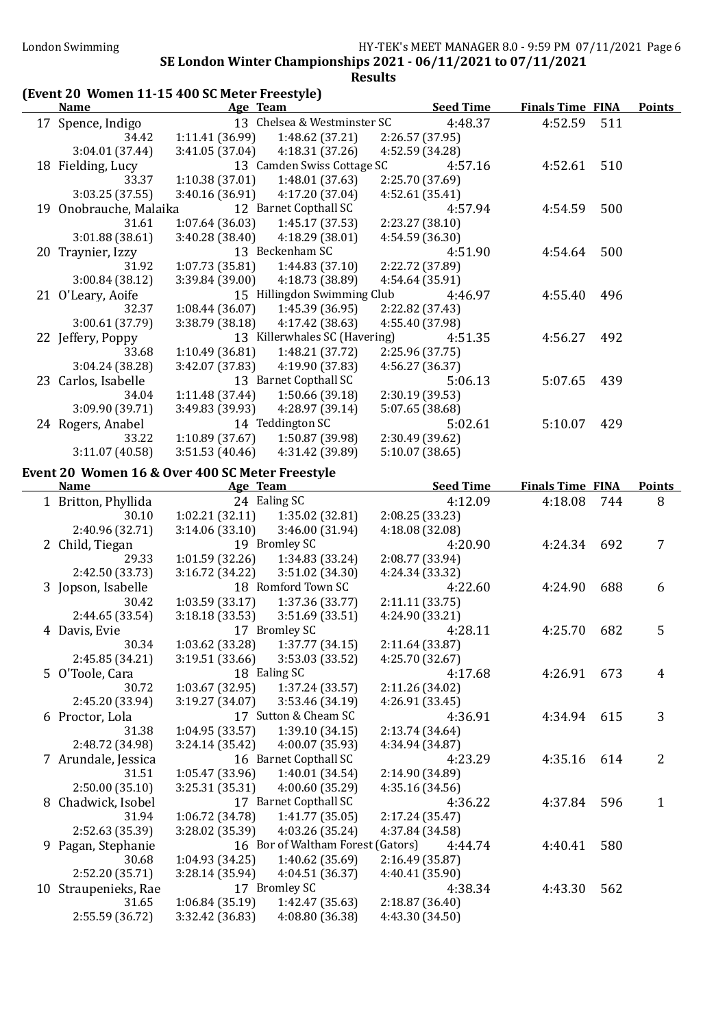**SE London Winter Championships 2021 - 06/11/2021 to 07/11/2021**

**Results**

## (Event 20 Women 11-15 400 SC Meter Freestyle)

| | Name | Age | Team | Seed Time | Finals Time | FINA | Points |
|---|---|---|---|---|---|---|---|
| 17 | Spence, Indigo | 13 | Chelsea & Westminster SC | 4:48.37 | 4:52.59 | 511 | |
| | 34.42 / 1:11.41 (36.99) / 1:48.62 (37.21) / 2:26.57 (37.95) / 3:04.01 (37.44) / 3:41.05 (37.04) / 4:18.31 (37.26) / 4:52.59 (34.28) | | | | | | |
| 18 | Fielding, Lucy | 13 | Camden Swiss Cottage SC | 4:57.16 | 4:52.61 | 510 | |
| | 33.37 / 1:10.38 (37.01) / 1:48.01 (37.63) / 2:25.70 (37.69) / 3:03.25 (37.55) / 3:40.16 (36.91) / 4:17.20 (37.04) / 4:52.61 (35.41) | | | | | | |
| 19 | Onobrauche, Malaika | 12 | Barnet Copthall SC | 4:57.94 | 4:54.59 | 500 | |
| | 31.61 / 1:07.64 (36.03) / 1:45.17 (37.53) / 2:23.27 (38.10) / 3:01.88 (38.61) / 3:40.28 (38.40) / 4:18.29 (38.01) / 4:54.59 (36.30) | | | | | | |
| 20 | Traynier, Izzy | 13 | Beckenham SC | 4:51.90 | 4:54.64 | 500 | |
| | 31.92 / 1:07.73 (35.81) / 1:44.83 (37.10) / 2:22.72 (37.89) / 3:00.84 (38.12) / 3:39.84 (39.00) / 4:18.73 (38.89) / 4:54.64 (35.91) | | | | | | |
| 21 | O'Leary, Aoife | 15 | Hillingdon Swimming Club | 4:46.97 | 4:55.40 | 496 | |
| | 32.37 / 1:08.44 (36.07) / 1:45.39 (36.95) / 2:22.82 (37.43) / 3:00.61 (37.79) / 3:38.79 (38.18) / 4:17.42 (38.63) / 4:55.40 (37.98) | | | | | | |
| 22 | Jeffery, Poppy | 13 | Killerwhales SC (Havering) | 4:51.35 | 4:56.27 | 492 | |
| | 33.68 / 1:10.49 (36.81) / 1:48.21 (37.72) / 2:25.96 (37.75) / 3:04.24 (38.28) / 3:42.07 (37.83) / 4:19.90 (37.83) / 4:56.27 (36.37) | | | | | | |
| 23 | Carlos, Isabelle | 13 | Barnet Copthall SC | 5:06.13 | 5:07.65 | 439 | |
| | 34.04 / 1:11.48 (37.44) / 1:50.66 (39.18) / 2:30.19 (39.53) / 3:09.90 (39.71) / 3:49.83 (39.93) / 4:28.97 (39.14) / 5:07.65 (38.68) | | | | | | |
| 24 | Rogers, Anabel | 14 | Teddington SC | 5:02.61 | 5:10.07 | 429 | |
| | 33.22 / 1:10.89 (37.67) / 1:50.87 (39.98) / 2:30.49 (39.62) / 3:11.07 (40.58) / 3:51.53 (40.46) / 4:31.42 (39.89) / 5:10.07 (38.65) | | | | | | |

## Event 20 Women 16 & Over 400 SC Meter Freestyle

| | Name | Age | Team | Seed Time | Finals Time | FINA | Points |
|---|---|---|---|---|---|---|---|
| 1 | Britton, Phyllida | 24 | Ealing SC | 4:12.09 | 4:18.08 | 744 | 8 |
| | 30.10 / 1:02.21 (32.11) / 1:35.02 (32.81) / 2:08.25 (33.23) / 2:40.96 (32.71) / 3:14.06 (33.10) / 3:46.00 (31.94) / 4:18.08 (32.08) | | | | | | |
| 2 | Child, Tiegan | 19 | Bromley SC | 4:20.90 | 4:24.34 | 692 | 7 |
| | 29.33 / 1:01.59 (32.26) / 1:34.83 (33.24) / 2:08.77 (33.94) / 2:42.50 (33.73) / 3:16.72 (34.22) / 3:51.02 (34.30) / 4:24.34 (33.32) | | | | | | |
| 3 | Jopson, Isabelle | 18 | Romford Town SC | 4:22.60 | 4:24.90 | 688 | 6 |
| | 30.42 / 1:03.59 (33.17) / 1:37.36 (33.77) / 2:11.11 (33.75) / 2:44.65 (33.54) / 3:18.18 (33.53) / 3:51.69 (33.51) / 4:24.90 (33.21) | | | | | | |
| 4 | Davis, Evie | 17 | Bromley SC | 4:28.11 | 4:25.70 | 682 | 5 |
| | 30.34 / 1:03.62 (33.28) / 1:37.77 (34.15) / 2:11.64 (33.87) / 2:45.85 (34.21) / 3:19.51 (33.66) / 3:53.03 (33.52) / 4:25.70 (32.67) | | | | | | |
| 5 | O'Toole, Cara | 18 | Ealing SC | 4:17.68 | 4:26.91 | 673 | 4 |
| | 30.72 / 1:03.67 (32.95) / 1:37.24 (33.57) / 2:11.26 (34.02) / 2:45.20 (33.94) / 3:19.27 (34.07) / 3:53.46 (34.19) / 4:26.91 (33.45) | | | | | | |
| 6 | Proctor, Lola | 17 | Sutton & Cheam SC | 4:36.91 | 4:34.94 | 615 | 3 |
| | 31.38 / 1:04.95 (33.57) / 1:39.10 (34.15) / 2:13.74 (34.64) / 2:48.72 (34.98) / 3:24.14 (35.42) / 4:00.07 (35.93) / 4:34.94 (34.87) | | | | | | |
| 7 | Arundale, Jessica | 16 | Barnet Copthall SC | 4:23.29 | 4:35.16 | 614 | 2 |
| | 31.51 / 1:05.47 (33.96) / 1:40.01 (34.54) / 2:14.90 (34.89) / 2:50.00 (35.10) / 3:25.31 (35.31) / 4:00.60 (35.29) / 4:35.16 (34.56) | | | | | | |
| 8 | Chadwick, Isobel | 17 | Barnet Copthall SC | 4:36.22 | 4:37.84 | 596 | 1 |
| | 31.94 / 1:06.72 (34.78) / 1:41.77 (35.05) / 2:17.24 (35.47) / 2:52.63 (35.39) / 3:28.02 (35.39) / 4:03.26 (35.24) / 4:37.84 (34.58) | | | | | | |
| 9 | Pagan, Stephanie | 16 | Bor of Waltham Forest (Gators) | 4:44.74 | 4:40.41 | 580 | |
| | 30.68 / 1:04.93 (34.25) / 1:40.62 (35.69) / 2:16.49 (35.87) / 2:52.20 (35.71) / 3:28.14 (35.94) / 4:04.51 (36.37) / 4:40.41 (35.90) | | | | | | |
| 10 | Straupenieks, Rae | 17 | Bromley SC | 4:38.34 | 4:43.30 | 562 | |
| | 31.65 / 1:06.84 (35.19) / 1:42.47 (35.63) / 2:18.87 (36.40) / 2:55.59 (36.72) / 3:32.42 (36.83) / 4:08.80 (36.38) / 4:43.30 (34.50) | | | | | | |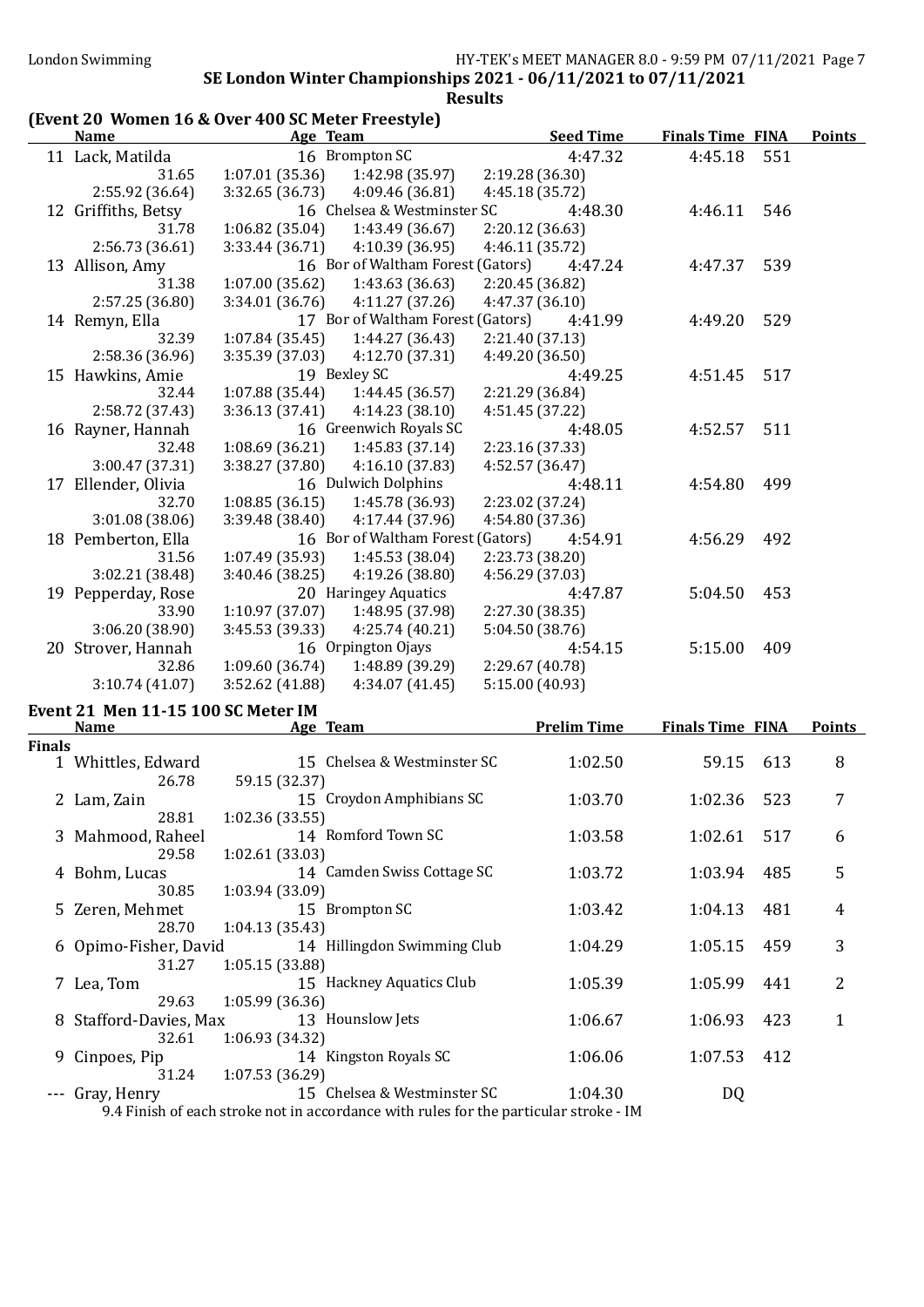SE London Winter Championships 2021 - 06/11/2021 to 07/11/2021

**Results**

### (Event 20 Women 16 & Over 400 SC Meter Freestyle)

| | Name | Age | Team | Seed Time | Finals Time | FINA | Points |
|---|---|---|---|---|---|---|---|
| 11 | Lack, Matilda | 16 | Brompton SC | 4:47.32 | 4:45.18 | 551 | |
| | 31.65 | 1:07.01 (35.36) | 1:42.98 (35.97) | 2:19.28 (36.30) | | | |
| | 2:55.92 (36.64) | 3:32.65 (36.73) | 4:09.46 (36.81) | 4:45.18 (35.72) | | | |
| 12 | Griffiths, Betsy | 16 | Chelsea & Westminster SC | 4:48.30 | 4:46.11 | 546 | |
| | 31.78 | 1:06.82 (35.04) | 1:43.49 (36.67) | 2:20.12 (36.63) | | | |
| | 2:56.73 (36.61) | 3:33.44 (36.71) | 4:10.39 (36.95) | 4:46.11 (35.72) | | | |
| 13 | Allison, Amy | 16 | Bor of Waltham Forest (Gators) | 4:47.24 | 4:47.37 | 539 | |
| | 31.38 | 1:07.00 (35.62) | 1:43.63 (36.63) | 2:20.45 (36.82) | | | |
| | 2:57.25 (36.80) | 3:34.01 (36.76) | 4:11.27 (37.26) | 4:47.37 (36.10) | | | |
| 14 | Remyn, Ella | 17 | Bor of Waltham Forest (Gators) | 4:41.99 | 4:49.20 | 529 | |
| | 32.39 | 1:07.84 (35.45) | 1:44.27 (36.43) | 2:21.40 (37.13) | | | |
| | 2:58.36 (36.96) | 3:35.39 (37.03) | 4:12.70 (37.31) | 4:49.20 (36.50) | | | |
| 15 | Hawkins, Amie | 19 | Bexley SC | 4:49.25 | 4:51.45 | 517 | |
| | 32.44 | 1:07.88 (35.44) | 1:44.45 (36.57) | 2:21.29 (36.84) | | | |
| | 2:58.72 (37.43) | 3:36.13 (37.41) | 4:14.23 (38.10) | 4:51.45 (37.22) | | | |
| 16 | Rayner, Hannah | 16 | Greenwich Royals SC | 4:48.05 | 4:52.57 | 511 | |
| | 32.48 | 1:08.69 (36.21) | 1:45.83 (37.14) | 2:23.16 (37.33) | | | |
| | 3:00.47 (37.31) | 3:38.27 (37.80) | 4:16.10 (37.83) | 4:52.57 (36.47) | | | |
| 17 | Ellender, Olivia | 16 | Dulwich Dolphins | 4:48.11 | 4:54.80 | 499 | |
| | 32.70 | 1:08.85 (36.15) | 1:45.78 (36.93) | 2:23.02 (37.24) | | | |
| | 3:01.08 (38.06) | 3:39.48 (38.40) | 4:17.44 (37.96) | 4:54.80 (37.36) | | | |
| 18 | Pemberton, Ella | 16 | Bor of Waltham Forest (Gators) | 4:54.91 | 4:56.29 | 492 | |
| | 31.56 | 1:07.49 (35.93) | 1:45.53 (38.04) | 2:23.73 (38.20) | | | |
| | 3:02.21 (38.48) | 3:40.46 (38.25) | 4:19.26 (38.80) | 4:56.29 (37.03) | | | |
| 19 | Pepperday, Rose | 20 | Haringey Aquatics | 4:47.87 | 5:04.50 | 453 | |
| | 33.90 | 1:10.97 (37.07) | 1:48.95 (37.98) | 2:27.30 (38.35) | | | |
| | 3:06.20 (38.90) | 3:45.53 (39.33) | 4:25.74 (40.21) | 5:04.50 (38.76) | | | |
| 20 | Strover, Hannah | 16 | Orpington Ojays | 4:54.15 | 5:15.00 | 409 | |
| | 32.86 | 1:09.60 (36.74) | 1:48.89 (39.29) | 2:29.67 (40.78) | | | |
| | 3:10.74 (41.07) | 3:52.62 (41.88) | 4:34.07 (41.45) | 5:15.00 (40.93) | | | |

### Event 21 Men 11-15 100 SC Meter IM

| | Name | Age | Team | Prelim Time | Finals Time | FINA | Points |
|---|---|---|---|---|---|---|---|
| **Finals** | | | | | | | |
| 1 | Whittles, Edward | 15 | Chelsea & Westminster SC | 1:02.50 | 59.15 | 613 | 8 |
| | 26.78 | 59.15 (32.37) | | | | | |
| 2 | Lam, Zain | 15 | Croydon Amphibians SC | 1:03.70 | 1:02.36 | 523 | 7 |
| | 28.81 | 1:02.36 (33.55) | | | | | |
| 3 | Mahmood, Raheel | 14 | Romford Town SC | 1:03.58 | 1:02.61 | 517 | 6 |
| | 29.58 | 1:02.61 (33.03) | | | | | |
| 4 | Bohm, Lucas | 14 | Camden Swiss Cottage SC | 1:03.72 | 1:03.94 | 485 | 5 |
| | 30.85 | 1:03.94 (33.09) | | | | | |
| 5 | Zeren, Mehmet | 15 | Brompton SC | 1:03.42 | 1:04.13 | 481 | 4 |
| | 28.70 | 1:04.13 (35.43) | | | | | |
| 6 | Opimo-Fisher, David | 14 | Hillingdon Swimming Club | 1:04.29 | 1:05.15 | 459 | 3 |
| | 31.27 | 1:05.15 (33.88) | | | | | |
| 7 | Lea, Tom | 15 | Hackney Aquatics Club | 1:05.39 | 1:05.99 | 441 | 2 |
| | 29.63 | 1:05.99 (36.36) | | | | | |
| 8 | Stafford-Davies, Max | 13 | Hounslow Jets | 1:06.67 | 1:06.93 | 423 | 1 |
| | 32.61 | 1:06.93 (34.32) | | | | | |
| 9 | Cinpoes, Pip | 14 | Kingston Royals SC | 1:06.06 | 1:07.53 | 412 | |
| | 31.24 | 1:07.53 (36.29) | | | | | |
| --- | Gray, Henry | 15 | Chelsea & Westminster SC | 1:04.30 | DQ | | |

9.4 Finish of each stroke not in accordance with rules for the particular stroke - IM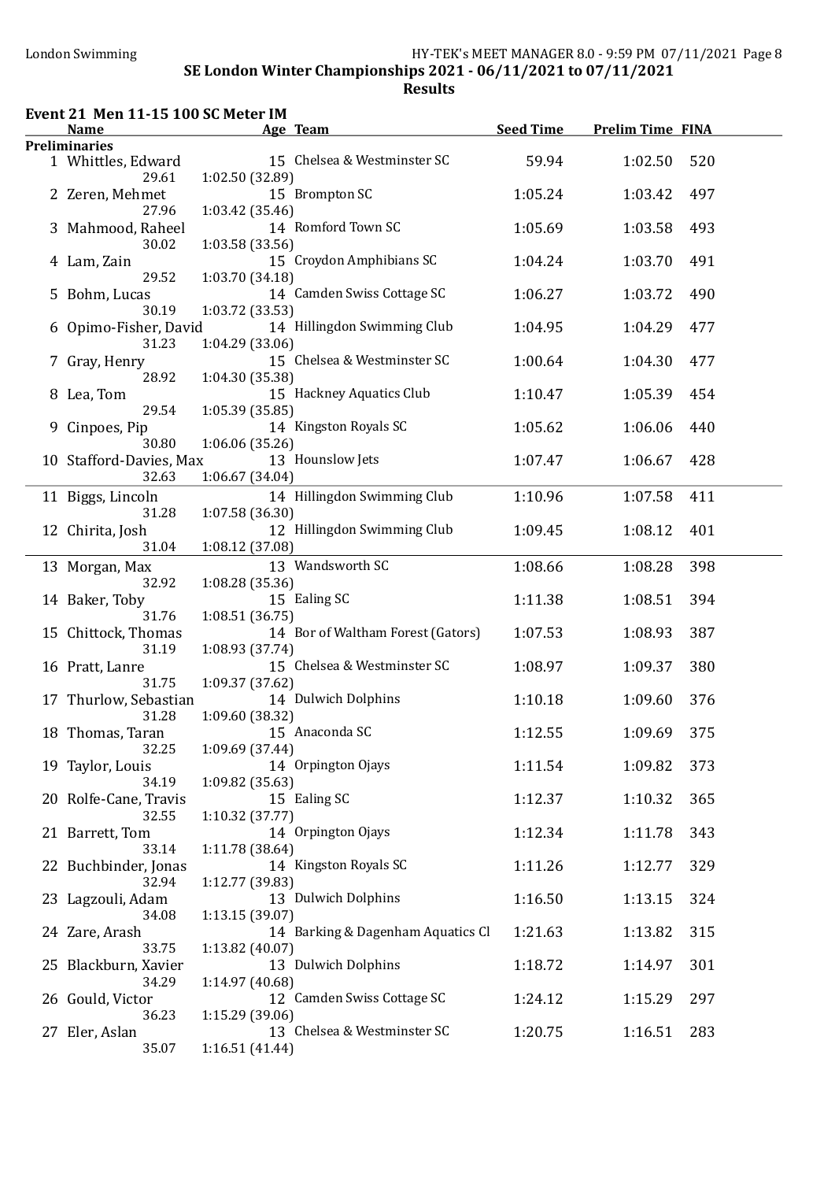London Swimming

SE London Winter Championships 2021 - 06/11/2021 to 07/11/2021

**Results**

**Event 21 Men 11-15 100 SC Meter IM**

| | Name | Age | Team | Seed Time | Prelim Time | FINA |
|---|---|---|---|---|---|---|
| **Preliminaries** | | | | | | |
| 1 | Whittles, Edward | 15 | Chelsea & Westminster SC | 59.94 | 1:02.50 | 520 |
| | 29.61 | 1:02.50 (32.89) | | | | |
| 2 | Zeren, Mehmet | 15 | Brompton SC | 1:05.24 | 1:03.42 | 497 |
| | 27.96 | 1:03.42 (35.46) | | | | |
| 3 | Mahmood, Raheel | 14 | Romford Town SC | 1:05.69 | 1:03.58 | 493 |
| | 30.02 | 1:03.58 (33.56) | | | | |
| 4 | Lam, Zain | 15 | Croydon Amphibians SC | 1:04.24 | 1:03.70 | 491 |
| | 29.52 | 1:03.70 (34.18) | | | | |
| 5 | Bohm, Lucas | 14 | Camden Swiss Cottage SC | 1:06.27 | 1:03.72 | 490 |
| | 30.19 | 1:03.72 (33.53) | | | | |
| 6 | Opimo-Fisher, David | 14 | Hillingdon Swimming Club | 1:04.95 | 1:04.29 | 477 |
| | 31.23 | 1:04.29 (33.06) | | | | |
| 7 | Gray, Henry | 15 | Chelsea & Westminster SC | 1:00.64 | 1:04.30 | 477 |
| | 28.92 | 1:04.30 (35.38) | | | | |
| 8 | Lea, Tom | 15 | Hackney Aquatics Club | 1:10.47 | 1:05.39 | 454 |
| | 29.54 | 1:05.39 (35.85) | | | | |
| 9 | Cinpoes, Pip | 14 | Kingston Royals SC | 1:05.62 | 1:06.06 | 440 |
| | 30.80 | 1:06.06 (35.26) | | | | |
| 10 | Stafford-Davies, Max | 13 | Hounslow Jets | 1:07.47 | 1:06.67 | 428 |
| | 32.63 | 1:06.67 (34.04) | | | | |
| 11 | Biggs, Lincoln | 14 | Hillingdon Swimming Club | 1:10.96 | 1:07.58 | 411 |
| | 31.28 | 1:07.58 (36.30) | | | | |
| 12 | Chirita, Josh | 12 | Hillingdon Swimming Club | 1:09.45 | 1:08.12 | 401 |
| | 31.04 | 1:08.12 (37.08) | | | | |
| 13 | Morgan, Max | 13 | Wandsworth SC | 1:08.66 | 1:08.28 | 398 |
| | 32.92 | 1:08.28 (35.36) | | | | |
| 14 | Baker, Toby | 15 | Ealing SC | 1:11.38 | 1:08.51 | 394 |
| | 31.76 | 1:08.51 (36.75) | | | | |
| 15 | Chittock, Thomas | 14 | Bor of Waltham Forest (Gators) | 1:07.53 | 1:08.93 | 387 |
| | 31.19 | 1:08.93 (37.74) | | | | |
| 16 | Pratt, Lanre | 15 | Chelsea & Westminster SC | 1:08.97 | 1:09.37 | 380 |
| | 31.75 | 1:09.37 (37.62) | | | | |
| 17 | Thurlow, Sebastian | 14 | Dulwich Dolphins | 1:10.18 | 1:09.60 | 376 |
| | 31.28 | 1:09.60 (38.32) | | | | |
| 18 | Thomas, Taran | 15 | Anaconda SC | 1:12.55 | 1:09.69 | 375 |
| | 32.25 | 1:09.69 (37.44) | | | | |
| 19 | Taylor, Louis | 14 | Orpington Ojays | 1:11.54 | 1:09.82 | 373 |
| | 34.19 | 1:09.82 (35.63) | | | | |
| 20 | Rolfe-Cane, Travis | 15 | Ealing SC | 1:12.37 | 1:10.32 | 365 |
| | 32.55 | 1:10.32 (37.77) | | | | |
| 21 | Barrett, Tom | 14 | Orpington Ojays | 1:12.34 | 1:11.78 | 343 |
| | 33.14 | 1:11.78 (38.64) | | | | |
| 22 | Buchbinder, Jonas | 14 | Kingston Royals SC | 1:11.26 | 1:12.77 | 329 |
| | 32.94 | 1:12.77 (39.83) | | | | |
| 23 | Lagzouli, Adam | 13 | Dulwich Dolphins | 1:16.50 | 1:13.15 | 324 |
| | 34.08 | 1:13.15 (39.07) | | | | |
| 24 | Zare, Arash | 14 | Barking & Dagenham Aquatics Cl | 1:21.63 | 1:13.82 | 315 |
| | 33.75 | 1:13.82 (40.07) | | | | |
| 25 | Blackburn, Xavier | 13 | Dulwich Dolphins | 1:18.72 | 1:14.97 | 301 |
| | 34.29 | 1:14.97 (40.68) | | | | |
| 26 | Gould, Victor | 12 | Camden Swiss Cottage SC | 1:24.12 | 1:15.29 | 297 |
| | 36.23 | 1:15.29 (39.06) | | | | |
| 27 | Eler, Aslan | 13 | Chelsea & Westminster SC | 1:20.75 | 1:16.51 | 283 |
| | 35.07 | 1:16.51 (41.44) | | | | |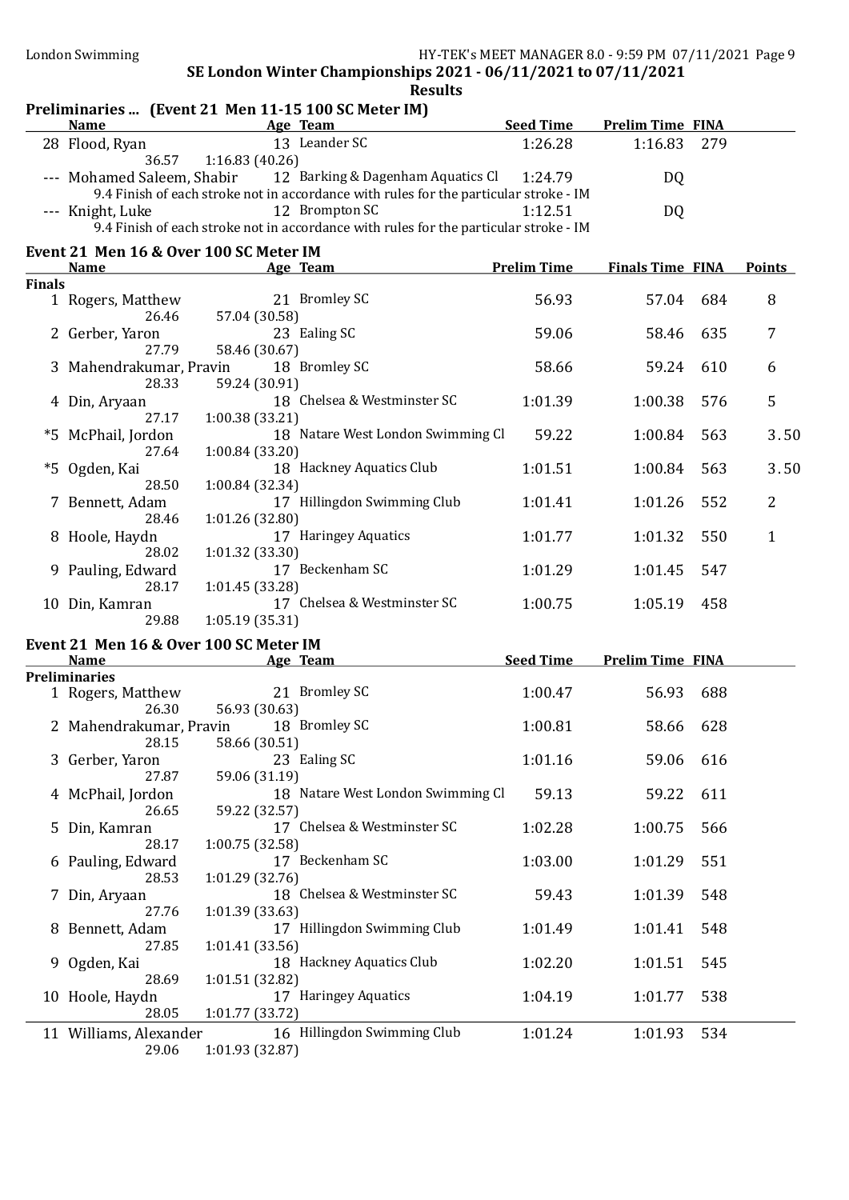## SE London Winter Championships 2021 - 06/11/2021 to 07/11/2021

### Results

### Preliminaries ... (Event 21 Men 11-15 100 SC Meter IM)

| | Name | Age | Team | Seed Time | Prelim Time | FINA |
|---|---|---|---|---|---|---|
| 28 | Flood, Ryan | 13 | Leander SC | 1:26.28 | 1:16.83 | 279 |
| | 36.57 | 1:16.83 (40.26) | | | | |
| --- | Mohamed Saleem, Shabir | 12 | Barking & Dagenham Aquatics Cl | 1:24.79 | DQ | |
| | 9.4 Finish of each stroke not in accordance with rules for the particular stroke - IM | | | | | |
| --- | Knight, Luke | 12 | Brompton SC | 1:12.51 | DQ | |
| | 9.4 Finish of each stroke not in accordance with rules for the particular stroke - IM | | | | | |

### Event 21 Men 16 & Over 100 SC Meter IM

| | Name | Age | Team | Prelim Time | Finals Time | FINA | Points |
|---|---|---|---|---|---|---|---|
| **Finals** | | | | | | | |
| 1 | Rogers, Matthew | 21 | Bromley SC | 56.93 | 57.04 | 684 | 8 |
| | 26.46 | 57.04 (30.58) | | | | | |
| 2 | Gerber, Yaron | 23 | Ealing SC | 59.06 | 58.46 | 635 | 7 |
| | 27.79 | 58.46 (30.67) | | | | | |
| 3 | Mahendrakumar, Pravin | 18 | Bromley SC | 58.66 | 59.24 | 610 | 6 |
| | 28.33 | 59.24 (30.91) | | | | | |
| 4 | Din, Aryaan | 18 | Chelsea & Westminster SC | 1:01.39 | 1:00.38 | 576 | 5 |
| | 27.17 | 1:00.38 (33.21) | | | | | |
| *5 | McPhail, Jordon | 18 | Natare West London Swimming Cl | 59.22 | 1:00.84 | 563 | 3.50 |
| | 27.64 | 1:00.84 (33.20) | | | | | |
| *5 | Ogden, Kai | 18 | Hackney Aquatics Club | 1:01.51 | 1:00.84 | 563 | 3.50 |
| | 28.50 | 1:00.84 (32.34) | | | | | |
| 7 | Bennett, Adam | 17 | Hillingdon Swimming Club | 1:01.41 | 1:01.26 | 552 | 2 |
| | 28.46 | 1:01.26 (32.80) | | | | | |
| 8 | Hoole, Haydn | 17 | Haringey Aquatics | 1:01.77 | 1:01.32 | 550 | 1 |
| | 28.02 | 1:01.32 (33.30) | | | | | |
| 9 | Pauling, Edward | 17 | Beckenham SC | 1:01.29 | 1:01.45 | 547 | |
| | 28.17 | 1:01.45 (33.28) | | | | | |
| 10 | Din, Kamran | 17 | Chelsea & Westminster SC | 1:00.75 | 1:05.19 | 458 | |
| | 29.88 | 1:05.19 (35.31) | | | | | |

### Event 21 Men 16 & Over 100 SC Meter IM

| | Name | Age | Team | Seed Time | Prelim Time | FINA |
|---|---|---|---|---|---|---|
| **Preliminaries** | | | | | | |
| 1 | Rogers, Matthew | 21 | Bromley SC | 1:00.47 | 56.93 | 688 |
| | 26.30 | 56.93 (30.63) | | | | |
| 2 | Mahendrakumar, Pravin | 18 | Bromley SC | 1:00.81 | 58.66 | 628 |
| | 28.15 | 58.66 (30.51) | | | | |
| 3 | Gerber, Yaron | 23 | Ealing SC | 1:01.16 | 59.06 | 616 |
| | 27.87 | 59.06 (31.19) | | | | |
| 4 | McPhail, Jordon | 18 | Natare West London Swimming Cl | 59.13 | 59.22 | 611 |
| | 26.65 | 59.22 (32.57) | | | | |
| 5 | Din, Kamran | 17 | Chelsea & Westminster SC | 1:02.28 | 1:00.75 | 566 |
| | 28.17 | 1:00.75 (32.58) | | | | |
| 6 | Pauling, Edward | 17 | Beckenham SC | 1:03.00 | 1:01.29 | 551 |
| | 28.53 | 1:01.29 (32.76) | | | | |
| 7 | Din, Aryaan | 18 | Chelsea & Westminster SC | 59.43 | 1:01.39 | 548 |
| | 27.76 | 1:01.39 (33.63) | | | | |
| 8 | Bennett, Adam | 17 | Hillingdon Swimming Club | 1:01.49 | 1:01.41 | 548 |
| | 27.85 | 1:01.41 (33.56) | | | | |
| 9 | Ogden, Kai | 18 | Hackney Aquatics Club | 1:02.20 | 1:01.51 | 545 |
| | 28.69 | 1:01.51 (32.82) | | | | |
| 10 | Hoole, Haydn | 17 | Haringey Aquatics | 1:04.19 | 1:01.77 | 538 |
| | 28.05 | 1:01.77 (33.72) | | | | |
| 11 | Williams, Alexander | 16 | Hillingdon Swimming Club | 1:01.24 | 1:01.93 | 534 |
| | 29.06 | 1:01.93 (32.87) | | | | |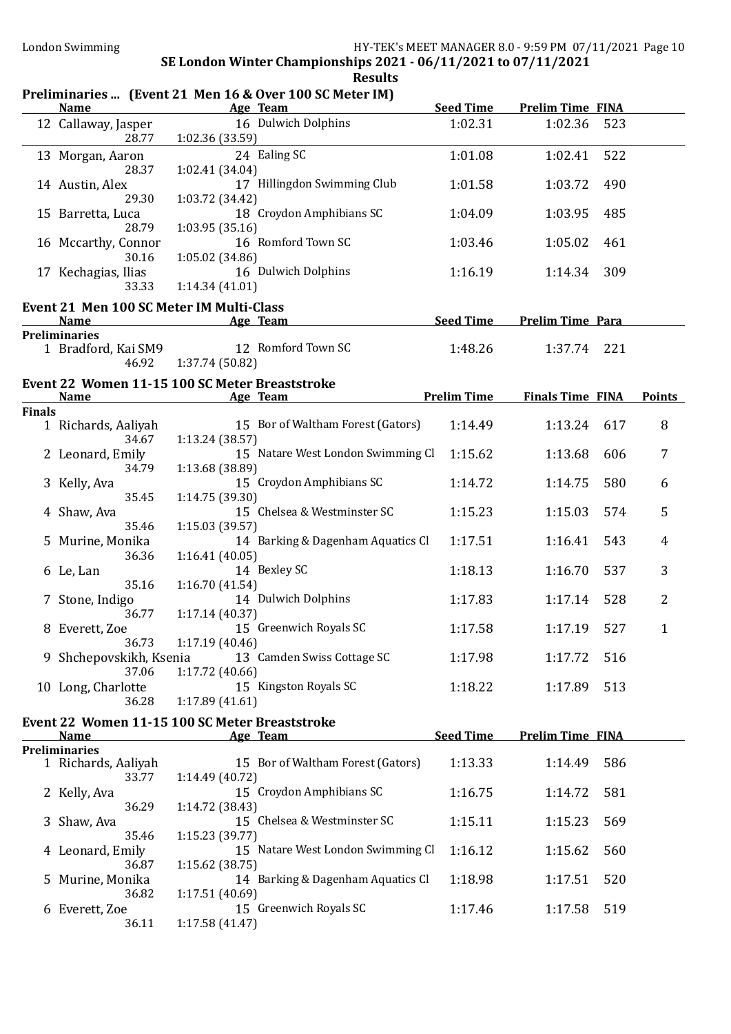**SE London Winter Championships 2021 - 06/11/2021 to 07/11/2021**

**Results**

### Preliminaries ... (Event 21 Men 16 & Over 100 SC Meter IM)

| | Name | Age | Team | Seed Time | Prelim Time | FINA |
|---|---|---|---|---|---|---|
| 12 | Callaway, Jasper | 16 | Dulwich Dolphins | 1:02.31 | 1:02.36 | 523 |
| | 28.77 | 1:02.36 (33.59) | | | | |
| 13 | Morgan, Aaron | 24 | Ealing SC | 1:01.08 | 1:02.41 | 522 |
| | 28.37 | 1:02.41 (34.04) | | | | |
| 14 | Austin, Alex | 17 | Hillingdon Swimming Club | 1:01.58 | 1:03.72 | 490 |
| | 29.30 | 1:03.72 (34.42) | | | | |
| 15 | Barretta, Luca | 18 | Croydon Amphibians SC | 1:04.09 | 1:03.95 | 485 |
| | 28.79 | 1:03.95 (35.16) | | | | |
| 16 | Mccarthy, Connor | 16 | Romford Town SC | 1:03.46 | 1:05.02 | 461 |
| | 30.16 | 1:05.02 (34.86) | | | | |
| 17 | Kechagias, Ilias | 16 | Dulwich Dolphins | 1:16.19 | 1:14.34 | 309 |
| | 33.33 | 1:14.34 (41.01) | | | | |

### Event 21 Men 100 SC Meter IM Multi-Class

| | Name | Age | Team | Seed Time | Prelim Time | Para |
|---|---|---|---|---|---|---|
| **Preliminaries** | | | | | | |
| 1 | Bradford, Kai SM9 | 12 | Romford Town SC | 1:48.26 | 1:37.74 | 221 |
| | 46.92 | 1:37.74 (50.82) | | | | |

### Event 22 Women 11-15 100 SC Meter Breaststroke

| | Name | Age | Team | Prelim Time | Finals Time | FINA | Points |
|---|---|---|---|---|---|---|---|
| **Finals** | | | | | | | |
| 1 | Richards, Aaliyah | 15 | Bor of Waltham Forest (Gators) | 1:14.49 | 1:13.24 | 617 | 8 |
| | 34.67 | 1:13.24 (38.57) | | | | | |
| 2 | Leonard, Emily | 15 | Natare West London Swimming Cl | 1:15.62 | 1:13.68 | 606 | 7 |
| | 34.79 | 1:13.68 (38.89) | | | | | |
| 3 | Kelly, Ava | 15 | Croydon Amphibians SC | 1:14.72 | 1:14.75 | 580 | 6 |
| | 35.45 | 1:14.75 (39.30) | | | | | |
| 4 | Shaw, Ava | 15 | Chelsea & Westminster SC | 1:15.23 | 1:15.03 | 574 | 5 |
| | 35.46 | 1:15.03 (39.57) | | | | | |
| 5 | Murine, Monika | 14 | Barking & Dagenham Aquatics Cl | 1:17.51 | 1:16.41 | 543 | 4 |
| | 36.36 | 1:16.41 (40.05) | | | | | |
| 6 | Le, Lan | 14 | Bexley SC | 1:18.13 | 1:16.70 | 537 | 3 |
| | 35.16 | 1:16.70 (41.54) | | | | | |
| 7 | Stone, Indigo | 14 | Dulwich Dolphins | 1:17.83 | 1:17.14 | 528 | 2 |
| | 36.77 | 1:17.14 (40.37) | | | | | |
| 8 | Everett, Zoe | 15 | Greenwich Royals SC | 1:17.58 | 1:17.19 | 527 | 1 |
| | 36.73 | 1:17.19 (40.46) | | | | | |
| 9 | Shchepovskikh, Ksenia | 13 | Camden Swiss Cottage SC | 1:17.98 | 1:17.72 | 516 | |
| | 37.06 | 1:17.72 (40.66) | | | | | |
| 10 | Long, Charlotte | 15 | Kingston Royals SC | 1:18.22 | 1:17.89 | 513 | |
| | 36.28 | 1:17.89 (41.61) | | | | | |

### Event 22 Women 11-15 100 SC Meter Breaststroke

| | Name | Age | Team | Seed Time | Prelim Time | FINA |
|---|---|---|---|---|---|---|
| **Preliminaries** | | | | | | |
| 1 | Richards, Aaliyah | 15 | Bor of Waltham Forest (Gators) | 1:13.33 | 1:14.49 | 586 |
| | 33.77 | 1:14.49 (40.72) | | | | |
| 2 | Kelly, Ava | 15 | Croydon Amphibians SC | 1:16.75 | 1:14.72 | 581 |
| | 36.29 | 1:14.72 (38.43) | | | | |
| 3 | Shaw, Ava | 15 | Chelsea & Westminster SC | 1:15.11 | 1:15.23 | 569 |
| | 35.46 | 1:15.23 (39.77) | | | | |
| 4 | Leonard, Emily | 15 | Natare West London Swimming Cl | 1:16.12 | 1:15.62 | 560 |
| | 36.87 | 1:15.62 (38.75) | | | | |
| 5 | Murine, Monika | 14 | Barking & Dagenham Aquatics Cl | 1:18.98 | 1:17.51 | 520 |
| | 36.82 | 1:17.51 (40.69) | | | | |
| 6 | Everett, Zoe | 15 | Greenwich Royals SC | 1:17.46 | 1:17.58 | 519 |
| | 36.11 | 1:17.58 (41.47) | | | | |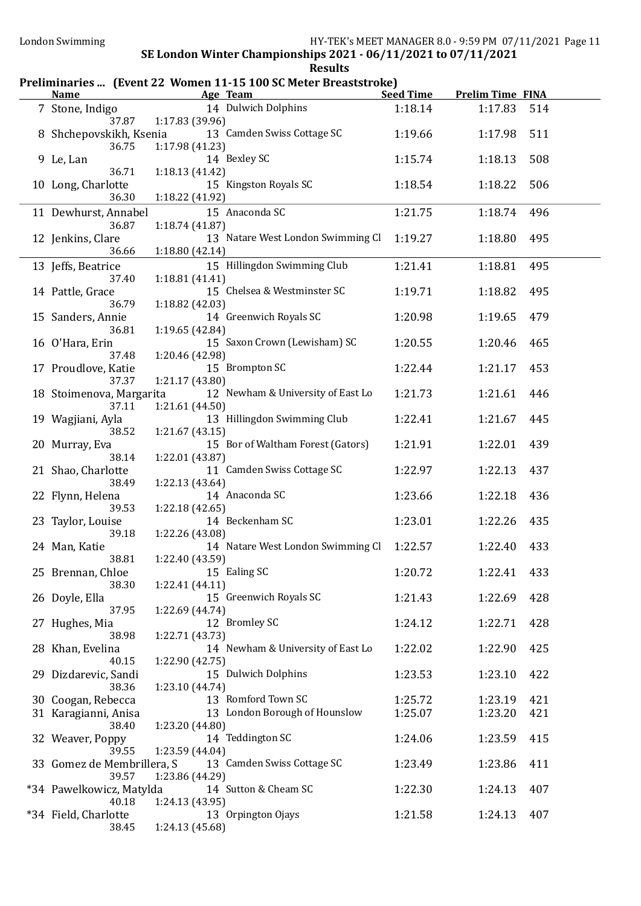## SE London Winter Championships 2021 - 06/11/2021 to 07/11/2021

### Results

#### Preliminaries ... (Event 22 Women 11-15 100 SC Meter Breaststroke)

| | Name | Age | Team | Seed Time | Prelim Time | FINA |
|---|---|---|---|---|---|---|
| 7 | Stone, Indigo | 14 | Dulwich Dolphins | 1:18.14 | 1:17.83 | 514 |
| | 37.87 | 1:17.83 (39.96) | | | | |
| 8 | Shchepovskikh, Ksenia | 13 | Camden Swiss Cottage SC | 1:19.66 | 1:17.98 | 511 |
| | 36.75 | 1:17.98 (41.23) | | | | |
| 9 | Le, Lan | 14 | Bexley SC | 1:15.74 | 1:18.13 | 508 |
| | 36.71 | 1:18.13 (41.42) | | | | |
| 10 | Long, Charlotte | 15 | Kingston Royals SC | 1:18.54 | 1:18.22 | 506 |
| | 36.30 | 1:18.22 (41.92) | | | | |
| 11 | Dewhurst, Annabel | 15 | Anaconda SC | 1:21.75 | 1:18.74 | 496 |
| | 36.87 | 1:18.74 (41.87) | | | | |
| 12 | Jenkins, Clare | 13 | Natare West London Swimming Cl | 1:19.27 | 1:18.80 | 495 |
| | 36.66 | 1:18.80 (42.14) | | | | |
| 13 | Jeffs, Beatrice | 15 | Hillingdon Swimming Club | 1:21.41 | 1:18.81 | 495 |
| | 37.40 | 1:18.81 (41.41) | | | | |
| 14 | Pattle, Grace | 15 | Chelsea & Westminster SC | 1:19.71 | 1:18.82 | 495 |
| | 36.79 | 1:18.82 (42.03) | | | | |
| 15 | Sanders, Annie | 14 | Greenwich Royals SC | 1:20.98 | 1:19.65 | 479 |
| | 36.81 | 1:19.65 (42.84) | | | | |
| 16 | O'Hara, Erin | 15 | Saxon Crown (Lewisham) SC | 1:20.55 | 1:20.46 | 465 |
| | 37.48 | 1:20.46 (42.98) | | | | |
| 17 | Proudlove, Katie | 15 | Brompton SC | 1:22.44 | 1:21.17 | 453 |
| | 37.37 | 1:21.17 (43.80) | | | | |
| 18 | Stoimenova, Margarita | 12 | Newham & University of East Lo | 1:21.73 | 1:21.61 | 446 |
| | 37.11 | 1:21.61 (44.50) | | | | |
| 19 | Wagjiani, Ayla | 13 | Hillingdon Swimming Club | 1:22.41 | 1:21.67 | 445 |
| | 38.52 | 1:21.67 (43.15) | | | | |
| 20 | Murray, Eva | 15 | Bor of Waltham Forest (Gators) | 1:21.91 | 1:22.01 | 439 |
| | 38.14 | 1:22.01 (43.87) | | | | |
| 21 | Shao, Charlotte | 11 | Camden Swiss Cottage SC | 1:22.97 | 1:22.13 | 437 |
| | 38.49 | 1:22.13 (43.64) | | | | |
| 22 | Flynn, Helena | 14 | Anaconda SC | 1:23.66 | 1:22.18 | 436 |
| | 39.53 | 1:22.18 (42.65) | | | | |
| 23 | Taylor, Louise | 14 | Beckenham SC | 1:23.01 | 1:22.26 | 435 |
| | 39.18 | 1:22.26 (43.08) | | | | |
| 24 | Man, Katie | 14 | Natare West London Swimming Cl | 1:22.57 | 1:22.40 | 433 |
| | 38.81 | 1:22.40 (43.59) | | | | |
| 25 | Brennan, Chloe | 15 | Ealing SC | 1:20.72 | 1:22.41 | 433 |
| | 38.30 | 1:22.41 (44.11) | | | | |
| 26 | Doyle, Ella | 15 | Greenwich Royals SC | 1:21.43 | 1:22.69 | 428 |
| | 37.95 | 1:22.69 (44.74) | | | | |
| 27 | Hughes, Mia | 12 | Bromley SC | 1:24.12 | 1:22.71 | 428 |
| | 38.98 | 1:22.71 (43.73) | | | | |
| 28 | Khan, Evelina | 14 | Newham & University of East Lo | 1:22.02 | 1:22.90 | 425 |
| | 40.15 | 1:22.90 (42.75) | | | | |
| 29 | Dizdarevic, Sandi | 15 | Dulwich Dolphins | 1:23.53 | 1:23.10 | 422 |
| | 38.36 | 1:23.10 (44.74) | | | | |
| 30 | Coogan, Rebecca | 13 | Romford Town SC | 1:25.72 | 1:23.19 | 421 |
| 31 | Karagianni, Anisa | 13 | London Borough of Hounslow | 1:25.07 | 1:23.20 | 421 |
| | 38.40 | 1:23.20 (44.80) | | | | |
| 32 | Weaver, Poppy | 14 | Teddington SC | 1:24.06 | 1:23.59 | 415 |
| | 39.55 | 1:23.59 (44.04) | | | | |
| 33 | Gomez de Membrillera, S | 13 | Camden Swiss Cottage SC | 1:23.49 | 1:23.86 | 411 |
| | 39.57 | 1:23.86 (44.29) | | | | |
| *34 | Pawelkowicz, Matylda | 14 | Sutton & Cheam SC | 1:22.30 | 1:24.13 | 407 |
| | 40.18 | 1:24.13 (43.95) | | | | |
| *34 | Field, Charlotte | 13 | Orpington Ojays | 1:21.58 | 1:24.13 | 407 |
| | 38.45 | 1:24.13 (45.68) | | | | |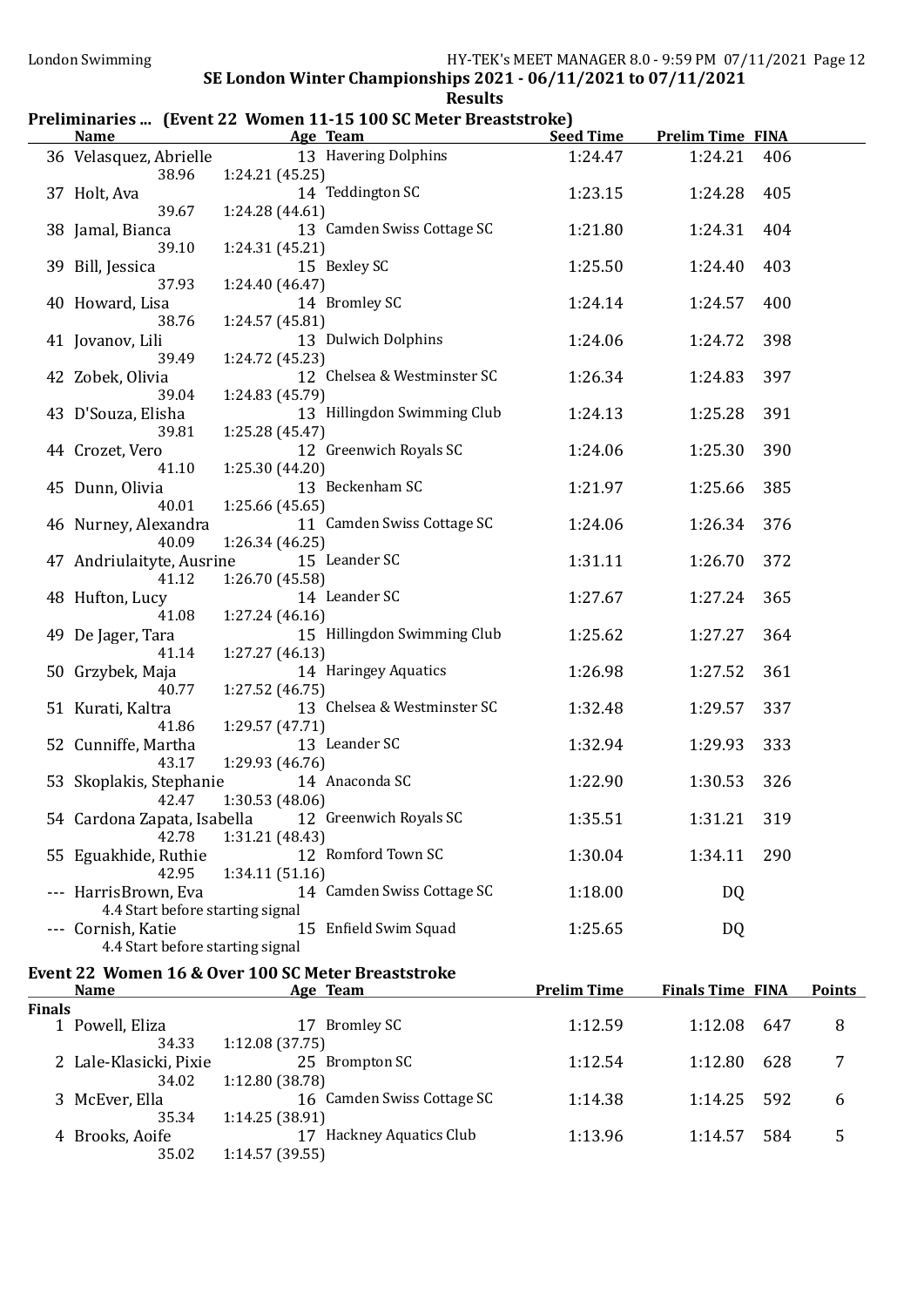SE London Winter Championships 2021 - 06/11/2021 to 07/11/2021

**Results**

## Preliminaries ... (Event 22 Women 11-15 100 SC Meter Breaststroke)

| | Name | Age | Team | Seed Time | Prelim Time | FINA |
|---|---|---|---|---|---|---|
| 36 | Velasquez, Abrielle | 13 | Havering Dolphins | 1:24.47 | 1:24.21 | 406 |
| | 38.96 | | 1:24.21 (45.25) | | | |
| 37 | Holt, Ava | 14 | Teddington SC | 1:23.15 | 1:24.28 | 405 |
| | 39.67 | | 1:24.28 (44.61) | | | |
| 38 | Jamal, Bianca | 13 | Camden Swiss Cottage SC | 1:21.80 | 1:24.31 | 404 |
| | 39.10 | | 1:24.31 (45.21) | | | |
| 39 | Bill, Jessica | 15 | Bexley SC | 1:25.50 | 1:24.40 | 403 |
| | 37.93 | | 1:24.40 (46.47) | | | |
| 40 | Howard, Lisa | 14 | Bromley SC | 1:24.14 | 1:24.57 | 400 |
| | 38.76 | | 1:24.57 (45.81) | | | |
| 41 | Jovanov, Lili | 13 | Dulwich Dolphins | 1:24.06 | 1:24.72 | 398 |
| | 39.49 | | 1:24.72 (45.23) | | | |
| 42 | Zobek, Olivia | 12 | Chelsea & Westminster SC | 1:26.34 | 1:24.83 | 397 |
| | 39.04 | | 1:24.83 (45.79) | | | |
| 43 | D'Souza, Elisha | 13 | Hillingdon Swimming Club | 1:24.13 | 1:25.28 | 391 |
| | 39.81 | | 1:25.28 (45.47) | | | |
| 44 | Crozet, Vero | 12 | Greenwich Royals SC | 1:24.06 | 1:25.30 | 390 |
| | 41.10 | | 1:25.30 (44.20) | | | |
| 45 | Dunn, Olivia | 13 | Beckenham SC | 1:21.97 | 1:25.66 | 385 |
| | 40.01 | | 1:25.66 (45.65) | | | |
| 46 | Nurney, Alexandra | 11 | Camden Swiss Cottage SC | 1:24.06 | 1:26.34 | 376 |
| | 40.09 | | 1:26.34 (46.25) | | | |
| 47 | Andriulaityte, Ausrine | 15 | Leander SC | 1:31.11 | 1:26.70 | 372 |
| | 41.12 | | 1:26.70 (45.58) | | | |
| 48 | Hufton, Lucy | 14 | Leander SC | 1:27.67 | 1:27.24 | 365 |
| | 41.08 | | 1:27.24 (46.16) | | | |
| 49 | De Jager, Tara | 15 | Hillingdon Swimming Club | 1:25.62 | 1:27.27 | 364 |
| | 41.14 | | 1:27.27 (46.13) | | | |
| 50 | Grzybek, Maja | 14 | Haringey Aquatics | 1:26.98 | 1:27.52 | 361 |
| | 40.77 | | 1:27.52 (46.75) | | | |
| 51 | Kurati, Kaltra | 13 | Chelsea & Westminster SC | 1:32.48 | 1:29.57 | 337 |
| | 41.86 | | 1:29.57 (47.71) | | | |
| 52 | Cunniffe, Martha | 13 | Leander SC | 1:32.94 | 1:29.93 | 333 |
| | 43.17 | | 1:29.93 (46.76) | | | |
| 53 | Skoplakis, Stephanie | 14 | Anaconda SC | 1:22.90 | 1:30.53 | 326 |
| | 42.47 | | 1:30.53 (48.06) | | | |
| 54 | Cardona Zapata, Isabella | 12 | Greenwich Royals SC | 1:35.51 | 1:31.21 | 319 |
| | 42.78 | | 1:31.21 (48.43) | | | |
| 55 | Eguakhide, Ruthie | 12 | Romford Town SC | 1:30.04 | 1:34.11 | 290 |
| | 42.95 | | 1:34.11 (51.16) | | | |
| --- | HarrisBrown, Eva | 14 | Camden Swiss Cottage SC | 1:18.00 | DQ | |
| | 4.4 Start before starting signal | | | | | |
| --- | Cornish, Katie | 15 | Enfield Swim Squad | 1:25.65 | DQ | |
| | 4.4 Start before starting signal | | | | | |

## Event 22 Women 16 & Over 100 SC Meter Breaststroke

| | Name | Age | Team | Prelim Time | Finals Time | FINA | Points |
|---|---|---|---|---|---|---|---|
| **Finals** | | | | | | | |
| 1 | Powell, Eliza | 17 | Bromley SC | 1:12.59 | 1:12.08 | 647 | 8 |
| | 34.33 | | 1:12.08 (37.75) | | | | |
| 2 | Lale-Klasicki, Pixie | 25 | Brompton SC | 1:12.54 | 1:12.80 | 628 | 7 |
| | 34.02 | | 1:12.80 (38.78) | | | | |
| 3 | McEver, Ella | 16 | Camden Swiss Cottage SC | 1:14.38 | 1:14.25 | 592 | 6 |
| | 35.34 | | 1:14.25 (38.91) | | | | |
| 4 | Brooks, Aoife | 17 | Hackney Aquatics Club | 1:13.96 | 1:14.57 | 584 | 5 |
| | 35.02 | | 1:14.57 (39.55) | | | | |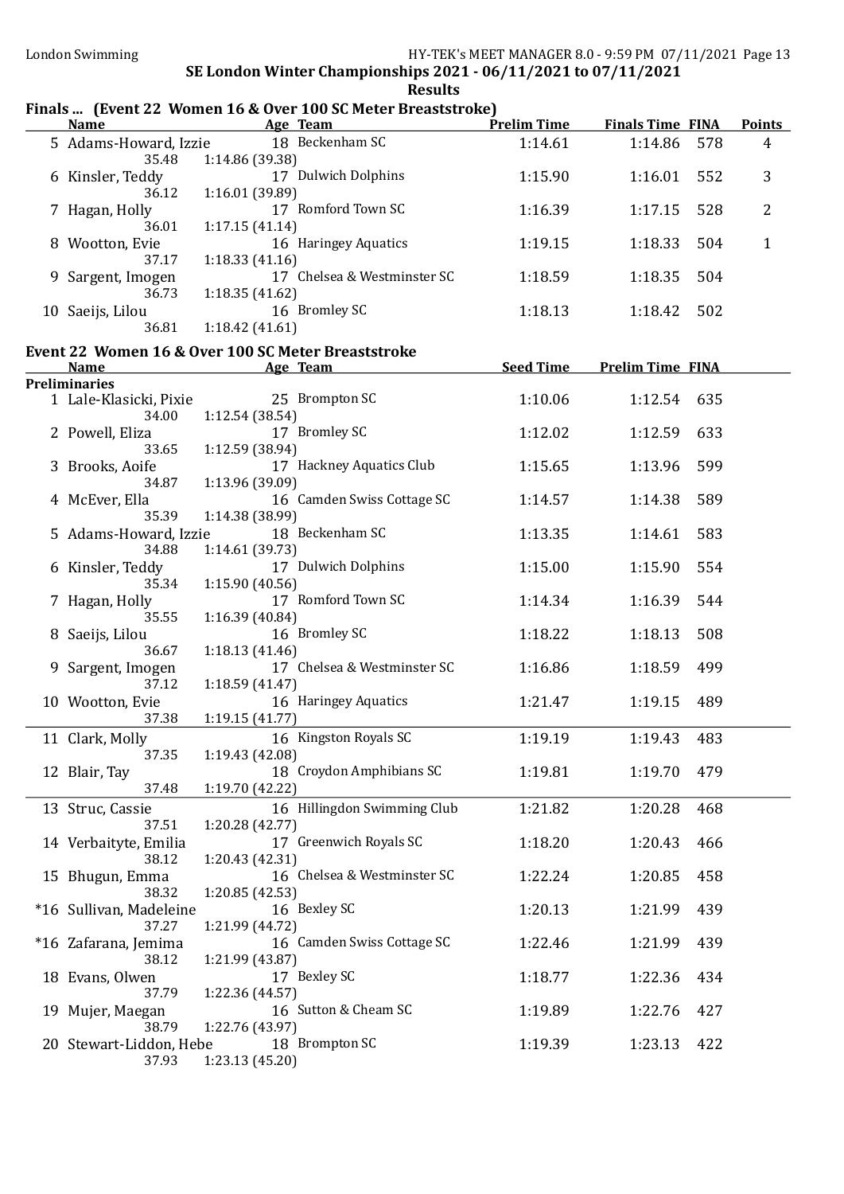SE London Winter Championships 2021 - 06/11/2021 to 07/11/2021

Results

## Finals ... (Event 22 Women 16 & Over 100 SC Meter Breaststroke)

| | Name | Age | Team | Prelim Time | Finals Time | FINA | Points |
|---|---|---|---|---|---|---|---|
| 5 | Adams-Howard, Izzie | 18 | Beckenham SC | 1:14.61 | 1:14.86 | 578 | 4 |
| | 35.48 | | 1:14.86 (39.38) | | | | |
| 6 | Kinsler, Teddy | 17 | Dulwich Dolphins | 1:15.90 | 1:16.01 | 552 | 3 |
| | 36.12 | | 1:16.01 (39.89) | | | | |
| 7 | Hagan, Holly | 17 | Romford Town SC | 1:16.39 | 1:17.15 | 528 | 2 |
| | 36.01 | | 1:17.15 (41.14) | | | | |
| 8 | Wootton, Evie | 16 | Haringey Aquatics | 1:19.15 | 1:18.33 | 504 | 1 |
| | 37.17 | | 1:18.33 (41.16) | | | | |
| 9 | Sargent, Imogen | 17 | Chelsea & Westminster SC | 1:18.59 | 1:18.35 | 504 | |
| | 36.73 | | 1:18.35 (41.62) | | | | |
| 10 | Saeijs, Lilou | 16 | Bromley SC | 1:18.13 | 1:18.42 | 502 | |
| | 36.81 | | 1:18.42 (41.61) | | | | |

## Event 22 Women 16 & Over 100 SC Meter Breaststroke

**Preliminaries**

| | Name | Age | Team | Seed Time | Prelim Time | FINA |
|---|---|---|---|---|---|---|
| 1 | Lale-Klasicki, Pixie | 25 | Brompton SC | 1:10.06 | 1:12.54 | 635 |
| | 34.00 | | 1:12.54 (38.54) | | | |
| 2 | Powell, Eliza | 17 | Bromley SC | 1:12.02 | 1:12.59 | 633 |
| | 33.65 | | 1:12.59 (38.94) | | | |
| 3 | Brooks, Aoife | 17 | Hackney Aquatics Club | 1:15.65 | 1:13.96 | 599 |
| | 34.87 | | 1:13.96 (39.09) | | | |
| 4 | McEver, Ella | 16 | Camden Swiss Cottage SC | 1:14.57 | 1:14.38 | 589 |
| | 35.39 | | 1:14.38 (38.99) | | | |
| 5 | Adams-Howard, Izzie | 18 | Beckenham SC | 1:13.35 | 1:14.61 | 583 |
| | 34.88 | | 1:14.61 (39.73) | | | |
| 6 | Kinsler, Teddy | 17 | Dulwich Dolphins | 1:15.00 | 1:15.90 | 554 |
| | 35.34 | | 1:15.90 (40.56) | | | |
| 7 | Hagan, Holly | 17 | Romford Town SC | 1:14.34 | 1:16.39 | 544 |
| | 35.55 | | 1:16.39 (40.84) | | | |
| 8 | Saeijs, Lilou | 16 | Bromley SC | 1:18.22 | 1:18.13 | 508 |
| | 36.67 | | 1:18.13 (41.46) | | | |
| 9 | Sargent, Imogen | 17 | Chelsea & Westminster SC | 1:16.86 | 1:18.59 | 499 |
| | 37.12 | | 1:18.59 (41.47) | | | |
| 10 | Wootton, Evie | 16 | Haringey Aquatics | 1:21.47 | 1:19.15 | 489 |
| | 37.38 | | 1:19.15 (41.77) | | | |
| 11 | Clark, Molly | 16 | Kingston Royals SC | 1:19.19 | 1:19.43 | 483 |
| | 37.35 | | 1:19.43 (42.08) | | | |
| 12 | Blair, Tay | 18 | Croydon Amphibians SC | 1:19.81 | 1:19.70 | 479 |
| | 37.48 | | 1:19.70 (42.22) | | | |
| 13 | Struc, Cassie | 16 | Hillingdon Swimming Club | 1:21.82 | 1:20.28 | 468 |
| | 37.51 | | 1:20.28 (42.77) | | | |
| 14 | Verbaityte, Emilia | 17 | Greenwich Royals SC | 1:18.20 | 1:20.43 | 466 |
| | 38.12 | | 1:20.43 (42.31) | | | |
| 15 | Bhugun, Emma | 16 | Chelsea & Westminster SC | 1:22.24 | 1:20.85 | 458 |
| | 38.32 | | 1:20.85 (42.53) | | | |
| *16 | Sullivan, Madeleine | 16 | Bexley SC | 1:20.13 | 1:21.99 | 439 |
| | 37.27 | | 1:21.99 (44.72) | | | |
| *16 | Zafarana, Jemima | 16 | Camden Swiss Cottage SC | 1:22.46 | 1:21.99 | 439 |
| | 38.12 | | 1:21.99 (43.87) | | | |
| 18 | Evans, Olwen | 17 | Bexley SC | 1:18.77 | 1:22.36 | 434 |
| | 37.79 | | 1:22.36 (44.57) | | | |
| 19 | Mujer, Maegan | 16 | Sutton & Cheam SC | 1:19.89 | 1:22.76 | 427 |
| | 38.79 | | 1:22.76 (43.97) | | | |
| 20 | Stewart-Liddon, Hebe | 18 | Brompton SC | 1:19.39 | 1:23.13 | 422 |
| | 37.93 | | 1:23.13 (45.20) | | | |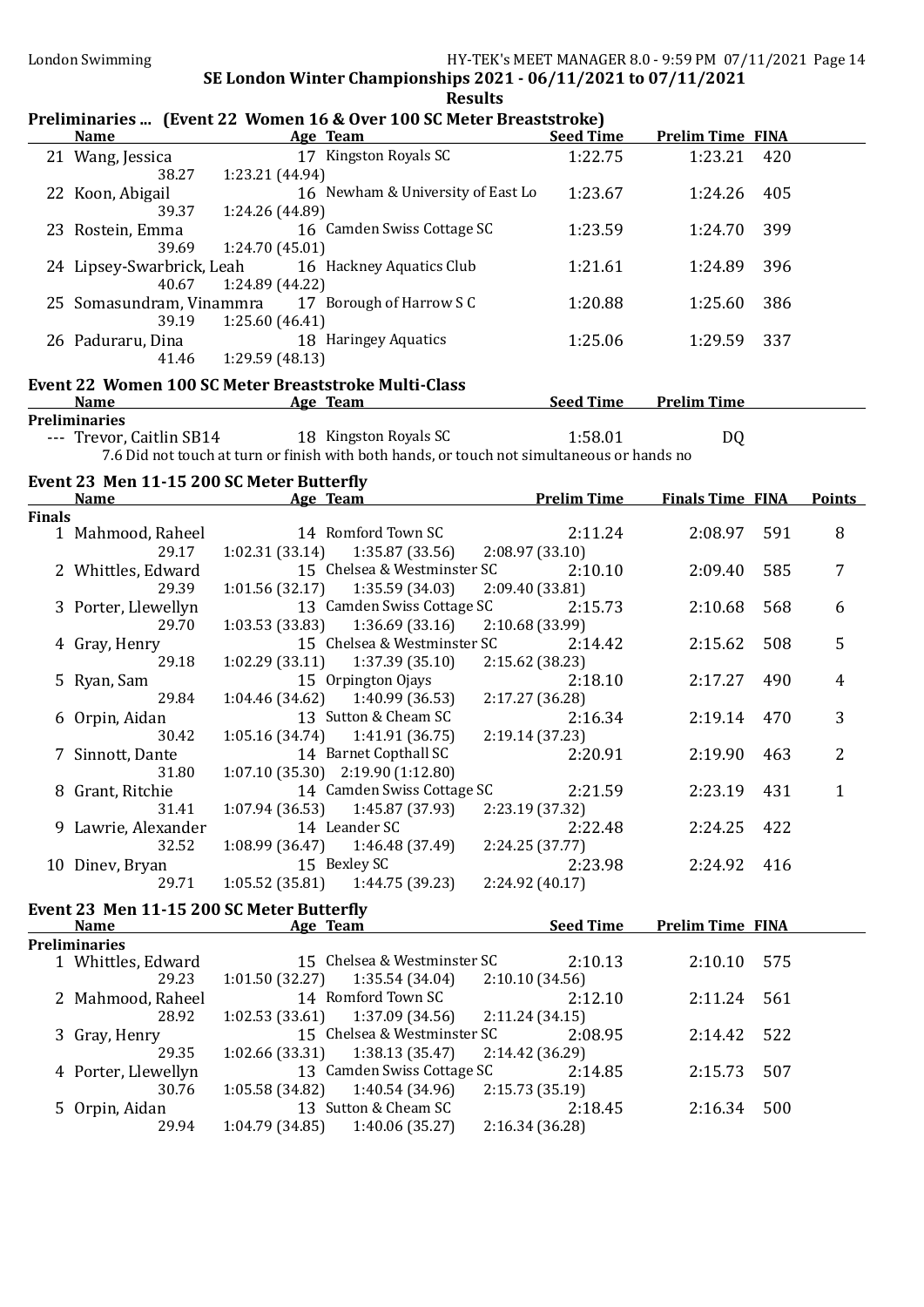SE London Winter Championships 2021 - 06/11/2021 to 07/11/2021

Results

### Preliminaries ... (Event 22 Women 16 & Over 100 SC Meter Breaststroke)

| | Name | Age | Team | Seed Time | Prelim Time | FINA |
|---|---|---|---|---|---|---|
| 21 | Wang, Jessica | 17 | Kingston Royals SC | 1:22.75 | 1:23.21 | 420 |
| | 38.27 | 1:23.21 (44.94) | | | | |
| 22 | Koon, Abigail | 16 | Newham & University of East Lo | 1:23.67 | 1:24.26 | 405 |
| | 39.37 | 1:24.26 (44.89) | | | | |
| 23 | Rostein, Emma | 16 | Camden Swiss Cottage SC | 1:23.59 | 1:24.70 | 399 |
| | 39.69 | 1:24.70 (45.01) | | | | |
| 24 | Lipsey-Swarbrick, Leah | 16 | Hackney Aquatics Club | 1:21.61 | 1:24.89 | 396 |
| | 40.67 | 1:24.89 (44.22) | | | | |
| 25 | Somasundram, Vinammra | 17 | Borough of Harrow S C | 1:20.88 | 1:25.60 | 386 |
| | 39.19 | 1:25.60 (46.41) | | | | |
| 26 | Paduraru, Dina | 18 | Haringey Aquatics | 1:25.06 | 1:29.59 | 337 |
| | 41.46 | 1:29.59 (48.13) | | | | |

### Event 22 Women 100 SC Meter Breaststroke Multi-Class

| | Name | Age | Team | Seed Time | Prelim Time |
|---|---|---|---|---|---|
| **Preliminaries** | | | | | |
| --- | Trevor, Caitlin SB14 | 18 | Kingston Royals SC | 1:58.01 | DQ |

7.6 Did not touch at turn or finish with both hands, or touch not simultaneous or hands no

### Event 23 Men 11-15 200 SC Meter Butterfly

| | Name | Age | Team | Prelim Time | Finals Time | FINA | Points |
|---|---|---|---|---|---|---|---|
| **Finals** | | | | | | | |
| 1 | Mahmood, Raheel | 14 | Romford Town SC | 2:11.24 | 2:08.97 | 591 | 8 |
| | 29.17 | 1:02.31 (33.14) | 1:35.87 (33.56) | 2:08.97 (33.10) | | | |
| 2 | Whittles, Edward | 15 | Chelsea & Westminster SC | 2:10.10 | 2:09.40 | 585 | 7 |
| | 29.39 | 1:01.56 (32.17) | 1:35.59 (34.03) | 2:09.40 (33.81) | | | |
| 3 | Porter, Llewellyn | 13 | Camden Swiss Cottage SC | 2:15.73 | 2:10.68 | 568 | 6 |
| | 29.70 | 1:03.53 (33.83) | 1:36.69 (33.16) | 2:10.68 (33.99) | | | |
| 4 | Gray, Henry | 15 | Chelsea & Westminster SC | 2:14.42 | 2:15.62 | 508 | 5 |
| | 29.18 | 1:02.29 (33.11) | 1:37.39 (35.10) | 2:15.62 (38.23) | | | |
| 5 | Ryan, Sam | 15 | Orpington Ojays | 2:18.10 | 2:17.27 | 490 | 4 |
| | 29.84 | 1:04.46 (34.62) | 1:40.99 (36.53) | 2:17.27 (36.28) | | | |
| 6 | Orpin, Aidan | 13 | Sutton & Cheam SC | 2:16.34 | 2:19.14 | 470 | 3 |
| | 30.42 | 1:05.16 (34.74) | 1:41.91 (36.75) | 2:19.14 (37.23) | | | |
| 7 | Sinnott, Dante | 14 | Barnet Copthall SC | 2:20.91 | 2:19.90 | 463 | 2 |
| | 31.80 | 1:07.10 (35.30) | 2:19.90 (1:12.80) | | | | |
| 8 | Grant, Ritchie | 14 | Camden Swiss Cottage SC | 2:21.59 | 2:23.19 | 431 | 1 |
| | 31.41 | 1:07.94 (36.53) | 1:45.87 (37.93) | 2:23.19 (37.32) | | | |
| 9 | Lawrie, Alexander | 14 | Leander SC | 2:22.48 | 2:24.25 | 422 | |
| | 32.52 | 1:08.99 (36.47) | 1:46.48 (37.49) | 2:24.25 (37.77) | | | |
| 10 | Dinev, Bryan | 15 | Bexley SC | 2:23.98 | 2:24.92 | 416 | |
| | 29.71 | 1:05.52 (35.81) | 1:44.75 (39.23) | 2:24.92 (40.17) | | | |

### Event 23 Men 11-15 200 SC Meter Butterfly

| | Name | Age | Team | Seed Time | Prelim Time | FINA |
|---|---|---|---|---|---|---|
| **Preliminaries** | | | | | | |
| 1 | Whittles, Edward | 15 | Chelsea & Westminster SC | 2:10.13 | 2:10.10 | 575 |
| | 29.23 | 1:01.50 (32.27) | 1:35.54 (34.04) | 2:10.10 (34.56) | | |
| 2 | Mahmood, Raheel | 14 | Romford Town SC | 2:12.10 | 2:11.24 | 561 |
| | 28.92 | 1:02.53 (33.61) | 1:37.09 (34.56) | 2:11.24 (34.15) | | |
| 3 | Gray, Henry | 15 | Chelsea & Westminster SC | 2:08.95 | 2:14.42 | 522 |
| | 29.35 | 1:02.66 (33.31) | 1:38.13 (35.47) | 2:14.42 (36.29) | | |
| 4 | Porter, Llewellyn | 13 | Camden Swiss Cottage SC | 2:14.85 | 2:15.73 | 507 |
| | 30.76 | 1:05.58 (34.82) | 1:40.54 (34.96) | 2:15.73 (35.19) | | |
| 5 | Orpin, Aidan | 13 | Sutton & Cheam SC | 2:18.45 | 2:16.34 | 500 |
| | 29.94 | 1:04.79 (34.85) | 1:40.06 (35.27) | 2:16.34 (36.28) | | |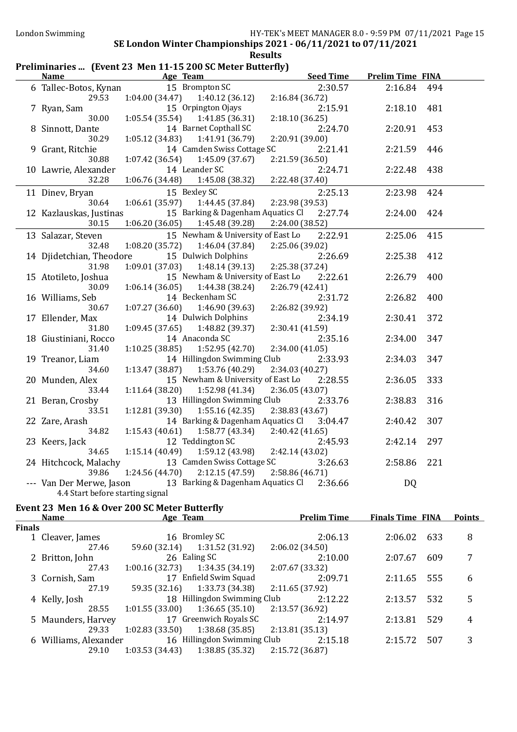SE London Winter Championships 2021 - 06/11/2021 to 07/11/2021

**Results**

### Preliminaries ... (Event 23 Men 11-15 200 SC Meter Butterfly)

| | Name | Age | Team | Seed Time | Prelim Time | FINA |
|---|---|---|---|---|---|---|
| 6 | Tallec-Botos, Kynan | 15 | Brompton SC | 2:30.57 | 2:16.84 | 494 |
| | 29.53 | 1:04.00 (34.47) | 1:40.12 (36.12) | 2:16.84 (36.72) | | |
| 7 | Ryan, Sam | 15 | Orpington Ojays | 2:15.91 | 2:18.10 | 481 |
| | 30.00 | 1:05.54 (35.54) | 1:41.85 (36.31) | 2:18.10 (36.25) | | |
| 8 | Sinnott, Dante | 14 | Barnet Copthall SC | 2:24.70 | 2:20.91 | 453 |
| | 30.29 | 1:05.12 (34.83) | 1:41.91 (36.79) | 2:20.91 (39.00) | | |
| 9 | Grant, Ritchie | 14 | Camden Swiss Cottage SC | 2:21.41 | 2:21.59 | 446 |
| | 30.88 | 1:07.42 (36.54) | 1:45.09 (37.67) | 2:21.59 (36.50) | | |
| 10 | Lawrie, Alexander | 14 | Leander SC | 2:24.71 | 2:22.48 | 438 |
| | 32.28 | 1:06.76 (34.48) | 1:45.08 (38.32) | 2:22.48 (37.40) | | |
| 11 | Dinev, Bryan | 15 | Bexley SC | 2:25.13 | 2:23.98 | 424 |
| | 30.64 | 1:06.61 (35.97) | 1:44.45 (37.84) | 2:23.98 (39.53) | | |
| 12 | Kazlauskas, Justinas | 15 | Barking & Dagenham Aquatics Cl | 2:27.74 | 2:24.00 | 424 |
| | 30.15 | 1:06.20 (36.05) | 1:45.48 (39.28) | 2:24.00 (38.52) | | |
| 13 | Salazar, Steven | 15 | Newham & University of East Lo | 2:22.91 | 2:25.06 | 415 |
| | 32.48 | 1:08.20 (35.72) | 1:46.04 (37.84) | 2:25.06 (39.02) | | |
| 14 | Djidetchian, Theodore | 15 | Dulwich Dolphins | 2:26.69 | 2:25.38 | 412 |
| | 31.98 | 1:09.01 (37.03) | 1:48.14 (39.13) | 2:25.38 (37.24) | | |
| 15 | Atotileto, Joshua | 15 | Newham & University of East Lo | 2:22.61 | 2:26.79 | 400 |
| | 30.09 | 1:06.14 (36.05) | 1:44.38 (38.24) | 2:26.79 (42.41) | | |
| 16 | Williams, Seb | 14 | Beckenham SC | 2:31.72 | 2:26.82 | 400 |
| | 30.67 | 1:07.27 (36.60) | 1:46.90 (39.63) | 2:26.82 (39.92) | | |
| 17 | Ellender, Max | 14 | Dulwich Dolphins | 2:34.19 | 2:30.41 | 372 |
| | 31.80 | 1:09.45 (37.65) | 1:48.82 (39.37) | 2:30.41 (41.59) | | |
| 18 | Giustiniani, Rocco | 14 | Anaconda SC | 2:35.16 | 2:34.00 | 347 |
| | 31.40 | 1:10.25 (38.85) | 1:52.95 (42.70) | 2:34.00 (41.05) | | |
| 19 | Treanor, Liam | 14 | Hillingdon Swimming Club | 2:33.93 | 2:34.03 | 347 |
| | 34.60 | 1:13.47 (38.87) | 1:53.76 (40.29) | 2:34.03 (40.27) | | |
| 20 | Munden, Alex | 15 | Newham & University of East Lo | 2:28.55 | 2:36.05 | 333 |
| | 33.44 | 1:11.64 (38.20) | 1:52.98 (41.34) | 2:36.05 (43.07) | | |
| 21 | Beran, Crosby | 13 | Hillingdon Swimming Club | 2:33.76 | 2:38.83 | 316 |
| | 33.51 | 1:12.81 (39.30) | 1:55.16 (42.35) | 2:38.83 (43.67) | | |
| 22 | Zare, Arash | 14 | Barking & Dagenham Aquatics Cl | 3:04.47 | 2:40.42 | 307 |
| | 34.82 | 1:15.43 (40.61) | 1:58.77 (43.34) | 2:40.42 (41.65) | | |
| 23 | Keers, Jack | 12 | Teddington SC | 2:45.93 | 2:42.14 | 297 |
| | 34.65 | 1:15.14 (40.49) | 1:59.12 (43.98) | 2:42.14 (43.02) | | |
| 24 | Hitchcock, Malachy | 13 | Camden Swiss Cottage SC | 3:26.63 | 2:58.86 | 221 |
| | 39.86 | 1:24.56 (44.70) | 2:12.15 (47.59) | 2:58.86 (46.71) | | |
| --- | Van Der Merwe, Jason | 13 | Barking & Dagenham Aquatics Cl | 2:36.66 | DQ | |
| | 4.4 Start before starting signal | | | | | |

### Event 23 Men 16 & Over 200 SC Meter Butterfly

| | Name | Age | Team | Prelim Time | Finals Time | FINA | Points |
|---|---|---|---|---|---|---|---|
| **Finals** | | | | | | | |
| 1 | Cleaver, James | 16 | Bromley SC | 2:06.13 | 2:06.02 | 633 | 8 |
| | 27.46 | 59.60 (32.14) | 1:31.52 (31.92) | 2:06.02 (34.50) | | | |
| 2 | Britton, John | 26 | Ealing SC | 2:10.00 | 2:07.67 | 609 | 7 |
| | 27.43 | 1:00.16 (32.73) | 1:34.35 (34.19) | 2:07.67 (33.32) | | | |
| 3 | Cornish, Sam | 17 | Enfield Swim Squad | 2:09.71 | 2:11.65 | 555 | 6 |
| | 27.19 | 59.35 (32.16) | 1:33.73 (34.38) | 2:11.65 (37.92) | | | |
| 4 | Kelly, Josh | 18 | Hillingdon Swimming Club | 2:12.22 | 2:13.57 | 532 | 5 |
| | 28.55 | 1:01.55 (33.00) | 1:36.65 (35.10) | 2:13.57 (36.92) | | | |
| 5 | Maunders, Harvey | 17 | Greenwich Royals SC | 2:14.97 | 2:13.81 | 529 | 4 |
| | 29.33 | 1:02.83 (33.50) | 1:38.68 (35.85) | 2:13.81 (35.13) | | | |
| 6 | Williams, Alexander | 16 | Hillingdon Swimming Club | 2:15.18 | 2:15.72 | 507 | 3 |
| | 29.10 | 1:03.53 (34.43) | 1:38.85 (35.32) | 2:15.72 (36.87) | | | |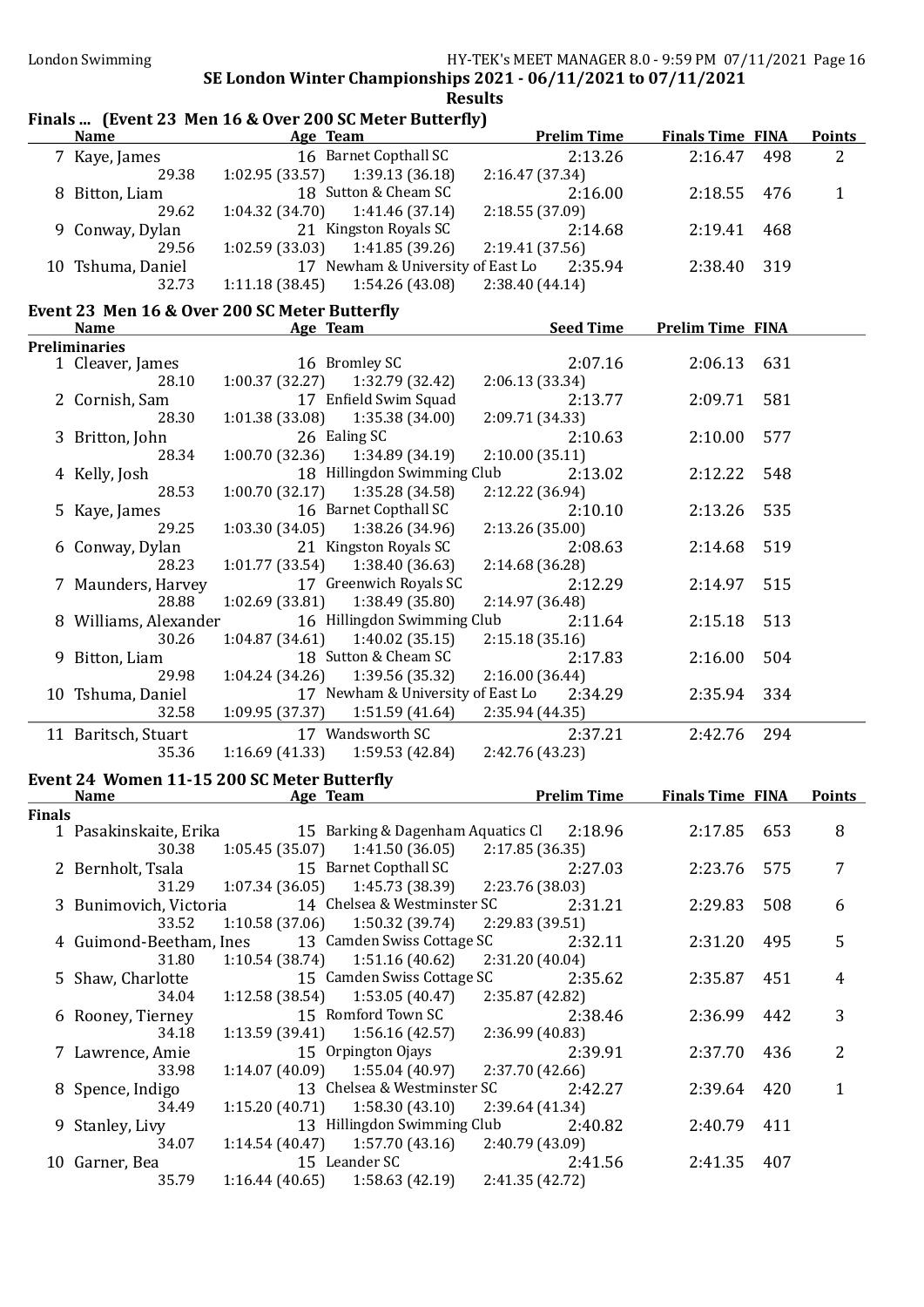SE London Winter Championships 2021 - 06/11/2021 to 07/11/2021

Results

## Finals ... (Event 23 Men 16 & Over 200 SC Meter Butterfly)

| | Name | Age | Team | Prelim Time | Finals Time | FINA | Points |
|---|---|---|---|---|---|---|---|
| 7 | Kaye, James | 16 | Barnet Copthall SC | 2:13.26 | 2:16.47 | 498 | 2 |
| | 29.38 | 1:02.95 (33.57) | 1:39.13 (36.18) | 2:16.47 (37.34) | | | |
| 8 | Bitton, Liam | 18 | Sutton & Cheam SC | 2:16.00 | 2:18.55 | 476 | 1 |
| | 29.62 | 1:04.32 (34.70) | 1:41.46 (37.14) | 2:18.55 (37.09) | | | |
| 9 | Conway, Dylan | 21 | Kingston Royals SC | 2:14.68 | 2:19.41 | 468 | |
| | 29.56 | 1:02.59 (33.03) | 1:41.85 (39.26) | 2:19.41 (37.56) | | | |
| 10 | Tshuma, Daniel | 17 | Newham & University of East Lo | 2:35.94 | 2:38.40 | 319 | |
| | 32.73 | 1:11.18 (38.45) | 1:54.26 (43.08) | 2:38.40 (44.14) | | | |

## Event 23 Men 16 & Over 200 SC Meter Butterfly

| | Name | Age | Team | Seed Time | Prelim Time | FINA |
|---|---|---|---|---|---|---|
| **Preliminaries** | | | | | | |
| 1 | Cleaver, James | 16 | Bromley SC | 2:07.16 | 2:06.13 | 631 |
| | 28.10 | 1:00.37 (32.27) | 1:32.79 (32.42) | 2:06.13 (33.34) | | |
| 2 | Cornish, Sam | 17 | Enfield Swim Squad | 2:13.77 | 2:09.71 | 581 |
| | 28.30 | 1:01.38 (33.08) | 1:35.38 (34.00) | 2:09.71 (34.33) | | |
| 3 | Britton, John | 26 | Ealing SC | 2:10.63 | 2:10.00 | 577 |
| | 28.34 | 1:00.70 (32.36) | 1:34.89 (34.19) | 2:10.00 (35.11) | | |
| 4 | Kelly, Josh | 18 | Hillingdon Swimming Club | 2:13.02 | 2:12.22 | 548 |
| | 28.53 | 1:00.70 (32.17) | 1:35.28 (34.58) | 2:12.22 (36.94) | | |
| 5 | Kaye, James | 16 | Barnet Copthall SC | 2:10.10 | 2:13.26 | 535 |
| | 29.25 | 1:03.30 (34.05) | 1:38.26 (34.96) | 2:13.26 (35.00) | | |
| 6 | Conway, Dylan | 21 | Kingston Royals SC | 2:08.63 | 2:14.68 | 519 |
| | 28.23 | 1:01.77 (33.54) | 1:38.40 (36.63) | 2:14.68 (36.28) | | |
| 7 | Maunders, Harvey | 17 | Greenwich Royals SC | 2:12.29 | 2:14.97 | 515 |
| | 28.88 | 1:02.69 (33.81) | 1:38.49 (35.80) | 2:14.97 (36.48) | | |
| 8 | Williams, Alexander | 16 | Hillingdon Swimming Club | 2:11.64 | 2:15.18 | 513 |
| | 30.26 | 1:04.87 (34.61) | 1:40.02 (35.15) | 2:15.18 (35.16) | | |
| 9 | Bitton, Liam | 18 | Sutton & Cheam SC | 2:17.83 | 2:16.00 | 504 |
| | 29.98 | 1:04.24 (34.26) | 1:39.56 (35.32) | 2:16.00 (36.44) | | |
| 10 | Tshuma, Daniel | 17 | Newham & University of East Lo | 2:34.29 | 2:35.94 | 334 |
| | 32.58 | 1:09.95 (37.37) | 1:51.59 (41.64) | 2:35.94 (44.35) | | |
| 11 | Baritsch, Stuart | 17 | Wandsworth SC | 2:37.21 | 2:42.76 | 294 |
| | 35.36 | 1:16.69 (41.33) | 1:59.53 (42.84) | 2:42.76 (43.23) | | |

## Event 24 Women 11-15 200 SC Meter Butterfly

| | Name | Age | Team | Prelim Time | Finals Time | FINA | Points |
|---|---|---|---|---|---|---|---|
| **Finals** | | | | | | | |
| 1 | Pasakinskaite, Erika | 15 | Barking & Dagenham Aquatics Cl | 2:18.96 | 2:17.85 | 653 | 8 |
| | 30.38 | 1:05.45 (35.07) | 1:41.50 (36.05) | 2:17.85 (36.35) | | | |
| 2 | Bernholt, Tsala | 15 | Barnet Copthall SC | 2:27.03 | 2:23.76 | 575 | 7 |
| | 31.29 | 1:07.34 (36.05) | 1:45.73 (38.39) | 2:23.76 (38.03) | | | |
| 3 | Bunimovich, Victoria | 14 | Chelsea & Westminster SC | 2:31.21 | 2:29.83 | 508 | 6 |
| | 33.52 | 1:10.58 (37.06) | 1:50.32 (39.74) | 2:29.83 (39.51) | | | |
| 4 | Guimond-Beetham, Ines | 13 | Camden Swiss Cottage SC | 2:32.11 | 2:31.20 | 495 | 5 |
| | 31.80 | 1:10.54 (38.74) | 1:51.16 (40.62) | 2:31.20 (40.04) | | | |
| 5 | Shaw, Charlotte | 15 | Camden Swiss Cottage SC | 2:35.62 | 2:35.87 | 451 | 4 |
| | 34.04 | 1:12.58 (38.54) | 1:53.05 (40.47) | 2:35.87 (42.82) | | | |
| 6 | Rooney, Tierney | 15 | Romford Town SC | 2:38.46 | 2:36.99 | 442 | 3 |
| | 34.18 | 1:13.59 (39.41) | 1:56.16 (42.57) | 2:36.99 (40.83) | | | |
| 7 | Lawrence, Amie | 15 | Orpington Ojays | 2:39.91 | 2:37.70 | 436 | 2 |
| | 33.98 | 1:14.07 (40.09) | 1:55.04 (40.97) | 2:37.70 (42.66) | | | |
| 8 | Spence, Indigo | 13 | Chelsea & Westminster SC | 2:42.27 | 2:39.64 | 420 | 1 |
| | 34.49 | 1:15.20 (40.71) | 1:58.30 (43.10) | 2:39.64 (41.34) | | | |
| 9 | Stanley, Livy | 13 | Hillingdon Swimming Club | 2:40.82 | 2:40.79 | 411 | |
| | 34.07 | 1:14.54 (40.47) | 1:57.70 (43.16) | 2:40.79 (43.09) | | | |
| 10 | Garner, Bea | 15 | Leander SC | 2:41.56 | 2:41.35 | 407 | |
| | 35.79 | 1:16.44 (40.65) | 1:58.63 (42.19) | 2:41.35 (42.72) | | | |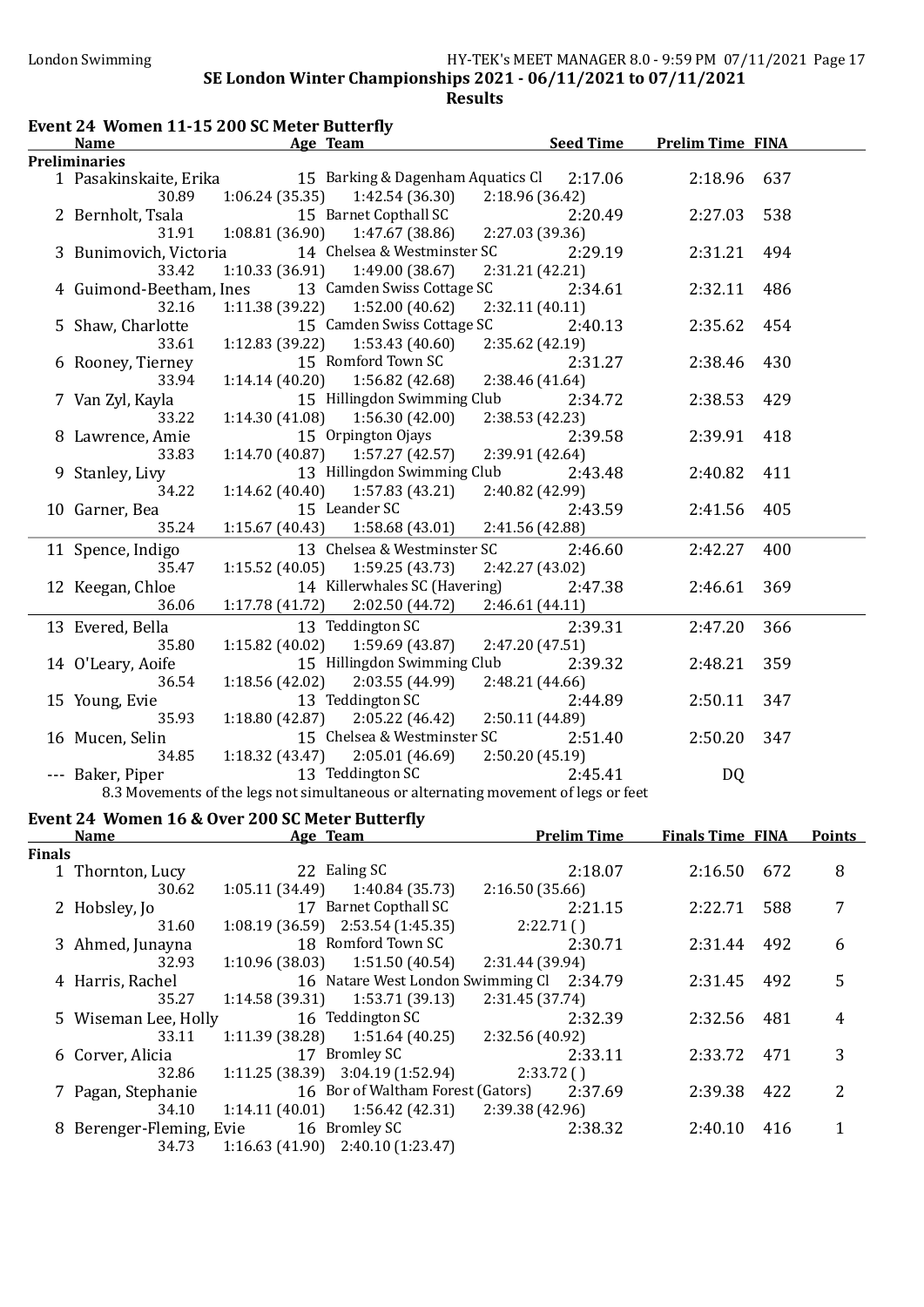# SE London Winter Championships 2021 - 06/11/2021 to 07/11/2021

## Results

### Event 24 Women 11-15 200 SC Meter Butterfly

| | Name | Age | Team | Seed Time | Prelim Time | FINA |
|---|---|---|---|---|---|---|
| **Preliminaries** | | | | | | |
| 1 | Pasakinskaite, Erika | 15 | Barking & Dagenham Aquatics Cl | 2:17.06 | 2:18.96 | 637 |
| | 30.89 | 1:06.24 (35.35) | 1:42.54 (36.30) | 2:18.96 (36.42) | | |
| 2 | Bernholt, Tsala | 15 | Barnet Copthall SC | 2:20.49 | 2:27.03 | 538 |
| | 31.91 | 1:08.81 (36.90) | 1:47.67 (38.86) | 2:27.03 (39.36) | | |
| 3 | Bunimovich, Victoria | 14 | Chelsea & Westminster SC | 2:29.19 | 2:31.21 | 494 |
| | 33.42 | 1:10.33 (36.91) | 1:49.00 (38.67) | 2:31.21 (42.21) | | |
| 4 | Guimond-Beetham, Ines | 13 | Camden Swiss Cottage SC | 2:34.61 | 2:32.11 | 486 |
| | 32.16 | 1:11.38 (39.22) | 1:52.00 (40.62) | 2:32.11 (40.11) | | |
| 5 | Shaw, Charlotte | 15 | Camden Swiss Cottage SC | 2:40.13 | 2:35.62 | 454 |
| | 33.61 | 1:12.83 (39.22) | 1:53.43 (40.60) | 2:35.62 (42.19) | | |
| 6 | Rooney, Tierney | 15 | Romford Town SC | 2:31.27 | 2:38.46 | 430 |
| | 33.94 | 1:14.14 (40.20) | 1:56.82 (42.68) | 2:38.46 (41.64) | | |
| 7 | Van Zyl, Kayla | 15 | Hillingdon Swimming Club | 2:34.72 | 2:38.53 | 429 |
| | 33.22 | 1:14.30 (41.08) | 1:56.30 (42.00) | 2:38.53 (42.23) | | |
| 8 | Lawrence, Amie | 15 | Orpington Ojays | 2:39.58 | 2:39.91 | 418 |
| | 33.83 | 1:14.70 (40.87) | 1:57.27 (42.57) | 2:39.91 (42.64) | | |
| 9 | Stanley, Livy | 13 | Hillingdon Swimming Club | 2:43.48 | 2:40.82 | 411 |
| | 34.22 | 1:14.62 (40.40) | 1:57.83 (43.21) | 2:40.82 (42.99) | | |
| 10 | Garner, Bea | 15 | Leander SC | 2:43.59 | 2:41.56 | 405 |
| | 35.24 | 1:15.67 (40.43) | 1:58.68 (43.01) | 2:41.56 (42.88) | | |
| 11 | Spence, Indigo | 13 | Chelsea & Westminster SC | 2:46.60 | 2:42.27 | 400 |
| | 35.47 | 1:15.52 (40.05) | 1:59.25 (43.73) | 2:42.27 (43.02) | | |
| 12 | Keegan, Chloe | 14 | Killerwhales SC (Havering) | 2:47.38 | 2:46.61 | 369 |
| | 36.06 | 1:17.78 (41.72) | 2:02.50 (44.72) | 2:46.61 (44.11) | | |
| 13 | Evered, Bella | 13 | Teddington SC | 2:39.31 | 2:47.20 | 366 |
| | 35.80 | 1:15.82 (40.02) | 1:59.69 (43.87) | 2:47.20 (47.51) | | |
| 14 | O'Leary, Aoife | 15 | Hillingdon Swimming Club | 2:39.32 | 2:48.21 | 359 |
| | 36.54 | 1:18.56 (42.02) | 2:03.55 (44.99) | 2:48.21 (44.66) | | |
| 15 | Young, Evie | 13 | Teddington SC | 2:44.89 | 2:50.11 | 347 |
| | 35.93 | 1:18.80 (42.87) | 2:05.22 (46.42) | 2:50.11 (44.89) | | |
| 16 | Mucen, Selin | 15 | Chelsea & Westminster SC | 2:51.40 | 2:50.20 | 347 |
| | 34.85 | 1:18.32 (43.47) | 2:05.01 (46.69) | 2:50.20 (45.19) | | |
| --- | Baker, Piper | 13 | Teddington SC | 2:45.41 | DQ | |

8.3 Movements of the legs not simultaneous or alternating movement of legs or feet

### Event 24 Women 16 & Over 200 SC Meter Butterfly

| | Name | Age | Team | Prelim Time | Finals Time | FINA | Points |
|---|---|---|---|---|---|---|---|
| **Finals** | | | | | | | |
| 1 | Thornton, Lucy | 22 | Ealing SC | 2:18.07 | 2:16.50 | 672 | 8 |
| | 30.62 | 1:05.11 (34.49) | 1:40.84 (35.73) | 2:16.50 (35.66) | | | |
| 2 | Hobsley, Jo | 17 | Barnet Copthall SC | 2:21.15 | 2:22.71 | 588 | 7 |
| | 31.60 | 1:08.19 (36.59) | 2:53.54 (1:45.35) | 2:22.71 ( ) | | | |
| 3 | Ahmed, Junayna | 18 | Romford Town SC | 2:30.71 | 2:31.44 | 492 | 6 |
| | 32.93 | 1:10.96 (38.03) | 1:51.50 (40.54) | 2:31.44 (39.94) | | | |
| 4 | Harris, Rachel | 16 | Natare West London Swimming Cl | 2:34.79 | 2:31.45 | 492 | 5 |
| | 35.27 | 1:14.58 (39.31) | 1:53.71 (39.13) | 2:31.45 (37.74) | | | |
| 5 | Wiseman Lee, Holly | 16 | Teddington SC | 2:32.39 | 2:32.56 | 481 | 4 |
| | 33.11 | 1:11.39 (38.28) | 1:51.64 (40.25) | 2:32.56 (40.92) | | | |
| 6 | Corver, Alicia | 17 | Bromley SC | 2:33.11 | 2:33.72 | 471 | 3 |
| | 32.86 | 1:11.25 (38.39) | 3:04.19 (1:52.94) | 2:33.72 ( ) | | | |
| 7 | Pagan, Stephanie | 16 | Bor of Waltham Forest (Gators) | 2:37.69 | 2:39.38 | 422 | 2 |
| | 34.10 | 1:14.11 (40.01) | 1:56.42 (42.31) | 2:39.38 (42.96) | | | |
| 8 | Berenger-Fleming, Evie | 16 | Bromley SC | 2:38.32 | 2:40.10 | 416 | 1 |
| | 34.73 | 1:16.63 (41.90) | 2:40.10 (1:23.47) | | | | |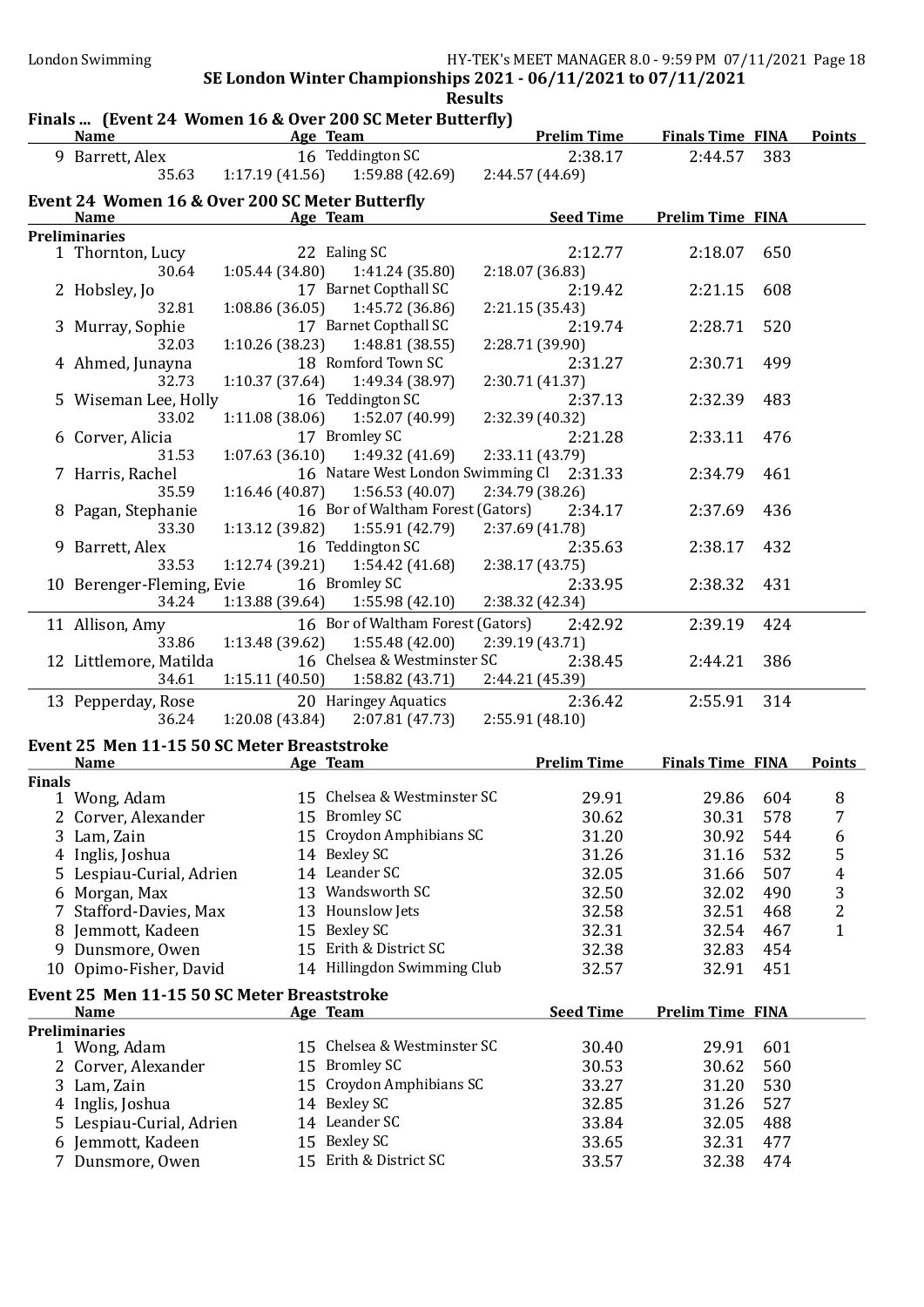SE London Winter Championships 2021 - 06/11/2021 to 07/11/2021

Results

### Finals ... (Event 24 Women 16 & Over 200 SC Meter Butterfly)

| | Name | Age | Team | Prelim Time | Finals Time | FINA | Points |
|---|---|---|---|---|---|---|---|
| 9 | Barrett, Alex | 16 | Teddington SC | 2:38.17 | 2:44.57 | 383 | |
| | 35.63 | 1:17.19 (41.56) | 1:59.88 (42.69) | 2:44.57 (44.69) | | | |

### Event 24 Women 16 & Over 200 SC Meter Butterfly

| | Name | Age | Team | Seed Time | Prelim Time | FINA |
|---|---|---|---|---|---|---|
| **Preliminaries** | | | | | | |
| 1 | Thornton, Lucy | 22 | Ealing SC | 2:12.77 | 2:18.07 | 650 |
| | 30.64 | 1:05.44 (34.80) | 1:41.24 (35.80) | 2:18.07 (36.83) | | |
| 2 | Hobsley, Jo | 17 | Barnet Copthall SC | 2:19.42 | 2:21.15 | 608 |
| | 32.81 | 1:08.86 (36.05) | 1:45.72 (36.86) | 2:21.15 (35.43) | | |
| 3 | Murray, Sophie | 17 | Barnet Copthall SC | 2:19.74 | 2:28.71 | 520 |
| | 32.03 | 1:10.26 (38.23) | 1:48.81 (38.55) | 2:28.71 (39.90) | | |
| 4 | Ahmed, Junayna | 18 | Romford Town SC | 2:31.27 | 2:30.71 | 499 |
| | 32.73 | 1:10.37 (37.64) | 1:49.34 (38.97) | 2:30.71 (41.37) | | |
| 5 | Wiseman Lee, Holly | 16 | Teddington SC | 2:37.13 | 2:32.39 | 483 |
| | 33.02 | 1:11.08 (38.06) | 1:52.07 (40.99) | 2:32.39 (40.32) | | |
| 6 | Corver, Alicia | 17 | Bromley SC | 2:21.28 | 2:33.11 | 476 |
| | 31.53 | 1:07.63 (36.10) | 1:49.32 (41.69) | 2:33.11 (43.79) | | |
| 7 | Harris, Rachel | 16 | Natare West London Swimming Cl | 2:31.33 | 2:34.79 | 461 |
| | 35.59 | 1:16.46 (40.87) | 1:56.53 (40.07) | 2:34.79 (38.26) | | |
| 8 | Pagan, Stephanie | 16 | Bor of Waltham Forest (Gators) | 2:34.17 | 2:37.69 | 436 |
| | 33.30 | 1:13.12 (39.82) | 1:55.91 (42.79) | 2:37.69 (41.78) | | |
| 9 | Barrett, Alex | 16 | Teddington SC | 2:35.63 | 2:38.17 | 432 |
| | 33.53 | 1:12.74 (39.21) | 1:54.42 (41.68) | 2:38.17 (43.75) | | |
| 10 | Berenger-Fleming, Evie | 16 | Bromley SC | 2:33.95 | 2:38.32 | 431 |
| | 34.24 | 1:13.88 (39.64) | 1:55.98 (42.10) | 2:38.32 (42.34) | | |
| 11 | Allison, Amy | 16 | Bor of Waltham Forest (Gators) | 2:42.92 | 2:39.19 | 424 |
| | 33.86 | 1:13.48 (39.62) | 1:55.48 (42.00) | 2:39.19 (43.71) | | |
| 12 | Littlemore, Matilda | 16 | Chelsea & Westminster SC | 2:38.45 | 2:44.21 | 386 |
| | 34.61 | 1:15.11 (40.50) | 1:58.82 (43.71) | 2:44.21 (45.39) | | |
| 13 | Pepperday, Rose | 20 | Haringey Aquatics | 2:36.42 | 2:55.91 | 314 |
| | 36.24 | 1:20.08 (43.84) | 2:07.81 (47.73) | 2:55.91 (48.10) | | |

### Event 25 Men 11-15 50 SC Meter Breaststroke

| | Name | Age | Team | Prelim Time | Finals Time | FINA | Points |
|---|---|---|---|---|---|---|---|
| **Finals** | | | | | | | |
| 1 | Wong, Adam | 15 | Chelsea & Westminster SC | 29.91 | 29.86 | 604 | 8 |
| 2 | Corver, Alexander | 15 | Bromley SC | 30.62 | 30.31 | 578 | 7 |
| 3 | Lam, Zain | 15 | Croydon Amphibians SC | 31.20 | 30.92 | 544 | 6 |
| 4 | Inglis, Joshua | 14 | Bexley SC | 31.26 | 31.16 | 532 | 5 |
| 5 | Lespiau-Curial, Adrien | 14 | Leander SC | 32.05 | 31.66 | 507 | 4 |
| 6 | Morgan, Max | 13 | Wandsworth SC | 32.50 | 32.02 | 490 | 3 |
| 7 | Stafford-Davies, Max | 13 | Hounslow Jets | 32.58 | 32.51 | 468 | 2 |
| 8 | Jemmott, Kadeen | 15 | Bexley SC | 32.31 | 32.54 | 467 | 1 |
| 9 | Dunsmore, Owen | 15 | Erith & District SC | 32.38 | 32.83 | 454 | |
| 10 | Opimo-Fisher, David | 14 | Hillingdon Swimming Club | 32.57 | 32.91 | 451 | |

### Event 25 Men 11-15 50 SC Meter Breaststroke

| | Name | Age | Team | Seed Time | Prelim Time | FINA |
|---|---|---|---|---|---|---|
| **Preliminaries** | | | | | | |
| 1 | Wong, Adam | 15 | Chelsea & Westminster SC | 30.40 | 29.91 | 601 |
| 2 | Corver, Alexander | 15 | Bromley SC | 30.53 | 30.62 | 560 |
| 3 | Lam, Zain | 15 | Croydon Amphibians SC | 33.27 | 31.20 | 530 |
| 4 | Inglis, Joshua | 14 | Bexley SC | 32.85 | 31.26 | 527 |
| 5 | Lespiau-Curial, Adrien | 14 | Leander SC | 33.84 | 32.05 | 488 |
| 6 | Jemmott, Kadeen | 15 | Bexley SC | 33.65 | 32.31 | 477 |
| 7 | Dunsmore, Owen | 15 | Erith & District SC | 33.57 | 32.38 | 474 |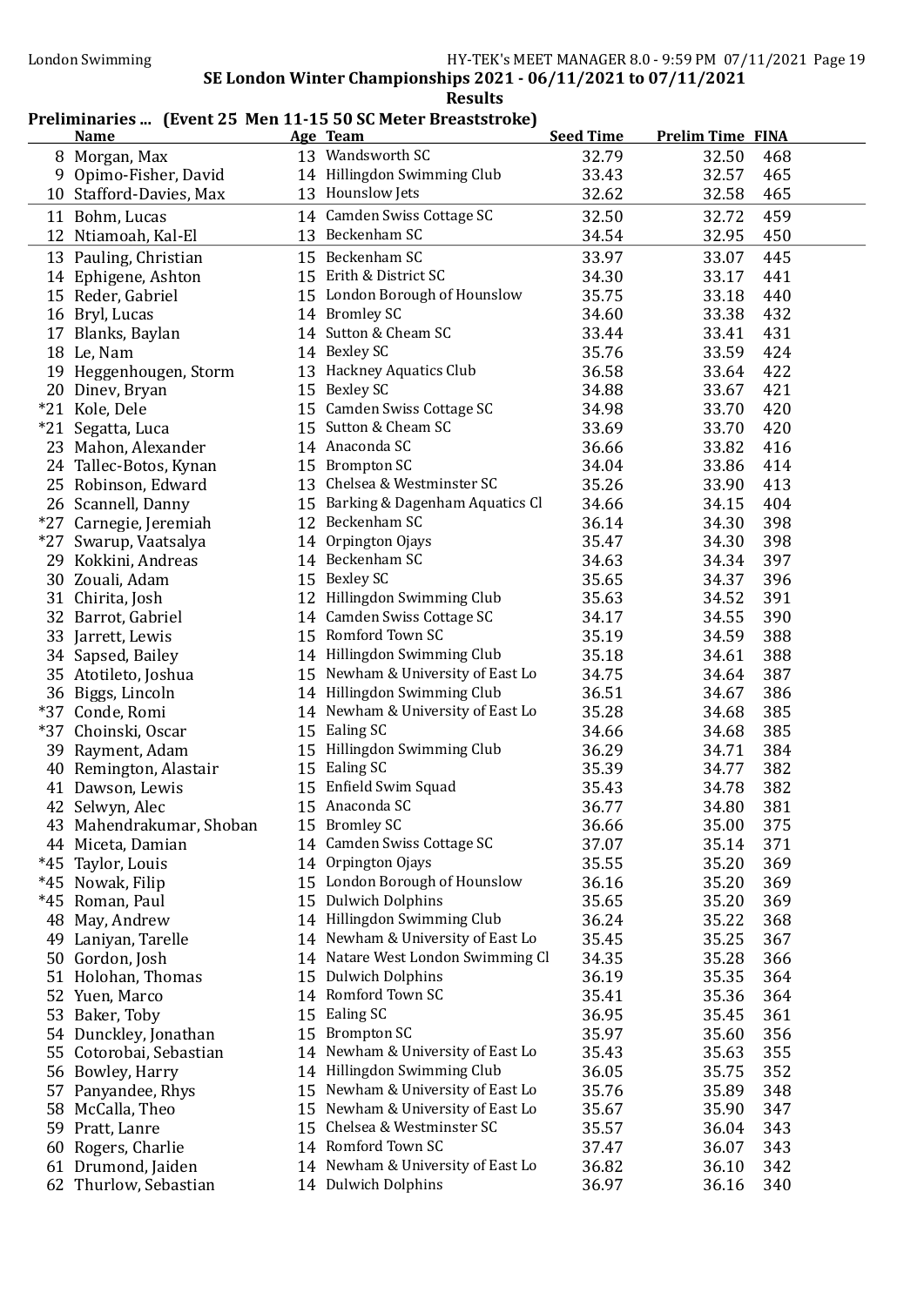## SE London Winter Championships 2021 - 06/11/2021 to 07/11/2021

### Results

#### Preliminaries ... (Event 25 Men 11-15 50 SC Meter Breaststroke)

| | Name | Age | Team | Seed Time | Prelim Time | FINA |
|---|---|---|---|---|---|---|
| 8 | Morgan, Max | 13 | Wandsworth SC | 32.79 | 32.50 | 468 |
| 9 | Opimo-Fisher, David | 14 | Hillingdon Swimming Club | 33.43 | 32.57 | 465 |
| 10 | Stafford-Davies, Max | 13 | Hounslow Jets | 32.62 | 32.58 | 465 |
| 11 | Bohm, Lucas | 14 | Camden Swiss Cottage SC | 32.50 | 32.72 | 459 |
| 12 | Ntiamoah, Kal-El | 13 | Beckenham SC | 34.54 | 32.95 | 450 |
| 13 | Pauling, Christian | 15 | Beckenham SC | 33.97 | 33.07 | 445 |
| 14 | Ephigene, Ashton | 15 | Erith & District SC | 34.30 | 33.17 | 441 |
| 15 | Reder, Gabriel | 15 | London Borough of Hounslow | 35.75 | 33.18 | 440 |
| 16 | Bryl, Lucas | 14 | Bromley SC | 34.60 | 33.38 | 432 |
| 17 | Blanks, Baylan | 14 | Sutton & Cheam SC | 33.44 | 33.41 | 431 |
| 18 | Le, Nam | 14 | Bexley SC | 35.76 | 33.59 | 424 |
| 19 | Heggenhougen, Storm | 13 | Hackney Aquatics Club | 36.58 | 33.64 | 422 |
| 20 | Dinev, Bryan | 15 | Bexley SC | 34.88 | 33.67 | 421 |
| *21 | Kole, Dele | 15 | Camden Swiss Cottage SC | 34.98 | 33.70 | 420 |
| *21 | Segatta, Luca | 15 | Sutton & Cheam SC | 33.69 | 33.70 | 420 |
| 23 | Mahon, Alexander | 14 | Anaconda SC | 36.66 | 33.82 | 416 |
| 24 | Tallec-Botos, Kynan | 15 | Brompton SC | 34.04 | 33.86 | 414 |
| 25 | Robinson, Edward | 13 | Chelsea & Westminster SC | 35.26 | 33.90 | 413 |
| 26 | Scannell, Danny | 15 | Barking & Dagenham Aquatics Cl | 34.66 | 34.15 | 404 |
| *27 | Carnegie, Jeremiah | 12 | Beckenham SC | 36.14 | 34.30 | 398 |
| *27 | Swarup, Vaatsalya | 14 | Orpington Ojays | 35.47 | 34.30 | 398 |
| 29 | Kokkini, Andreas | 14 | Beckenham SC | 34.63 | 34.34 | 397 |
| 30 | Zouali, Adam | 15 | Bexley SC | 35.65 | 34.37 | 396 |
| 31 | Chirita, Josh | 12 | Hillingdon Swimming Club | 35.63 | 34.52 | 391 |
| 32 | Barrot, Gabriel | 14 | Camden Swiss Cottage SC | 34.17 | 34.55 | 390 |
| 33 | Jarrett, Lewis | 15 | Romford Town SC | 35.19 | 34.59 | 388 |
| 34 | Sapsed, Bailey | 14 | Hillingdon Swimming Club | 35.18 | 34.61 | 388 |
| 35 | Atotileto, Joshua | 15 | Newham & University of East Lo | 34.75 | 34.64 | 387 |
| 36 | Biggs, Lincoln | 14 | Hillingdon Swimming Club | 36.51 | 34.67 | 386 |
| *37 | Conde, Romi | 14 | Newham & University of East Lo | 35.28 | 34.68 | 385 |
| *37 | Choinski, Oscar | 15 | Ealing SC | 34.66 | 34.68 | 385 |
| 39 | Rayment, Adam | 15 | Hillingdon Swimming Club | 36.29 | 34.71 | 384 |
| 40 | Remington, Alastair | 15 | Ealing SC | 35.39 | 34.77 | 382 |
| 41 | Dawson, Lewis | 15 | Enfield Swim Squad | 35.43 | 34.78 | 382 |
| 42 | Selwyn, Alec | 15 | Anaconda SC | 36.77 | 34.80 | 381 |
| 43 | Mahendrakumar, Shoban | 15 | Bromley SC | 36.66 | 35.00 | 375 |
| 44 | Miceta, Damian | 14 | Camden Swiss Cottage SC | 37.07 | 35.14 | 371 |
| *45 | Taylor, Louis | 14 | Orpington Ojays | 35.55 | 35.20 | 369 |
| *45 | Nowak, Filip | 15 | London Borough of Hounslow | 36.16 | 35.20 | 369 |
| *45 | Roman, Paul | 15 | Dulwich Dolphins | 35.65 | 35.20 | 369 |
| 48 | May, Andrew | 14 | Hillingdon Swimming Club | 36.24 | 35.22 | 368 |
| 49 | Laniyan, Tarelle | 14 | Newham & University of East Lo | 35.45 | 35.25 | 367 |
| 50 | Gordon, Josh | 14 | Natare West London Swimming Cl | 34.35 | 35.28 | 366 |
| 51 | Holohan, Thomas | 15 | Dulwich Dolphins | 36.19 | 35.35 | 364 |
| 52 | Yuen, Marco | 14 | Romford Town SC | 35.41 | 35.36 | 364 |
| 53 | Baker, Toby | 15 | Ealing SC | 36.95 | 35.45 | 361 |
| 54 | Dunckley, Jonathan | 15 | Brompton SC | 35.97 | 35.60 | 356 |
| 55 | Cotorobai, Sebastian | 14 | Newham & University of East Lo | 35.43 | 35.63 | 355 |
| 56 | Bowley, Harry | 14 | Hillingdon Swimming Club | 36.05 | 35.75 | 352 |
| 57 | Panyandee, Rhys | 15 | Newham & University of East Lo | 35.76 | 35.89 | 348 |
| 58 | McCalla, Theo | 15 | Newham & University of East Lo | 35.67 | 35.90 | 347 |
| 59 | Pratt, Lanre | 15 | Chelsea & Westminster SC | 35.57 | 36.04 | 343 |
| 60 | Rogers, Charlie | 14 | Romford Town SC | 37.47 | 36.07 | 343 |
| 61 | Drumond, Jaiden | 14 | Newham & University of East Lo | 36.82 | 36.10 | 342 |
| 62 | Thurlow, Sebastian | 14 | Dulwich Dolphins | 36.97 | 36.16 | 340 |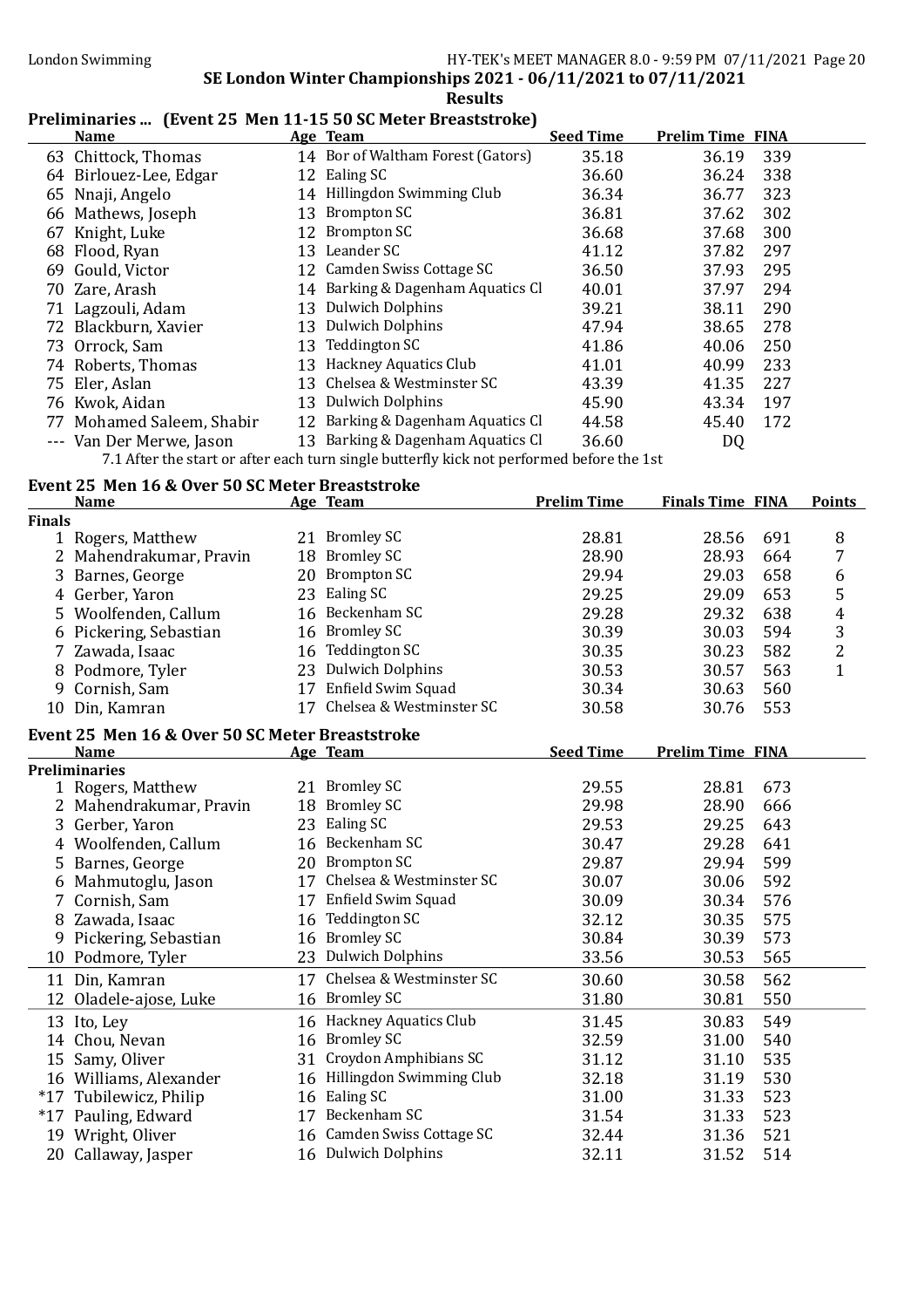SE London Winter Championships 2021 - 06/11/2021 to 07/11/2021

**Results**

## Preliminaries ... (Event 25 Men 11-15 50 SC Meter Breaststroke)

| | Name | Age | Team | Seed Time | Prelim Time | FINA |
|---|---|---|---|---|---|---|
| 63 | Chittock, Thomas | 14 | Bor of Waltham Forest (Gators) | 35.18 | 36.19 | 339 |
| 64 | Birlouez-Lee, Edgar | 12 | Ealing SC | 36.60 | 36.24 | 338 |
| 65 | Nnaji, Angelo | 14 | Hillingdon Swimming Club | 36.34 | 36.77 | 323 |
| 66 | Mathews, Joseph | 13 | Brompton SC | 36.81 | 37.62 | 302 |
| 67 | Knight, Luke | 12 | Brompton SC | 36.68 | 37.68 | 300 |
| 68 | Flood, Ryan | 13 | Leander SC | 41.12 | 37.82 | 297 |
| 69 | Gould, Victor | 12 | Camden Swiss Cottage SC | 36.50 | 37.93 | 295 |
| 70 | Zare, Arash | 14 | Barking & Dagenham Aquatics Cl | 40.01 | 37.97 | 294 |
| 71 | Lagzouli, Adam | 13 | Dulwich Dolphins | 39.21 | 38.11 | 290 |
| 72 | Blackburn, Xavier | 13 | Dulwich Dolphins | 47.94 | 38.65 | 278 |
| 73 | Orrock, Sam | 13 | Teddington SC | 41.86 | 40.06 | 250 |
| 74 | Roberts, Thomas | 13 | Hackney Aquatics Club | 41.01 | 40.99 | 233 |
| 75 | Eler, Aslan | 13 | Chelsea & Westminster SC | 43.39 | 41.35 | 227 |
| 76 | Kwok, Aidan | 13 | Dulwich Dolphins | 45.90 | 43.34 | 197 |
| 77 | Mohamed Saleem, Shabir | 12 | Barking & Dagenham Aquatics Cl | 44.58 | 45.40 | 172 |
| --- | Van Der Merwe, Jason | 13 | Barking & Dagenham Aquatics Cl | 36.60 | DQ | |

7.1 After the start or after each turn single butterfly kick not performed before the 1st

## Event 25 Men 16 & Over 50 SC Meter Breaststroke

| | Name | Age | Team | Prelim Time | Finals Time | FINA | Points |
|---|---|---|---|---|---|---|---|
| **Finals** | | | | | | | |
| 1 | Rogers, Matthew | 21 | Bromley SC | 28.81 | 28.56 | 691 | 8 |
| 2 | Mahendrakumar, Pravin | 18 | Bromley SC | 28.90 | 28.93 | 664 | 7 |
| 3 | Barnes, George | 20 | Brompton SC | 29.94 | 29.03 | 658 | 6 |
| 4 | Gerber, Yaron | 23 | Ealing SC | 29.25 | 29.09 | 653 | 5 |
| 5 | Woolfenden, Callum | 16 | Beckenham SC | 29.28 | 29.32 | 638 | 4 |
| 6 | Pickering, Sebastian | 16 | Bromley SC | 30.39 | 30.03 | 594 | 3 |
| 7 | Zawada, Isaac | 16 | Teddington SC | 30.35 | 30.23 | 582 | 2 |
| 8 | Podmore, Tyler | 23 | Dulwich Dolphins | 30.53 | 30.57 | 563 | 1 |
| 9 | Cornish, Sam | 17 | Enfield Swim Squad | 30.34 | 30.63 | 560 | |
| 10 | Din, Kamran | 17 | Chelsea & Westminster SC | 30.58 | 30.76 | 553 | |

## Event 25 Men 16 & Over 50 SC Meter Breaststroke

| | Name | Age | Team | Seed Time | Prelim Time | FINA |
|---|---|---|---|---|---|---|
| **Preliminaries** | | | | | | |
| 1 | Rogers, Matthew | 21 | Bromley SC | 29.55 | 28.81 | 673 |
| 2 | Mahendrakumar, Pravin | 18 | Bromley SC | 29.98 | 28.90 | 666 |
| 3 | Gerber, Yaron | 23 | Ealing SC | 29.53 | 29.25 | 643 |
| 4 | Woolfenden, Callum | 16 | Beckenham SC | 30.47 | 29.28 | 641 |
| 5 | Barnes, George | 20 | Brompton SC | 29.87 | 29.94 | 599 |
| 6 | Mahmutoglu, Jason | 17 | Chelsea & Westminster SC | 30.07 | 30.06 | 592 |
| 7 | Cornish, Sam | 17 | Enfield Swim Squad | 30.09 | 30.34 | 576 |
| 8 | Zawada, Isaac | 16 | Teddington SC | 32.12 | 30.35 | 575 |
| 9 | Pickering, Sebastian | 16 | Bromley SC | 30.84 | 30.39 | 573 |
| 10 | Podmore, Tyler | 23 | Dulwich Dolphins | 33.56 | 30.53 | 565 |
| 11 | Din, Kamran | 17 | Chelsea & Westminster SC | 30.60 | 30.58 | 562 |
| 12 | Oladele-ajose, Luke | 16 | Bromley SC | 31.80 | 30.81 | 550 |
| 13 | Ito, Ley | 16 | Hackney Aquatics Club | 31.45 | 30.83 | 549 |
| 14 | Chou, Nevan | 16 | Bromley SC | 32.59 | 31.00 | 540 |
| 15 | Samy, Oliver | 31 | Croydon Amphibians SC | 31.12 | 31.10 | 535 |
| 16 | Williams, Alexander | 16 | Hillingdon Swimming Club | 32.18 | 31.19 | 530 |
| *17 | Tubilewicz, Philip | 16 | Ealing SC | 31.00 | 31.33 | 523 |
| *17 | Pauling, Edward | 17 | Beckenham SC | 31.54 | 31.33 | 523 |
| 19 | Wright, Oliver | 16 | Camden Swiss Cottage SC | 32.44 | 31.36 | 521 |
| 20 | Callaway, Jasper | 16 | Dulwich Dolphins | 32.11 | 31.52 | 514 |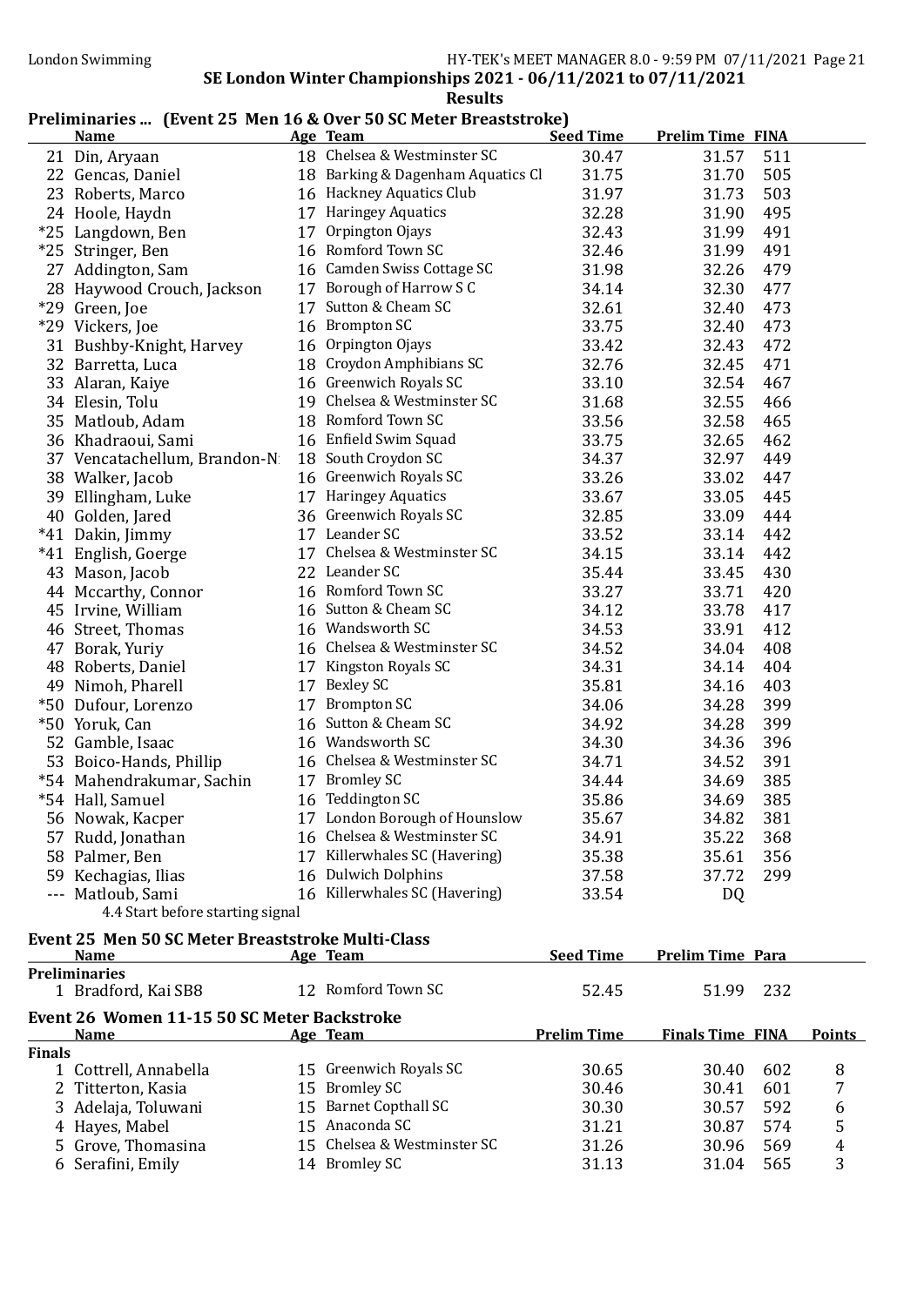SE London Winter Championships 2021 - 06/11/2021 to 07/11/2021

**Results**

## Preliminaries ... (Event 25 Men 16 & Over 50 SC Meter Breaststroke)

| | Name | Age | Team | Seed Time | Prelim Time | FINA |
|---|---|---|---|---|---|---|
| 21 | Din, Aryaan | 18 | Chelsea & Westminster SC | 30.47 | 31.57 | 511 |
| 22 | Gencas, Daniel | 18 | Barking & Dagenham Aquatics Cl | 31.75 | 31.70 | 505 |
| 23 | Roberts, Marco | 16 | Hackney Aquatics Club | 31.97 | 31.73 | 503 |
| 24 | Hoole, Haydn | 17 | Haringey Aquatics | 32.28 | 31.90 | 495 |
| *25 | Langdown, Ben | 17 | Orpington Ojays | 32.43 | 31.99 | 491 |
| *25 | Stringer, Ben | 16 | Romford Town SC | 32.46 | 31.99 | 491 |
| 27 | Addington, Sam | 16 | Camden Swiss Cottage SC | 31.98 | 32.26 | 479 |
| 28 | Haywood Crouch, Jackson | 17 | Borough of Harrow S C | 34.14 | 32.30 | 477 |
| *29 | Green, Joe | 17 | Sutton & Cheam SC | 32.61 | 32.40 | 473 |
| *29 | Vickers, Joe | 16 | Brompton SC | 33.75 | 32.40 | 473 |
| 31 | Bushby-Knight, Harvey | 16 | Orpington Ojays | 33.42 | 32.43 | 472 |
| 32 | Barretta, Luca | 18 | Croydon Amphibians SC | 32.76 | 32.45 | 471 |
| 33 | Alaran, Kaiye | 16 | Greenwich Royals SC | 33.10 | 32.54 | 467 |
| 34 | Elesin, Tolu | 19 | Chelsea & Westminster SC | 31.68 | 32.55 | 466 |
| 35 | Matloub, Adam | 18 | Romford Town SC | 33.56 | 32.58 | 465 |
| 36 | Khadraoui, Sami | 16 | Enfield Swim Squad | 33.75 | 32.65 | 462 |
| 37 | Vencatachellum, Brandon-N | 18 | South Croydon SC | 34.37 | 32.97 | 449 |
| 38 | Walker, Jacob | 16 | Greenwich Royals SC | 33.26 | 33.02 | 447 |
| 39 | Ellingham, Luke | 17 | Haringey Aquatics | 33.67 | 33.05 | 445 |
| 40 | Golden, Jared | 36 | Greenwich Royals SC | 32.85 | 33.09 | 444 |
| *41 | Dakin, Jimmy | 17 | Leander SC | 33.52 | 33.14 | 442 |
| *41 | English, Goerge | 17 | Chelsea & Westminster SC | 34.15 | 33.14 | 442 |
| 43 | Mason, Jacob | 22 | Leander SC | 35.44 | 33.45 | 430 |
| 44 | Mccarthy, Connor | 16 | Romford Town SC | 33.27 | 33.71 | 420 |
| 45 | Irvine, William | 16 | Sutton & Cheam SC | 34.12 | 33.78 | 417 |
| 46 | Street, Thomas | 16 | Wandsworth SC | 34.53 | 33.91 | 412 |
| 47 | Borak, Yuriy | 16 | Chelsea & Westminster SC | 34.52 | 34.04 | 408 |
| 48 | Roberts, Daniel | 17 | Kingston Royals SC | 34.31 | 34.14 | 404 |
| 49 | Nimoh, Pharell | 17 | Bexley SC | 35.81 | 34.16 | 403 |
| *50 | Dufour, Lorenzo | 17 | Brompton SC | 34.06 | 34.28 | 399 |
| *50 | Yoruk, Can | 16 | Sutton & Cheam SC | 34.92 | 34.28 | 399 |
| 52 | Gamble, Isaac | 16 | Wandsworth SC | 34.30 | 34.36 | 396 |
| 53 | Boico-Hands, Phillip | 16 | Chelsea & Westminster SC | 34.71 | 34.52 | 391 |
| *54 | Mahendrakumar, Sachin | 17 | Bromley SC | 34.44 | 34.69 | 385 |
| *54 | Hall, Samuel | 16 | Teddington SC | 35.86 | 34.69 | 385 |
| 56 | Nowak, Kacper | 17 | London Borough of Hounslow | 35.67 | 34.82 | 381 |
| 57 | Rudd, Jonathan | 16 | Chelsea & Westminster SC | 34.91 | 35.22 | 368 |
| 58 | Palmer, Ben | 17 | Killerwhales SC (Havering) | 35.38 | 35.61 | 356 |
| 59 | Kechagias, Ilias | 16 | Dulwich Dolphins | 37.58 | 37.72 | 299 |
| --- | Matloub, Sami | 16 | Killerwhales SC (Havering) | 33.54 | DQ | |

4.4 Start before starting signal

## Event 25 Men 50 SC Meter Breaststroke Multi-Class

| | Name | Age | Team | Seed Time | Prelim Time | Para |
|---|---|---|---|---|---|---|
| **Preliminaries** | | | | | | |
| 1 | Bradford, Kai SB8 | 12 | Romford Town SC | 52.45 | 51.99 | 232 |

## Event 26 Women 11-15 50 SC Meter Backstroke

| | Name | Age | Team | Prelim Time | Finals Time | FINA | Points |
|---|---|---|---|---|---|---|---|
| **Finals** | | | | | | | |
| 1 | Cottrell, Annabella | 15 | Greenwich Royals SC | 30.65 | 30.40 | 602 | 8 |
| 2 | Titterton, Kasia | 15 | Bromley SC | 30.46 | 30.41 | 601 | 7 |
| 3 | Adelaja, Toluwani | 15 | Barnet Copthall SC | 30.30 | 30.57 | 592 | 6 |
| 4 | Hayes, Mabel | 15 | Anaconda SC | 31.21 | 30.87 | 574 | 5 |
| 5 | Grove, Thomasina | 15 | Chelsea & Westminster SC | 31.26 | 30.96 | 569 | 4 |
| 6 | Serafini, Emily | 14 | Bromley SC | 31.13 | 31.04 | 565 | 3 |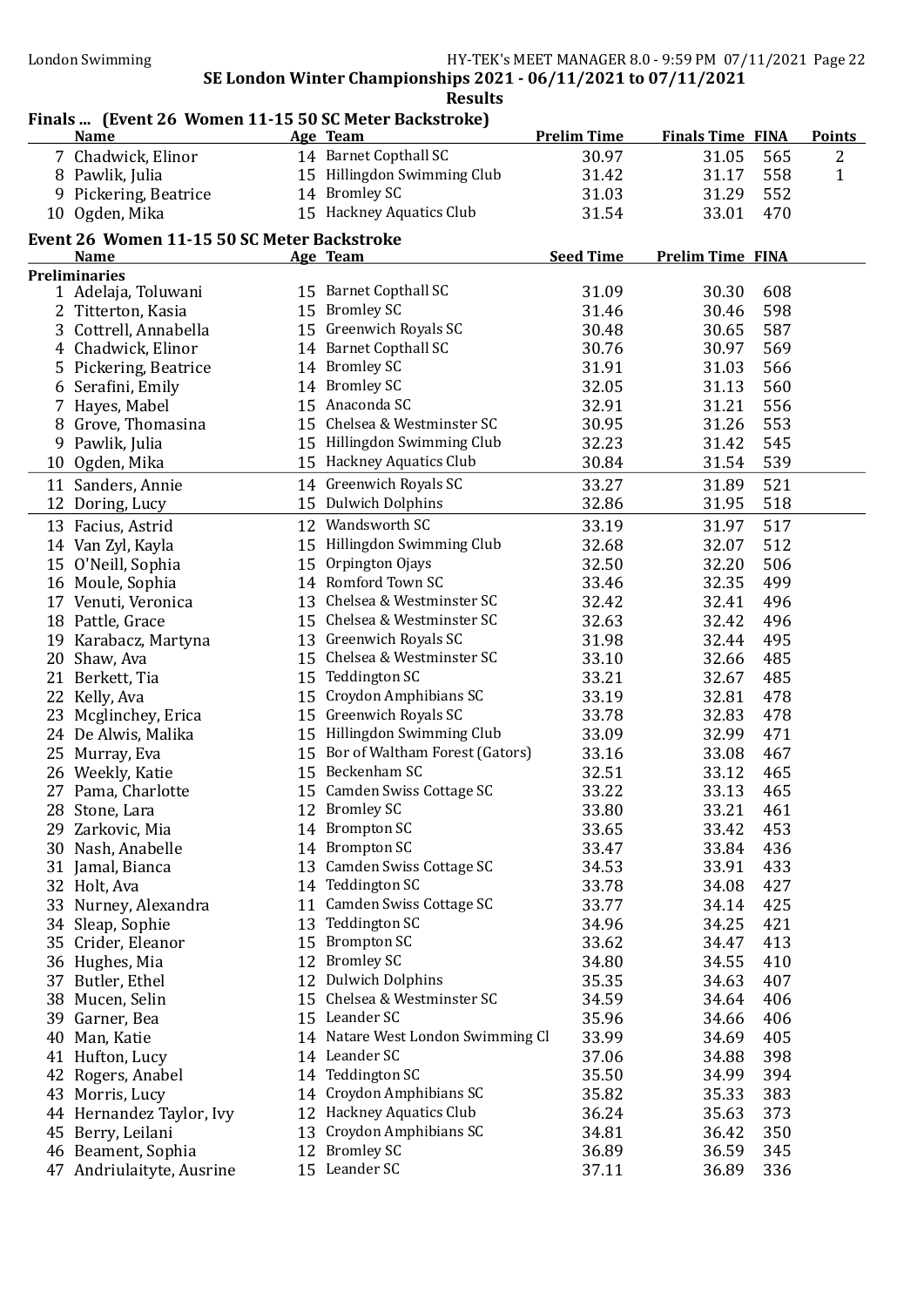SE London Winter Championships 2021 - 06/11/2021 to 07/11/2021

**Results**

## Finals ... (Event 26 Women 11-15 50 SC Meter Backstroke)

| | Name | Age | Team | Prelim Time | Finals Time | FINA | Points |
|---|---|---|---|---|---|---|---|
| 7 | Chadwick, Elinor | 14 | Barnet Copthall SC | 30.97 | 31.05 | 565 | 2 |
| 8 | Pawlik, Julia | 15 | Hillingdon Swimming Club | 31.42 | 31.17 | 558 | 1 |
| 9 | Pickering, Beatrice | 14 | Bromley SC | 31.03 | 31.29 | 552 | |
| 10 | Ogden, Mika | 15 | Hackney Aquatics Club | 31.54 | 33.01 | 470 | |

## Event 26 Women 11-15 50 SC Meter Backstroke

**Preliminaries**

| | Name | Age | Team | Seed Time | Prelim Time | FINA |
|---|---|---|---|---|---|---|
| 1 | Adelaja, Toluwani | 15 | Barnet Copthall SC | 31.09 | 30.30 | 608 |
| 2 | Titterton, Kasia | 15 | Bromley SC | 31.46 | 30.46 | 598 |
| 3 | Cottrell, Annabella | 15 | Greenwich Royals SC | 30.48 | 30.65 | 587 |
| 4 | Chadwick, Elinor | 14 | Barnet Copthall SC | 30.76 | 30.97 | 569 |
| 5 | Pickering, Beatrice | 14 | Bromley SC | 31.91 | 31.03 | 566 |
| 6 | Serafini, Emily | 14 | Bromley SC | 32.05 | 31.13 | 560 |
| 7 | Hayes, Mabel | 15 | Anaconda SC | 32.91 | 31.21 | 556 |
| 8 | Grove, Thomasina | 15 | Chelsea & Westminster SC | 30.95 | 31.26 | 553 |
| 9 | Pawlik, Julia | 15 | Hillingdon Swimming Club | 32.23 | 31.42 | 545 |
| 10 | Ogden, Mika | 15 | Hackney Aquatics Club | 30.84 | 31.54 | 539 |
| 11 | Sanders, Annie | 14 | Greenwich Royals SC | 33.27 | 31.89 | 521 |
| 12 | Doring, Lucy | 15 | Dulwich Dolphins | 32.86 | 31.95 | 518 |
| 13 | Facius, Astrid | 12 | Wandsworth SC | 33.19 | 31.97 | 517 |
| 14 | Van Zyl, Kayla | 15 | Hillingdon Swimming Club | 32.68 | 32.07 | 512 |
| 15 | O'Neill, Sophia | 15 | Orpington Ojays | 32.50 | 32.20 | 506 |
| 16 | Moule, Sophia | 14 | Romford Town SC | 33.46 | 32.35 | 499 |
| 17 | Venuti, Veronica | 13 | Chelsea & Westminster SC | 32.42 | 32.41 | 496 |
| 18 | Pattle, Grace | 15 | Chelsea & Westminster SC | 32.63 | 32.42 | 496 |
| 19 | Karabacz, Martyna | 13 | Greenwich Royals SC | 31.98 | 32.44 | 495 |
| 20 | Shaw, Ava | 15 | Chelsea & Westminster SC | 33.10 | 32.66 | 485 |
| 21 | Berkett, Tia | 15 | Teddington SC | 33.21 | 32.67 | 485 |
| 22 | Kelly, Ava | 15 | Croydon Amphibians SC | 33.19 | 32.81 | 478 |
| 23 | Mcglinchey, Erica | 15 | Greenwich Royals SC | 33.78 | 32.83 | 478 |
| 24 | De Alwis, Malika | 15 | Hillingdon Swimming Club | 33.09 | 32.99 | 471 |
| 25 | Murray, Eva | 15 | Bor of Waltham Forest (Gators) | 33.16 | 33.08 | 467 |
| 26 | Weekly, Katie | 15 | Beckenham SC | 32.51 | 33.12 | 465 |
| 27 | Pama, Charlotte | 15 | Camden Swiss Cottage SC | 33.22 | 33.13 | 465 |
| 28 | Stone, Lara | 12 | Bromley SC | 33.80 | 33.21 | 461 |
| 29 | Zarkovic, Mia | 14 | Brompton SC | 33.65 | 33.42 | 453 |
| 30 | Nash, Anabelle | 14 | Brompton SC | 33.47 | 33.84 | 436 |
| 31 | Jamal, Bianca | 13 | Camden Swiss Cottage SC | 34.53 | 33.91 | 433 |
| 32 | Holt, Ava | 14 | Teddington SC | 33.78 | 34.08 | 427 |
| 33 | Nurney, Alexandra | 11 | Camden Swiss Cottage SC | 33.77 | 34.14 | 425 |
| 34 | Sleap, Sophie | 13 | Teddington SC | 34.96 | 34.25 | 421 |
| 35 | Crider, Eleanor | 15 | Brompton SC | 33.62 | 34.47 | 413 |
| 36 | Hughes, Mia | 12 | Bromley SC | 34.80 | 34.55 | 410 |
| 37 | Butler, Ethel | 12 | Dulwich Dolphins | 35.35 | 34.63 | 407 |
| 38 | Mucen, Selin | 15 | Chelsea & Westminster SC | 34.59 | 34.64 | 406 |
| 39 | Garner, Bea | 15 | Leander SC | 35.96 | 34.66 | 406 |
| 40 | Man, Katie | 14 | Natare West London Swimming Cl | 33.99 | 34.69 | 405 |
| 41 | Hufton, Lucy | 14 | Leander SC | 37.06 | 34.88 | 398 |
| 42 | Rogers, Anabel | 14 | Teddington SC | 35.50 | 34.99 | 394 |
| 43 | Morris, Lucy | 14 | Croydon Amphibians SC | 35.82 | 35.33 | 383 |
| 44 | Hernandez Taylor, Ivy | 12 | Hackney Aquatics Club | 36.24 | 35.63 | 373 |
| 45 | Berry, Leilani | 13 | Croydon Amphibians SC | 34.81 | 36.42 | 350 |
| 46 | Beament, Sophia | 12 | Bromley SC | 36.89 | 36.59 | 345 |
| 47 | Andriulaityte, Ausrine | 15 | Leander SC | 37.11 | 36.89 | 336 |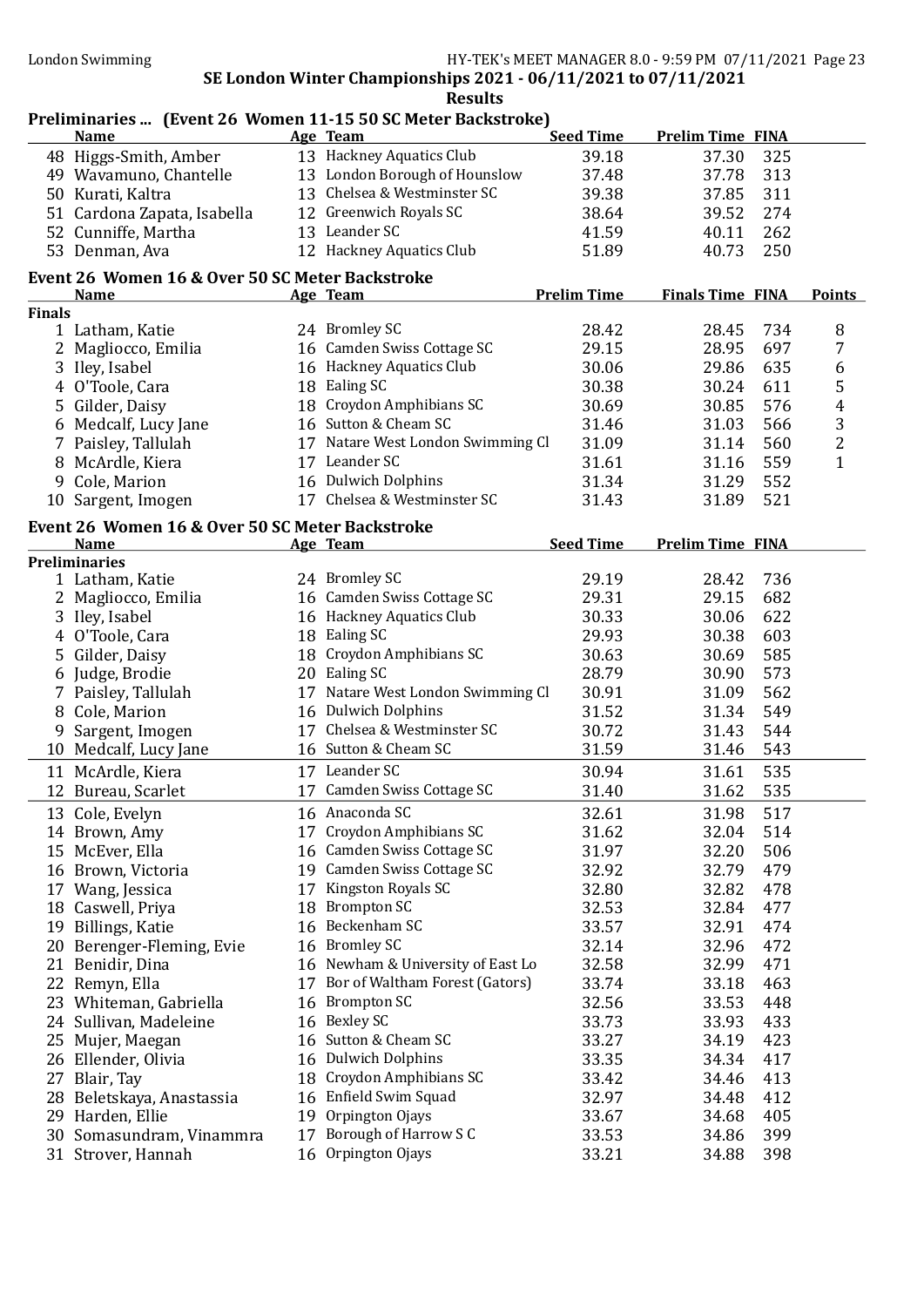SE London Winter Championships 2021 - 06/11/2021 to 07/11/2021

**Results**

## Preliminaries ... (Event 26 Women 11-15 50 SC Meter Backstroke)

| | Name | Age | Team | Seed Time | Prelim Time | FINA |
|---|---|---|---|---|---|---|
| 48 | Higgs-Smith, Amber | 13 | Hackney Aquatics Club | 39.18 | 37.30 | 325 |
| 49 | Wavamuno, Chantelle | 13 | London Borough of Hounslow | 37.48 | 37.78 | 313 |
| 50 | Kurati, Kaltra | 13 | Chelsea & Westminster SC | 39.38 | 37.85 | 311 |
| 51 | Cardona Zapata, Isabella | 12 | Greenwich Royals SC | 38.64 | 39.52 | 274 |
| 52 | Cunniffe, Martha | 13 | Leander SC | 41.59 | 40.11 | 262 |
| 53 | Denman, Ava | 12 | Hackney Aquatics Club | 51.89 | 40.73 | 250 |

## Event 26 Women 16 & Over 50 SC Meter Backstroke

| | Name | Age | Team | Prelim Time | Finals Time | FINA | Points |
|---|---|---|---|---|---|---|---|
| **Finals** | | | | | | | |
| 1 | Latham, Katie | 24 | Bromley SC | 28.42 | 28.45 | 734 | 8 |
| 2 | Magliocco, Emilia | 16 | Camden Swiss Cottage SC | 29.15 | 28.95 | 697 | 7 |
| 3 | Iley, Isabel | 16 | Hackney Aquatics Club | 30.06 | 29.86 | 635 | 6 |
| 4 | O'Toole, Cara | 18 | Ealing SC | 30.38 | 30.24 | 611 | 5 |
| 5 | Gilder, Daisy | 18 | Croydon Amphibians SC | 30.69 | 30.85 | 576 | 4 |
| 6 | Medcalf, Lucy Jane | 16 | Sutton & Cheam SC | 31.46 | 31.03 | 566 | 3 |
| 7 | Paisley, Tallulah | 17 | Natare West London Swimming Cl | 31.09 | 31.14 | 560 | 2 |
| 8 | McArdle, Kiera | 17 | Leander SC | 31.61 | 31.16 | 559 | 1 |
| 9 | Cole, Marion | 16 | Dulwich Dolphins | 31.34 | 31.29 | 552 | |
| 10 | Sargent, Imogen | 17 | Chelsea & Westminster SC | 31.43 | 31.89 | 521 | |

## Event 26 Women 16 & Over 50 SC Meter Backstroke

| | Name | Age | Team | Seed Time | Prelim Time | FINA |
|---|---|---|---|---|---|---|
| **Preliminaries** | | | | | | |
| 1 | Latham, Katie | 24 | Bromley SC | 29.19 | 28.42 | 736 |
| 2 | Magliocco, Emilia | 16 | Camden Swiss Cottage SC | 29.31 | 29.15 | 682 |
| 3 | Iley, Isabel | 16 | Hackney Aquatics Club | 30.33 | 30.06 | 622 |
| 4 | O'Toole, Cara | 18 | Ealing SC | 29.93 | 30.38 | 603 |
| 5 | Gilder, Daisy | 18 | Croydon Amphibians SC | 30.63 | 30.69 | 585 |
| 6 | Judge, Brodie | 20 | Ealing SC | 28.79 | 30.90 | 573 |
| 7 | Paisley, Tallulah | 17 | Natare West London Swimming Cl | 30.91 | 31.09 | 562 |
| 8 | Cole, Marion | 16 | Dulwich Dolphins | 31.52 | 31.34 | 549 |
| 9 | Sargent, Imogen | 17 | Chelsea & Westminster SC | 30.72 | 31.43 | 544 |
| 10 | Medcalf, Lucy Jane | 16 | Sutton & Cheam SC | 31.59 | 31.46 | 543 |
| 11 | McArdle, Kiera | 17 | Leander SC | 30.94 | 31.61 | 535 |
| 12 | Bureau, Scarlet | 17 | Camden Swiss Cottage SC | 31.40 | 31.62 | 535 |
| 13 | Cole, Evelyn | 16 | Anaconda SC | 32.61 | 31.98 | 517 |
| 14 | Brown, Amy | 17 | Croydon Amphibians SC | 31.62 | 32.04 | 514 |
| 15 | McEver, Ella | 16 | Camden Swiss Cottage SC | 31.97 | 32.20 | 506 |
| 16 | Brown, Victoria | 19 | Camden Swiss Cottage SC | 32.92 | 32.79 | 479 |
| 17 | Wang, Jessica | 17 | Kingston Royals SC | 32.80 | 32.82 | 478 |
| 18 | Caswell, Priya | 18 | Brompton SC | 32.53 | 32.84 | 477 |
| 19 | Billings, Katie | 16 | Beckenham SC | 33.57 | 32.91 | 474 |
| 20 | Berenger-Fleming, Evie | 16 | Bromley SC | 32.14 | 32.96 | 472 |
| 21 | Benidir, Dina | 16 | Newham & University of East Lo | 32.58 | 32.99 | 471 |
| 22 | Remyn, Ella | 17 | Bor of Waltham Forest (Gators) | 33.74 | 33.18 | 463 |
| 23 | Whiteman, Gabriella | 16 | Brompton SC | 32.56 | 33.53 | 448 |
| 24 | Sullivan, Madeleine | 16 | Bexley SC | 33.73 | 33.93 | 433 |
| 25 | Mujer, Maegan | 16 | Sutton & Cheam SC | 33.27 | 34.19 | 423 |
| 26 | Ellender, Olivia | 16 | Dulwich Dolphins | 33.35 | 34.34 | 417 |
| 27 | Blair, Tay | 18 | Croydon Amphibians SC | 33.42 | 34.46 | 413 |
| 28 | Beletskaya, Anastassia | 16 | Enfield Swim Squad | 32.97 | 34.48 | 412 |
| 29 | Harden, Ellie | 19 | Orpington Ojays | 33.67 | 34.68 | 405 |
| 30 | Somasundram, Vinammra | 17 | Borough of Harrow S C | 33.53 | 34.86 | 399 |
| 31 | Strover, Hannah | 16 | Orpington Ojays | 33.21 | 34.88 | 398 |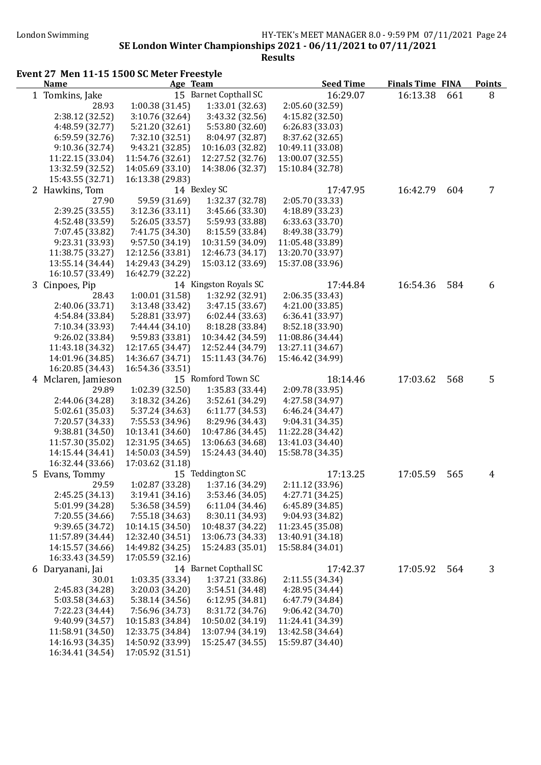London Swimming

SE London Winter Championships 2021 - 06/11/2021 to 07/11/2021

**Results**

## Event 27 Men 11-15 1500 SC Meter Freestyle

| | Name | Age | Team | Seed Time | Finals Time | FINA | Points |
|---|---|---|---|---|---|---|---|
| 1 | Tomkins, Jake | 15 | Barnet Copthall SC | 16:29.07 | 16:13.38 | 661 | 8 |
| | 28.93 | 1:00.38 (31.45) | 1:33.01 (32.63) | 2:05.60 (32.59) | | | |
| | 2:38.12 (32.52) | 3:10.76 (32.64) | 3:43.32 (32.56) | 4:15.82 (32.50) | | | |
| | 4:48.59 (32.77) | 5:21.20 (32.61) | 5:53.80 (32.60) | 6:26.83 (33.03) | | | |
| | 6:59.59 (32.76) | 7:32.10 (32.51) | 8:04.97 (32.87) | 8:37.62 (32.65) | | | |
| | 9:10.36 (32.74) | 9:43.21 (32.85) | 10:16.03 (32.82) | 10:49.11 (33.08) | | | |
| | 11:22.15 (33.04) | 11:54.76 (32.61) | 12:27.52 (32.76) | 13:00.07 (32.55) | | | |
| | 13:32.59 (32.52) | 14:05.69 (33.10) | 14:38.06 (32.37) | 15:10.84 (32.78) | | | |
| | 15:43.55 (32.71) | 16:13.38 (29.83) | | | | | |
| 2 | Hawkins, Tom | 14 | Bexley SC | 17:47.95 | 16:42.79 | 604 | 7 |
| | 27.90 | 59.59 (31.69) | 1:32.37 (32.78) | 2:05.70 (33.33) | | | |
| | 2:39.25 (33.55) | 3:12.36 (33.11) | 3:45.66 (33.30) | 4:18.89 (33.23) | | | |
| | 4:52.48 (33.59) | 5:26.05 (33.57) | 5:59.93 (33.88) | 6:33.63 (33.70) | | | |
| | 7:07.45 (33.82) | 7:41.75 (34.30) | 8:15.59 (33.84) | 8:49.38 (33.79) | | | |
| | 9:23.31 (33.93) | 9:57.50 (34.19) | 10:31.59 (34.09) | 11:05.48 (33.89) | | | |
| | 11:38.75 (33.27) | 12:12.56 (33.81) | 12:46.73 (34.17) | 13:20.70 (33.97) | | | |
| | 13:55.14 (34.44) | 14:29.43 (34.29) | 15:03.12 (33.69) | 15:37.08 (33.96) | | | |
| | 16:10.57 (33.49) | 16:42.79 (32.22) | | | | | |
| 3 | Cinpoes, Pip | 14 | Kingston Royals SC | 17:44.84 | 16:54.36 | 584 | 6 |
| | 28.43 | 1:00.01 (31.58) | 1:32.92 (32.91) | 2:06.35 (33.43) | | | |
| | 2:40.06 (33.71) | 3:13.48 (33.42) | 3:47.15 (33.67) | 4:21.00 (33.85) | | | |
| | 4:54.84 (33.84) | 5:28.81 (33.97) | 6:02.44 (33.63) | 6:36.41 (33.97) | | | |
| | 7:10.34 (33.93) | 7:44.44 (34.10) | 8:18.28 (33.84) | 8:52.18 (33.90) | | | |
| | 9:26.02 (33.84) | 9:59.83 (33.81) | 10:34.42 (34.59) | 11:08.86 (34.44) | | | |
| | 11:43.18 (34.32) | 12:17.65 (34.47) | 12:52.44 (34.79) | 13:27.11 (34.67) | | | |
| | 14:01.96 (34.85) | 14:36.67 (34.71) | 15:11.43 (34.76) | 15:46.42 (34.99) | | | |
| | 16:20.85 (34.43) | 16:54.36 (33.51) | | | | | |
| 4 | Mclaren, Jamieson | 15 | Romford Town SC | 18:14.46 | 17:03.62 | 568 | 5 |
| | 29.89 | 1:02.39 (32.50) | 1:35.83 (33.44) | 2:09.78 (33.95) | | | |
| | 2:44.06 (34.28) | 3:18.32 (34.26) | 3:52.61 (34.29) | 4:27.58 (34.97) | | | |
| | 5:02.61 (35.03) | 5:37.24 (34.63) | 6:11.77 (34.53) | 6:46.24 (34.47) | | | |
| | 7:20.57 (34.33) | 7:55.53 (34.96) | 8:29.96 (34.43) | 9:04.31 (34.35) | | | |
| | 9:38.81 (34.50) | 10:13.41 (34.60) | 10:47.86 (34.45) | 11:22.28 (34.42) | | | |
| | 11:57.30 (35.02) | 12:31.95 (34.65) | 13:06.63 (34.68) | 13:41.03 (34.40) | | | |
| | 14:15.44 (34.41) | 14:50.03 (34.59) | 15:24.43 (34.40) | 15:58.78 (34.35) | | | |
| | 16:32.44 (33.66) | 17:03.62 (31.18) | | | | | |
| 5 | Evans, Tommy | 15 | Teddington SC | 17:13.25 | 17:05.59 | 565 | 4 |
| | 29.59 | 1:02.87 (33.28) | 1:37.16 (34.29) | 2:11.12 (33.96) | | | |
| | 2:45.25 (34.13) | 3:19.41 (34.16) | 3:53.46 (34.05) | 4:27.71 (34.25) | | | |
| | 5:01.99 (34.28) | 5:36.58 (34.59) | 6:11.04 (34.46) | 6:45.89 (34.85) | | | |
| | 7:20.55 (34.66) | 7:55.18 (34.63) | 8:30.11 (34.93) | 9:04.93 (34.82) | | | |
| | 9:39.65 (34.72) | 10:14.15 (34.50) | 10:48.37 (34.22) | 11:23.45 (35.08) | | | |
| | 11:57.89 (34.44) | 12:32.40 (34.51) | 13:06.73 (34.33) | 13:40.91 (34.18) | | | |
| | 14:15.57 (34.66) | 14:49.82 (34.25) | 15:24.83 (35.01) | 15:58.84 (34.01) | | | |
| | 16:33.43 (34.59) | 17:05.59 (32.16) | | | | | |
| 6 | Daryanani, Jai | 14 | Barnet Copthall SC | 17:42.37 | 17:05.92 | 564 | 3 |
| | 30.01 | 1:03.35 (33.34) | 1:37.21 (33.86) | 2:11.55 (34.34) | | | |
| | 2:45.83 (34.28) | 3:20.03 (34.20) | 3:54.51 (34.48) | 4:28.95 (34.44) | | | |
| | 5:03.58 (34.63) | 5:38.14 (34.56) | 6:12.95 (34.81) | 6:47.79 (34.84) | | | |
| | 7:22.23 (34.44) | 7:56.96 (34.73) | 8:31.72 (34.76) | 9:06.42 (34.70) | | | |
| | 9:40.99 (34.57) | 10:15.83 (34.84) | 10:50.02 (34.19) | 11:24.41 (34.39) | | | |
| | 11:58.91 (34.50) | 12:33.75 (34.84) | 13:07.94 (34.19) | 13:42.58 (34.64) | | | |
| | 14:16.93 (34.35) | 14:50.92 (33.99) | 15:25.47 (34.55) | 15:59.87 (34.40) | | | |
| | 16:34.41 (34.54) | 17:05.92 (31.51) | | | | | |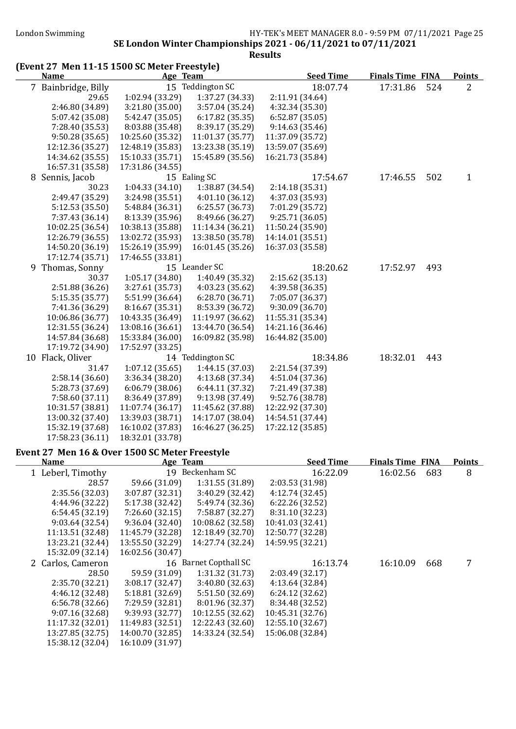SE London Winter Championships 2021 - 06/11/2021 to 07/11/2021

**Results**

## (Event 27 Men 11-15 1500 SC Meter Freestyle)

| Name | Age | Team | Seed Time | Finals Time | FINA | Points |
|---|---|---|---|---|---|---|
| 7 Bainbridge, Billy | 15 | Teddington SC | 18:07.74 | 17:31.86 | 524 | 2 |
| 8 Sennis, Jacob | 15 | Ealing SC | 17:54.67 | 17:46.55 | 502 | 1 |
| 9 Thomas, Sonny | 15 | Leander SC | 18:20.62 | 17:52.97 | 493 | |
| 10 Flack, Oliver | 14 | Teddington SC | 18:34.86 | 18:32.01 | 443 | |

**7 Bainbridge, Billy — splits**

| | | | |
|---|---|---|---|
| 29.65 | 1:02.94 (33.29) | 1:37.27 (34.33) | 2:11.91 (34.64) |
| 2:46.80 (34.89) | 3:21.80 (35.00) | 3:57.04 (35.24) | 4:32.34 (35.30) |
| 5:07.42 (35.08) | 5:42.47 (35.05) | 6:17.82 (35.35) | 6:52.87 (35.05) |
| 7:28.40 (35.53) | 8:03.88 (35.48) | 8:39.17 (35.29) | 9:14.63 (35.46) |
| 9:50.28 (35.65) | 10:25.60 (35.32) | 11:01.37 (35.77) | 11:37.09 (35.72) |
| 12:12.36 (35.27) | 12:48.19 (35.83) | 13:23.38 (35.19) | 13:59.07 (35.69) |
| 14:34.62 (35.55) | 15:10.33 (35.71) | 15:45.89 (35.56) | 16:21.73 (35.84) |
| 16:57.31 (35.58) | 17:31.86 (34.55) | | |

**8 Sennis, Jacob — splits**

| | | | |
|---|---|---|---|
| 30.23 | 1:04.33 (34.10) | 1:38.87 (34.54) | 2:14.18 (35.31) |
| 2:49.47 (35.29) | 3:24.98 (35.51) | 4:01.10 (36.12) | 4:37.03 (35.93) |
| 5:12.53 (35.50) | 5:48.84 (36.31) | 6:25.57 (36.73) | 7:01.29 (35.72) |
| 7:37.43 (36.14) | 8:13.39 (35.96) | 8:49.66 (36.27) | 9:25.71 (36.05) |
| 10:02.25 (36.54) | 10:38.13 (35.88) | 11:14.34 (36.21) | 11:50.24 (35.90) |
| 12:26.79 (36.55) | 13:02.72 (35.93) | 13:38.50 (35.78) | 14:14.01 (35.51) |
| 14:50.20 (36.19) | 15:26.19 (35.99) | 16:01.45 (35.26) | 16:37.03 (35.58) |
| 17:12.74 (35.71) | 17:46.55 (33.81) | | |

**9 Thomas, Sonny — splits**

| | | | |
|---|---|---|---|
| 30.37 | 1:05.17 (34.80) | 1:40.49 (35.32) | 2:15.62 (35.13) |
| 2:51.88 (36.26) | 3:27.61 (35.73) | 4:03.23 (35.62) | 4:39.58 (36.35) |
| 5:15.35 (35.77) | 5:51.99 (36.64) | 6:28.70 (36.71) | 7:05.07 (36.37) |
| 7:41.36 (36.29) | 8:16.67 (35.31) | 8:53.39 (36.72) | 9:30.09 (36.70) |
| 10:06.86 (36.77) | 10:43.35 (36.49) | 11:19.97 (36.62) | 11:55.31 (35.34) |
| 12:31.55 (36.24) | 13:08.16 (36.61) | 13:44.70 (36.54) | 14:21.16 (36.46) |
| 14:57.84 (36.68) | 15:33.84 (36.00) | 16:09.82 (35.98) | 16:44.82 (35.00) |
| 17:19.72 (34.90) | 17:52.97 (33.25) | | |

**10 Flack, Oliver — splits**

| | | | |
|---|---|---|---|
| 31.47 | 1:07.12 (35.65) | 1:44.15 (37.03) | 2:21.54 (37.39) |
| 2:58.14 (36.60) | 3:36.34 (38.20) | 4:13.68 (37.34) | 4:51.04 (37.36) |
| 5:28.73 (37.69) | 6:06.79 (38.06) | 6:44.11 (37.32) | 7:21.49 (37.38) |
| 7:58.60 (37.11) | 8:36.49 (37.89) | 9:13.98 (37.49) | 9:52.76 (38.78) |
| 10:31.57 (38.81) | 11:07.74 (36.17) | 11:45.62 (37.88) | 12:22.92 (37.30) |
| 13:00.32 (37.40) | 13:39.03 (38.71) | 14:17.07 (38.04) | 14:54.51 (37.44) |
| 15:32.19 (37.68) | 16:10.02 (37.83) | 16:46.27 (36.25) | 17:22.12 (35.85) |
| 17:58.23 (36.11) | 18:32.01 (33.78) | | |

## Event 27 Men 16 & Over 1500 SC Meter Freestyle

| Name | Age | Team | Seed Time | Finals Time | FINA | Points |
|---|---|---|---|---|---|---|
| 1 Leberl, Timothy | 19 | Beckenham SC | 16:22.09 | 16:02.56 | 683 | 8 |
| 2 Carlos, Cameron | 16 | Barnet Copthall SC | 16:13.74 | 16:10.09 | 668 | 7 |

**1 Leberl, Timothy — splits**

| | | | |
|---|---|---|---|
| 28.57 | 59.66 (31.09) | 1:31.55 (31.89) | 2:03.53 (31.98) |
| 2:35.56 (32.03) | 3:07.87 (32.31) | 3:40.29 (32.42) | 4:12.74 (32.45) |
| 4:44.96 (32.22) | 5:17.38 (32.42) | 5:49.74 (32.36) | 6:22.26 (32.52) |
| 6:54.45 (32.19) | 7:26.60 (32.15) | 7:58.87 (32.27) | 8:31.10 (32.23) |
| 9:03.64 (32.54) | 9:36.04 (32.40) | 10:08.62 (32.58) | 10:41.03 (32.41) |
| 11:13.51 (32.48) | 11:45.79 (32.28) | 12:18.49 (32.70) | 12:50.77 (32.28) |
| 13:23.21 (32.44) | 13:55.50 (32.29) | 14:27.74 (32.24) | 14:59.95 (32.21) |
| 15:32.09 (32.14) | 16:02.56 (30.47) | | |

**2 Carlos, Cameron — splits**

| | | | |
|---|---|---|---|
| 28.50 | 59.59 (31.09) | 1:31.32 (31.73) | 2:03.49 (32.17) |
| 2:35.70 (32.21) | 3:08.17 (32.47) | 3:40.80 (32.63) | 4:13.64 (32.84) |
| 4:46.12 (32.48) | 5:18.81 (32.69) | 5:51.50 (32.69) | 6:24.12 (32.62) |
| 6:56.78 (32.66) | 7:29.59 (32.81) | 8:01.96 (32.37) | 8:34.48 (32.52) |
| 9:07.16 (32.68) | 9:39.93 (32.77) | 10:12.55 (32.62) | 10:45.31 (32.76) |
| 11:17.32 (32.01) | 11:49.83 (32.51) | 12:22.43 (32.60) | 12:55.10 (32.67) |
| 13:27.85 (32.75) | 14:00.70 (32.85) | 14:33.24 (32.54) | 15:06.08 (32.84) |
| 15:38.12 (32.04) | 16:10.09 (31.97) | | |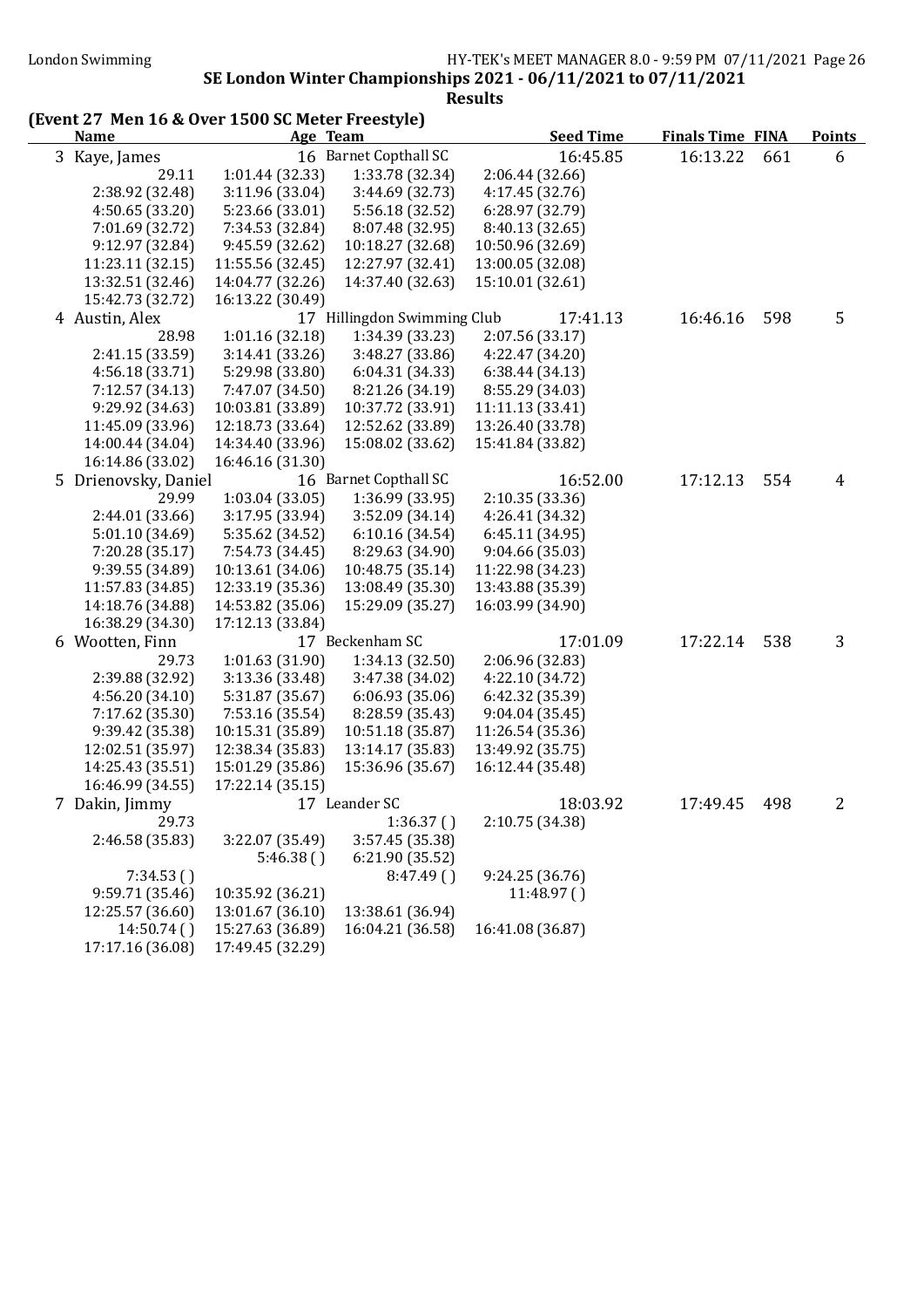SE London Winter Championships 2021 - 06/11/2021 to 07/11/2021

**Results**

**(Event 27 Men 16 & Over 1500 SC Meter Freestyle)**

| Name | | Age Team | | Seed Time | Finals Time | FINA | Points |
|---|---|---|---|---|---|---|---|
| 3 Kaye, James | | 16 Barnet Copthall SC | | 16:45.85 | 16:13.22 | 661 | 6 |
| 29.11 | 1:01.44 (32.33) | 1:33.78 (32.34) | 2:06.44 (32.66) | | | | |
| 2:38.92 (32.48) | 3:11.96 (33.04) | 3:44.69 (32.73) | 4:17.45 (32.76) | | | | |
| 4:50.65 (33.20) | 5:23.66 (33.01) | 5:56.18 (32.52) | 6:28.97 (32.79) | | | | |
| 7:01.69 (32.72) | 7:34.53 (32.84) | 8:07.48 (32.95) | 8:40.13 (32.65) | | | | |
| 9:12.97 (32.84) | 9:45.59 (32.62) | 10:18.27 (32.68) | 10:50.96 (32.69) | | | | |
| 11:23.11 (32.15) | 11:55.56 (32.45) | 12:27.97 (32.41) | 13:00.05 (32.08) | | | | |
| 13:32.51 (32.46) | 14:04.77 (32.26) | 14:37.40 (32.63) | 15:10.01 (32.61) | | | | |
| 15:42.73 (32.72) | 16:13.22 (30.49) | | | | | | |
| 4 Austin, Alex | | 17 Hillingdon Swimming Club | | 17:41.13 | 16:46.16 | 598 | 5 |
| 28.98 | 1:01.16 (32.18) | 1:34.39 (33.23) | 2:07.56 (33.17) | | | | |
| 2:41.15 (33.59) | 3:14.41 (33.26) | 3:48.27 (33.86) | 4:22.47 (34.20) | | | | |
| 4:56.18 (33.71) | 5:29.98 (33.80) | 6:04.31 (34.33) | 6:38.44 (34.13) | | | | |
| 7:12.57 (34.13) | 7:47.07 (34.50) | 8:21.26 (34.19) | 8:55.29 (34.03) | | | | |
| 9:29.92 (34.63) | 10:03.81 (33.89) | 10:37.72 (33.91) | 11:11.13 (33.41) | | | | |
| 11:45.09 (33.96) | 12:18.73 (33.64) | 12:52.62 (33.89) | 13:26.40 (33.78) | | | | |
| 14:00.44 (34.04) | 14:34.40 (33.96) | 15:08.02 (33.62) | 15:41.84 (33.82) | | | | |
| 16:14.86 (33.02) | 16:46.16 (31.30) | | | | | | |
| 5 Drienovsky, Daniel | | 16 Barnet Copthall SC | | 16:52.00 | 17:12.13 | 554 | 4 |
| 29.99 | 1:03.04 (33.05) | 1:36.99 (33.95) | 2:10.35 (33.36) | | | | |
| 2:44.01 (33.66) | 3:17.95 (33.94) | 3:52.09 (34.14) | 4:26.41 (34.32) | | | | |
| 5:01.10 (34.69) | 5:35.62 (34.52) | 6:10.16 (34.54) | 6:45.11 (34.95) | | | | |
| 7:20.28 (35.17) | 7:54.73 (34.45) | 8:29.63 (34.90) | 9:04.66 (35.03) | | | | |
| 9:39.55 (34.89) | 10:13.61 (34.06) | 10:48.75 (35.14) | 11:22.98 (34.23) | | | | |
| 11:57.83 (34.85) | 12:33.19 (35.36) | 13:08.49 (35.30) | 13:43.88 (35.39) | | | | |
| 14:18.76 (34.88) | 14:53.82 (35.06) | 15:29.09 (35.27) | 16:03.99 (34.90) | | | | |
| 16:38.29 (34.30) | 17:12.13 (33.84) | | | | | | |
| 6 Wootten, Finn | | 17 Beckenham SC | | 17:01.09 | 17:22.14 | 538 | 3 |
| 29.73 | 1:01.63 (31.90) | 1:34.13 (32.50) | 2:06.96 (32.83) | | | | |
| 2:39.88 (32.92) | 3:13.36 (33.48) | 3:47.38 (34.02) | 4:22.10 (34.72) | | | | |
| 4:56.20 (34.10) | 5:31.87 (35.67) | 6:06.93 (35.06) | 6:42.32 (35.39) | | | | |
| 7:17.62 (35.30) | 7:53.16 (35.54) | 8:28.59 (35.43) | 9:04.04 (35.45) | | | | |
| 9:39.42 (35.38) | 10:15.31 (35.89) | 10:51.18 (35.87) | 11:26.54 (35.36) | | | | |
| 12:02.51 (35.97) | 12:38.34 (35.83) | 13:14.17 (35.83) | 13:49.92 (35.75) | | | | |
| 14:25.43 (35.51) | 15:01.29 (35.86) | 15:36.96 (35.67) | 16:12.44 (35.48) | | | | |
| 16:46.99 (34.55) | 17:22.14 (35.15) | | | | | | |
| 7 Dakin, Jimmy | | 17 Leander SC | | 18:03.92 | 17:49.45 | 498 | 2 |
| 29.73 | | 1:36.37 ( ) | 2:10.75 (34.38) | | | | |
| 2:46.58 (35.83) | 3:22.07 (35.49) | 3:57.45 (35.38) | | | | | |
| | 5:46.38 ( ) | 6:21.90 (35.52) | | | | | |
| 7:34.53 ( ) | | 8:47.49 ( ) | 9:24.25 (36.76) | | | | |
| 9:59.71 (35.46) | 10:35.92 (36.21) | | 11:48.97 ( ) | | | | |
| 12:25.57 (36.60) | 13:01.67 (36.10) | 13:38.61 (36.94) | | | | | |
| 14:50.74 ( ) | 15:27.63 (36.89) | 16:04.21 (36.58) | 16:41.08 (36.87) | | | | |
| 17:17.16 (36.08) | 17:49.45 (32.29) | | | | | | |